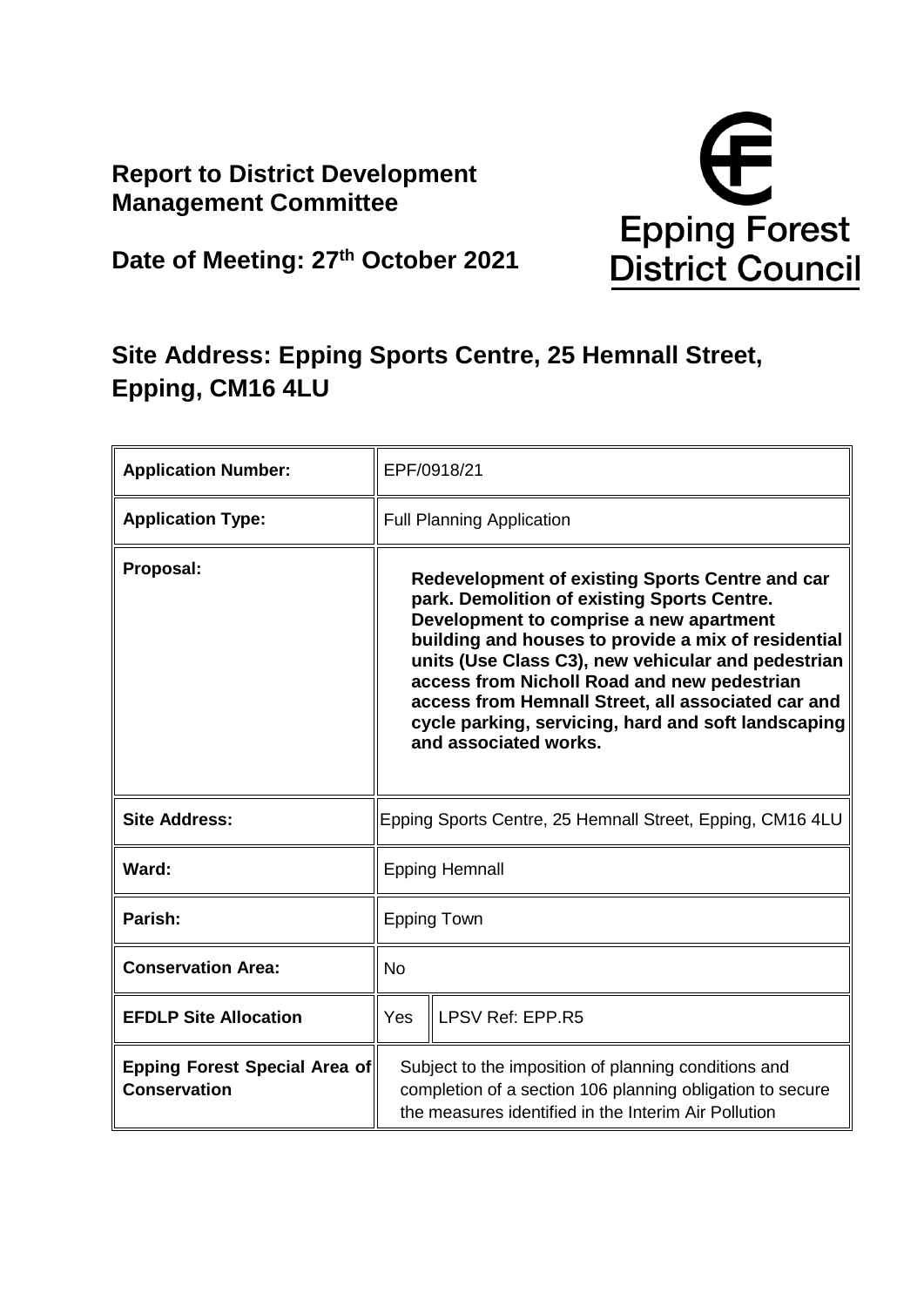## Report to District Development Management Committee

**Date of Meeting: 27th October 2021**

Epping Forest District Council

# Site Address: Epping Sports Centre, 25 Hemnall Street, Epping, CM16 4LU

| | | |
|---|---|---|
| **Application Number:** | EPF/0918/21 | |
| **Application Type:** | Full Planning Application | |
| **Proposal:** | **Redevelopment of existing Sports Centre and car park. Demolition of existing Sports Centre. Development to comprise a new apartment building and houses to provide a mix of residential units (Use Class C3), new vehicular and pedestrian access from Nicholl Road and new pedestrian access from Hemnall Street, all associated car and cycle parking, servicing, hard and soft landscaping and associated works.** | |
| **Site Address:** | Epping Sports Centre, 25 Hemnall Street, Epping, CM16 4LU | |
| **Ward:** | Epping Hemnall | |
| **Parish:** | Epping Town | |
| **Conservation Area:** | No | |
| **EFDLP Site Allocation** | Yes | LPSV Ref: EPP.R5 |
| **Epping Forest Special Area of Conservation** | Subject to the imposition of planning conditions and completion of a section 106 planning obligation to secure the measures identified in the Interim Air Pollution | |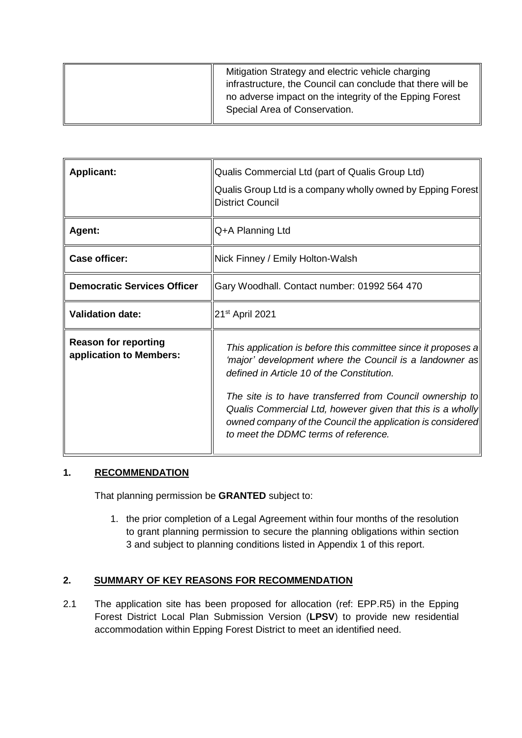| | Mitigation Strategy and electric vehicle charging infrastructure, the Council can conclude that there will be no adverse impact on the integrity of the Epping Forest Special Area of Conservation. |
|---|---|

| | |
|---|---|
| **Applicant:** | Qualis Commercial Ltd (part of Qualis Group Ltd)<br>Qualis Group Ltd is a company wholly owned by Epping Forest District Council |
| **Agent:** | Q+A Planning Ltd |
| **Case officer:** | Nick Finney / Emily Holton-Walsh |
| **Democratic Services Officer** | Gary Woodhall. Contact number: 01992 564 470 |
| **Validation date:** | 21st April 2021 |
| **Reason for reporting application to Members:** | *This application is before this committee since it proposes a 'major' development where the Council is a landowner as defined in Article 10 of the Constitution.*<br>*The site is to have transferred from Council ownership to Qualis Commercial Ltd, however given that this is a wholly owned company of the Council the application is considered to meet the DDMC terms of reference.* |

## 1. RECOMMENDATION

That planning permission be **GRANTED** subject to:

1. the prior completion of a Legal Agreement within four months of the resolution to grant planning permission to secure the planning obligations within section 3 and subject to planning conditions listed in Appendix 1 of this report.

## 2. SUMMARY OF KEY REASONS FOR RECOMMENDATION

2.1 The application site has been proposed for allocation (ref: EPP.R5) in the Epping Forest District Local Plan Submission Version (**LPSV**) to provide new residential accommodation within Epping Forest District to meet an identified need.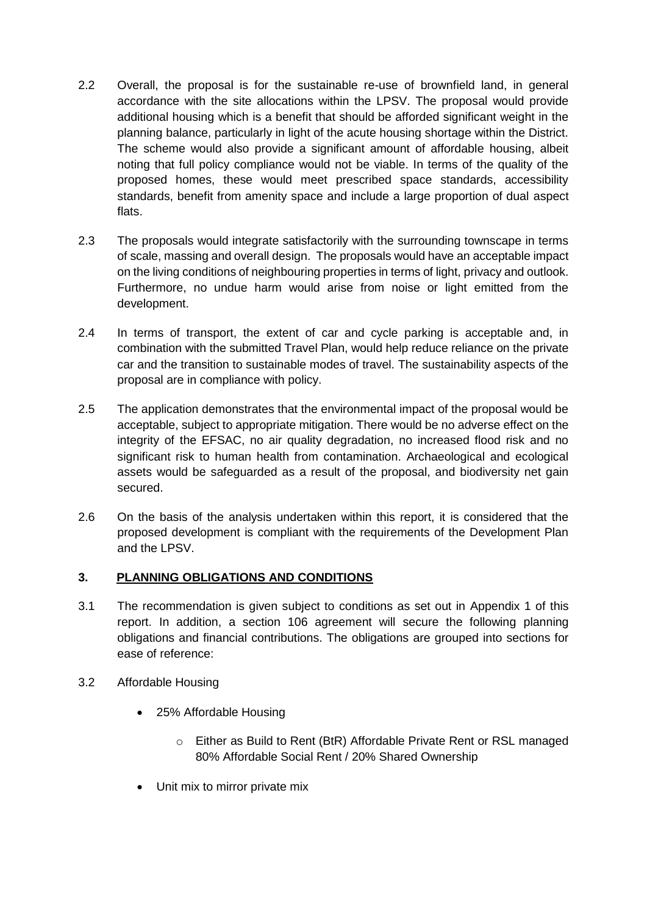2.2 Overall, the proposal is for the sustainable re-use of brownfield land, in general accordance with the site allocations within the LPSV. The proposal would provide additional housing which is a benefit that should be afforded significant weight in the planning balance, particularly in light of the acute housing shortage within the District. The scheme would also provide a significant amount of affordable housing, albeit noting that full policy compliance would not be viable. In terms of the quality of the proposed homes, these would meet prescribed space standards, accessibility standards, benefit from amenity space and include a large proportion of dual aspect flats.

2.3 The proposals would integrate satisfactorily with the surrounding townscape in terms of scale, massing and overall design. The proposals would have an acceptable impact on the living conditions of neighbouring properties in terms of light, privacy and outlook. Furthermore, no undue harm would arise from noise or light emitted from the development.

2.4 In terms of transport, the extent of car and cycle parking is acceptable and, in combination with the submitted Travel Plan, would help reduce reliance on the private car and the transition to sustainable modes of travel. The sustainability aspects of the proposal are in compliance with policy.

2.5 The application demonstrates that the environmental impact of the proposal would be acceptable, subject to appropriate mitigation. There would be no adverse effect on the integrity of the EFSAC, no air quality degradation, no increased flood risk and no significant risk to human health from contamination. Archaeological and ecological assets would be safeguarded as a result of the proposal, and biodiversity net gain secured.

2.6 On the basis of the analysis undertaken within this report, it is considered that the proposed development is compliant with the requirements of the Development Plan and the LPSV.

## 3. PLANNING OBLIGATIONS AND CONDITIONS

3.1 The recommendation is given subject to conditions as set out in Appendix 1 of this report. In addition, a section 106 agreement will secure the following planning obligations and financial contributions. The obligations are grouped into sections for ease of reference:

3.2 Affordable Housing

- 25% Affordable Housing
  - Either as Build to Rent (BtR) Affordable Private Rent or RSL managed 80% Affordable Social Rent / 20% Shared Ownership
- Unit mix to mirror private mix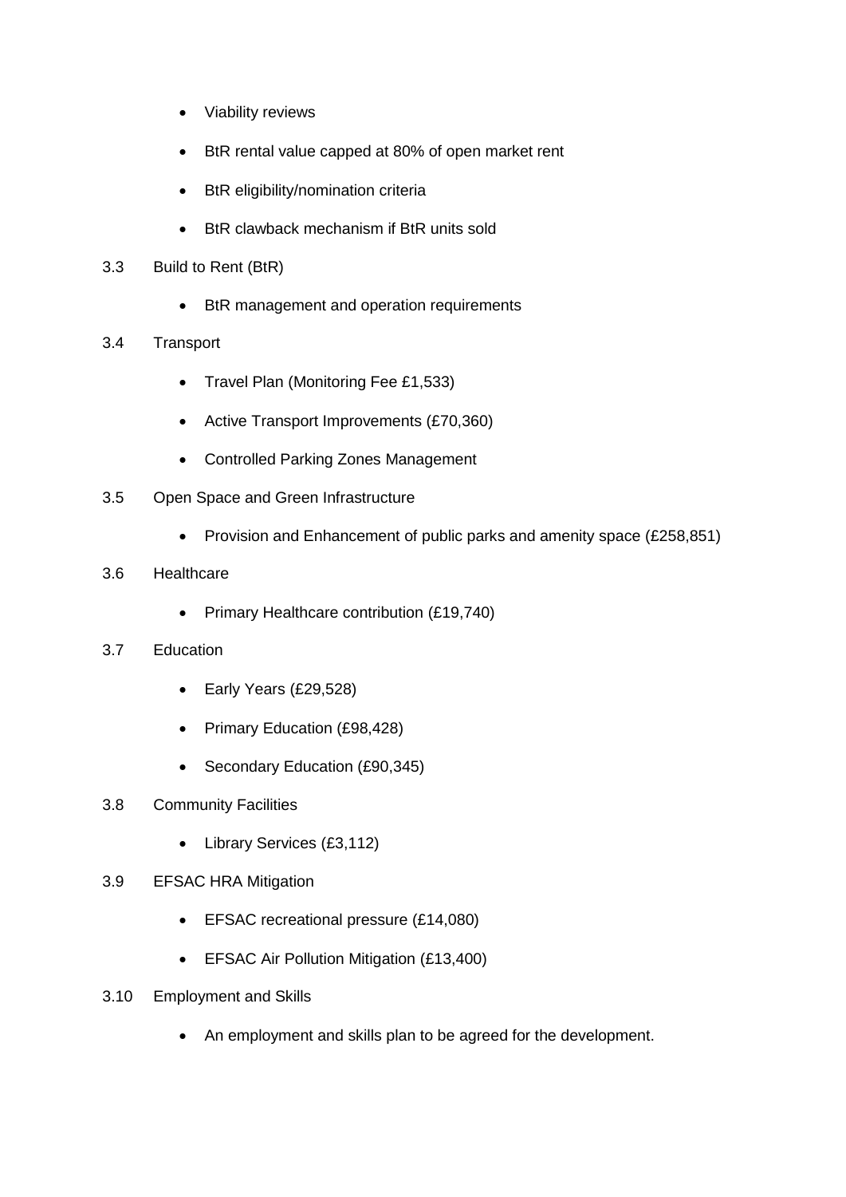- Viability reviews
- BtR rental value capped at 80% of open market rent
- BtR eligibility/nomination criteria
- BtR clawback mechanism if BtR units sold

3.3 Build to Rent (BtR)

- BtR management and operation requirements

3.4 Transport

- Travel Plan (Monitoring Fee £1,533)
- Active Transport Improvements (£70,360)
- Controlled Parking Zones Management

3.5 Open Space and Green Infrastructure

- Provision and Enhancement of public parks and amenity space (£258,851)

3.6 Healthcare

- Primary Healthcare contribution (£19,740)

3.7 Education

- Early Years (£29,528)
- Primary Education (£98,428)
- Secondary Education (£90,345)

3.8 Community Facilities

- Library Services (£3,112)

3.9 EFSAC HRA Mitigation

- EFSAC recreational pressure (£14,080)
- EFSAC Air Pollution Mitigation (£13,400)

3.10 Employment and Skills

- An employment and skills plan to be agreed for the development.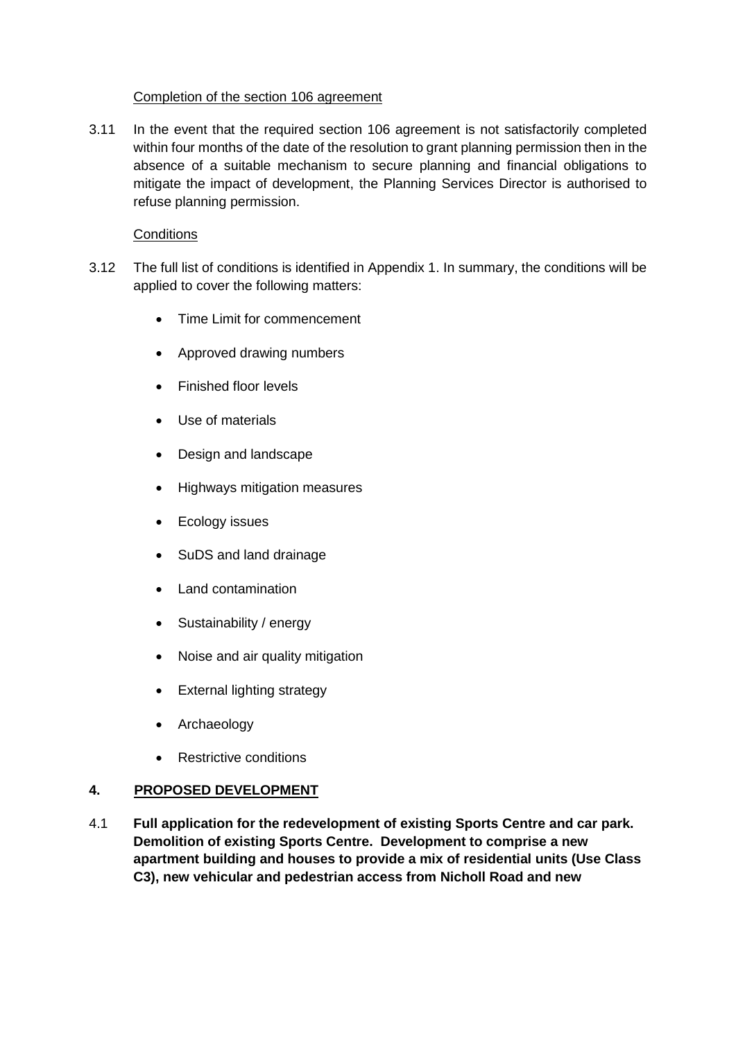Completion of the section 106 agreement

3.11 In the event that the required section 106 agreement is not satisfactorily completed within four months of the date of the resolution to grant planning permission then in the absence of a suitable mechanism to secure planning and financial obligations to mitigate the impact of development, the Planning Services Director is authorised to refuse planning permission.

Conditions

3.12 The full list of conditions is identified in Appendix 1. In summary, the conditions will be applied to cover the following matters:

- Time Limit for commencement
- Approved drawing numbers
- Finished floor levels
- Use of materials
- Design and landscape
- Highways mitigation measures
- Ecology issues
- SuDS and land drainage
- Land contamination
- Sustainability / energy
- Noise and air quality mitigation
- External lighting strategy
- Archaeology
- Restrictive conditions

## 4. PROPOSED DEVELOPMENT

4.1 **Full application for the redevelopment of existing Sports Centre and car park. Demolition of existing Sports Centre. Development to comprise a new apartment building and houses to provide a mix of residential units (Use Class C3), new vehicular and pedestrian access from Nicholl Road and new**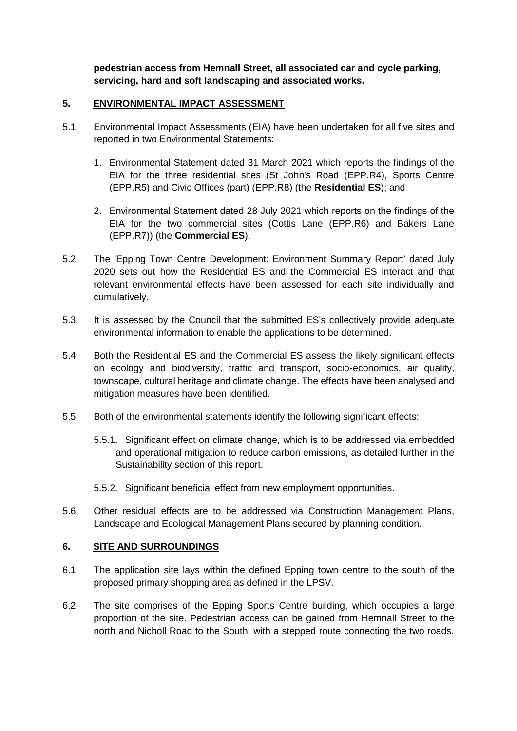**pedestrian access from Hemnall Street, all associated car and cycle parking, servicing, hard and soft landscaping and associated works.**

## 5. ENVIRONMENTAL IMPACT ASSESSMENT

5.1 Environmental Impact Assessments (EIA) have been undertaken for all five sites and reported in two Environmental Statements:

1. Environmental Statement dated 31 March 2021 which reports the findings of the EIA for the three residential sites (St John's Road (EPP.R4), Sports Centre (EPP.R5) and Civic Offices (part) (EPP.R8) (the **Residential ES**); and
2. Environmental Statement dated 28 July 2021 which reports on the findings of the EIA for the two commercial sites (Cottis Lane (EPP.R6) and Bakers Lane (EPP.R7)) (the **Commercial ES**).

5.2 The 'Epping Town Centre Development: Environment Summary Report' dated July 2020 sets out how the Residential ES and the Commercial ES interact and that relevant environmental effects have been assessed for each site individually and cumulatively.

5.3 It is assessed by the Council that the submitted ES's collectively provide adequate environmental information to enable the applications to be determined.

5.4 Both the Residential ES and the Commercial ES assess the likely significant effects on ecology and biodiversity, traffic and transport, socio-economics, air quality, townscape, cultural heritage and climate change. The effects have been analysed and mitigation measures have been identified.

5.5 Both of the environmental statements identify the following significant effects:

5.5.1. Significant effect on climate change, which is to be addressed via embedded and operational mitigation to reduce carbon emissions, as detailed further in the Sustainability section of this report.

5.5.2. Significant beneficial effect from new employment opportunities.

5.6 Other residual effects are to be addressed via Construction Management Plans, Landscape and Ecological Management Plans secured by planning condition.

## 6. SITE AND SURROUNDINGS

6.1 The application site lays within the defined Epping town centre to the south of the proposed primary shopping area as defined in the LPSV.

6.2 The site comprises of the Epping Sports Centre building, which occupies a large proportion of the site. Pedestrian access can be gained from Hemnall Street to the north and Nicholl Road to the South, with a stepped route connecting the two roads.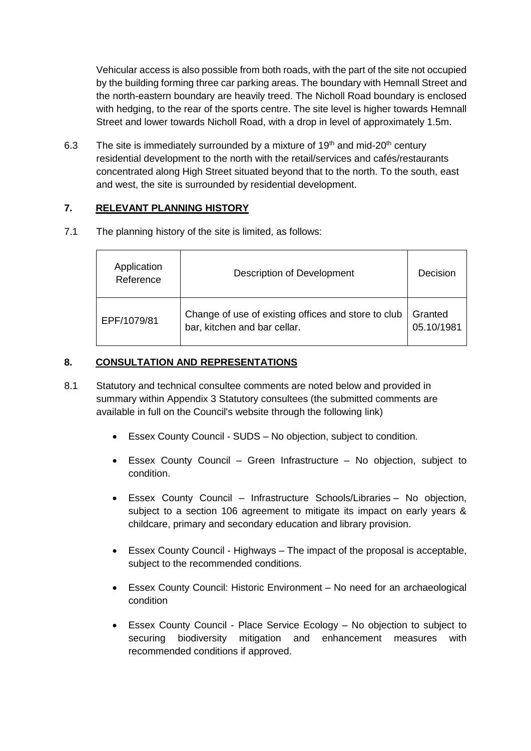Vehicular access is also possible from both roads, with the part of the site not occupied by the building forming three car parking areas. The boundary with Hemnall Street and the north-eastern boundary are heavily treed. The Nicholl Road boundary is enclosed with hedging, to the rear of the sports centre. The site level is higher towards Hemnall Street and lower towards Nicholl Road, with a drop in level of approximately 1.5m.

6.3 The site is immediately surrounded by a mixture of 19th and mid-20th century residential development to the north with the retail/services and cafés/restaurants concentrated along High Street situated beyond that to the north. To the south, east and west, the site is surrounded by residential development.

## 7. RELEVANT PLANNING HISTORY

7.1 The planning history of the site is limited, as follows:

| Application Reference | Description of Development | Decision |
|---|---|---|
| EPF/1079/81 | Change of use of existing offices and store to club bar, kitchen and bar cellar. | Granted 05.10/1981 |

## 8. CONSULTATION AND REPRESENTATIONS

8.1 Statutory and technical consultee comments are noted below and provided in summary within Appendix 3 Statutory consultees (the submitted comments are available in full on the Council's website through the following link)

- Essex County Council - SUDS – No objection, subject to condition.
- Essex County Council – Green Infrastructure – No objection, subject to condition.
- Essex County Council – Infrastructure Schools/Libraries – No objection, subject to a section 106 agreement to mitigate its impact on early years & childcare, primary and secondary education and library provision.
- Essex County Council - Highways – The impact of the proposal is acceptable, subject to the recommended conditions.
- Essex County Council: Historic Environment – No need for an archaeological condition
- Essex County Council - Place Service Ecology – No objection to subject to securing biodiversity mitigation and enhancement measures with recommended conditions if approved.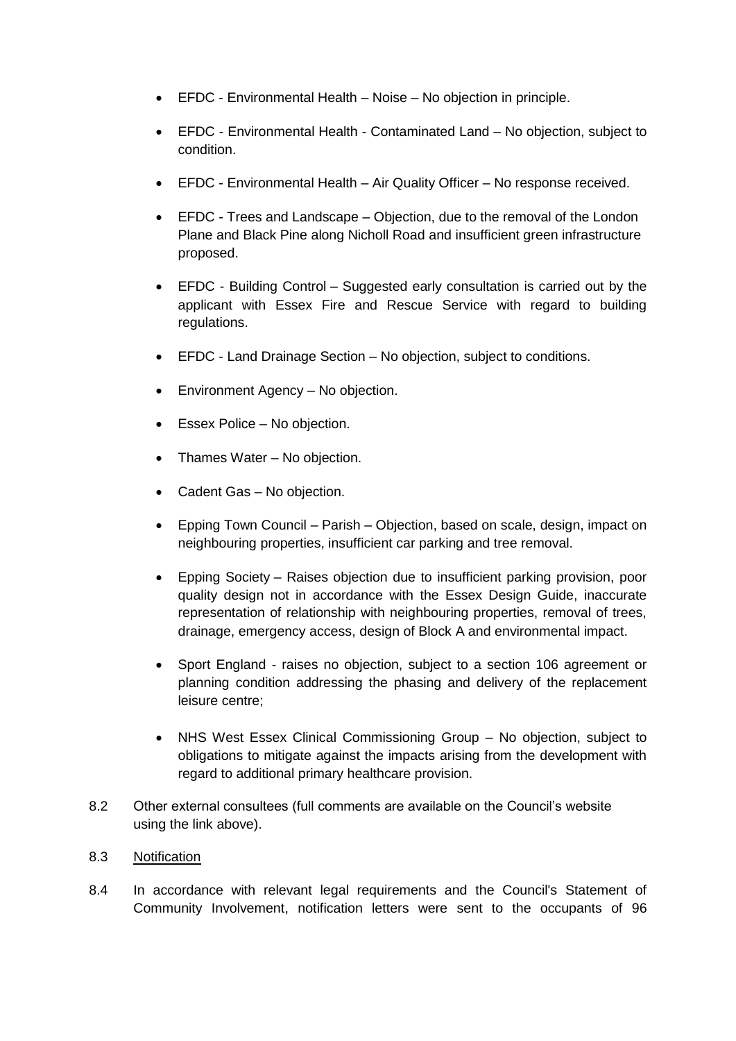- EFDC - Environmental Health – Noise – No objection in principle.
- EFDC - Environmental Health - Contaminated Land – No objection, subject to condition.
- EFDC - Environmental Health – Air Quality Officer – No response received.
- EFDC - Trees and Landscape – Objection, due to the removal of the London Plane and Black Pine along Nicholl Road and insufficient green infrastructure proposed.
- EFDC - Building Control – Suggested early consultation is carried out by the applicant with Essex Fire and Rescue Service with regard to building regulations.
- EFDC - Land Drainage Section – No objection, subject to conditions.
- Environment Agency – No objection.
- Essex Police – No objection.
- Thames Water – No objection.
- Cadent Gas – No objection.
- Epping Town Council – Parish – Objection, based on scale, design, impact on neighbouring properties, insufficient car parking and tree removal.
- Epping Society – Raises objection due to insufficient parking provision, poor quality design not in accordance with the Essex Design Guide, inaccurate representation of relationship with neighbouring properties, removal of trees, drainage, emergency access, design of Block A and environmental impact.
- Sport England - raises no objection, subject to a section 106 agreement or planning condition addressing the phasing and delivery of the replacement leisure centre;
- NHS West Essex Clinical Commissioning Group – No objection, subject to obligations to mitigate against the impacts arising from the development with regard to additional primary healthcare provision.

8.2 Other external consultees (full comments are available on the Council's website using the link above).

8.3 Notification

8.4 In accordance with relevant legal requirements and the Council's Statement of Community Involvement, notification letters were sent to the occupants of 96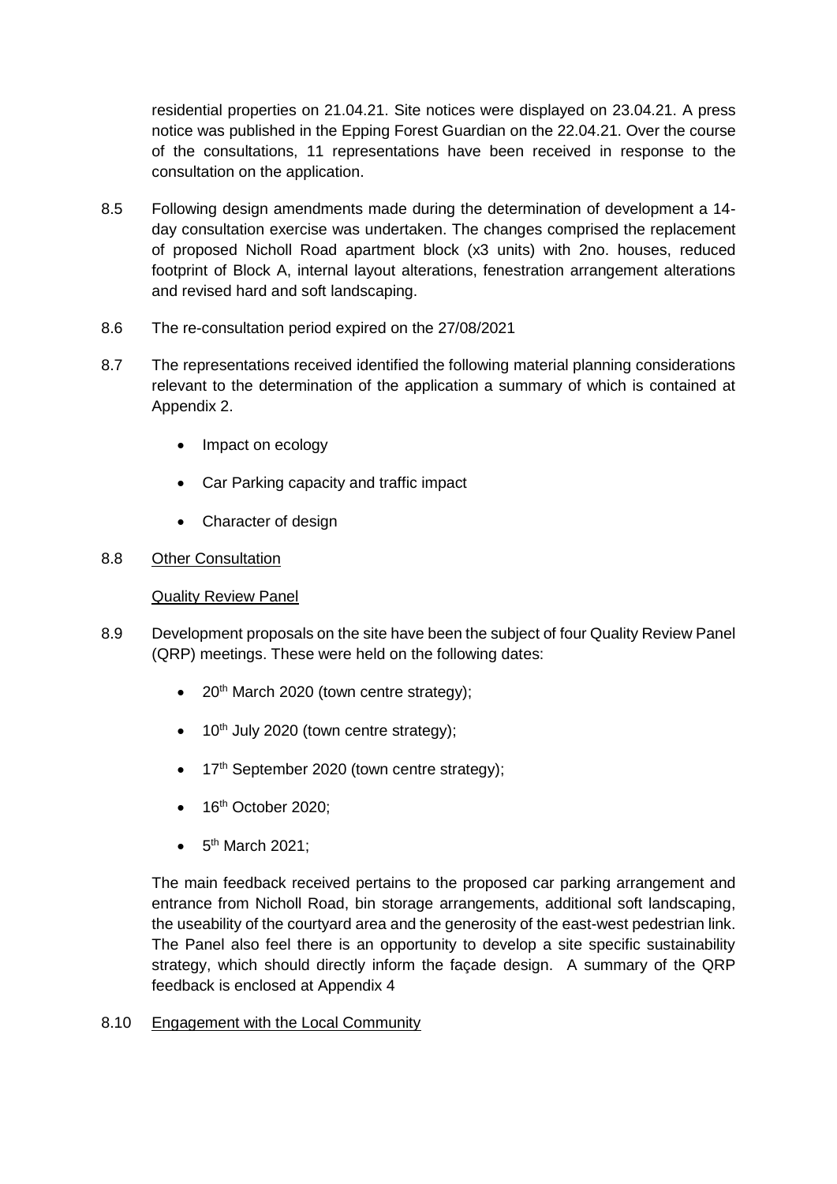residential properties on 21.04.21. Site notices were displayed on 23.04.21. A press notice was published in the Epping Forest Guardian on the 22.04.21. Over the course of the consultations, 11 representations have been received in response to the consultation on the application.

8.5 Following design amendments made during the determination of development a 14-day consultation exercise was undertaken. The changes comprised the replacement of proposed Nicholl Road apartment block (x3 units) with 2no. houses, reduced footprint of Block A, internal layout alterations, fenestration arrangement alterations and revised hard and soft landscaping.

8.6 The re-consultation period expired on the 27/08/2021

8.7 The representations received identified the following material planning considerations relevant to the determination of the application a summary of which is contained at Appendix 2.

- Impact on ecology
- Car Parking capacity and traffic impact
- Character of design

8.8 Other Consultation

Quality Review Panel

8.9 Development proposals on the site have been the subject of four Quality Review Panel (QRP) meetings. These were held on the following dates:

- 20th March 2020 (town centre strategy);
- 10th July 2020 (town centre strategy);
- 17th September 2020 (town centre strategy);
- 16th October 2020;
- 5th March 2021;

The main feedback received pertains to the proposed car parking arrangement and entrance from Nicholl Road, bin storage arrangements, additional soft landscaping, the useability of the courtyard area and the generosity of the east-west pedestrian link. The Panel also feel there is an opportunity to develop a site specific sustainability strategy, which should directly inform the façade design. A summary of the QRP feedback is enclosed at Appendix 4

8.10 Engagement with the Local Community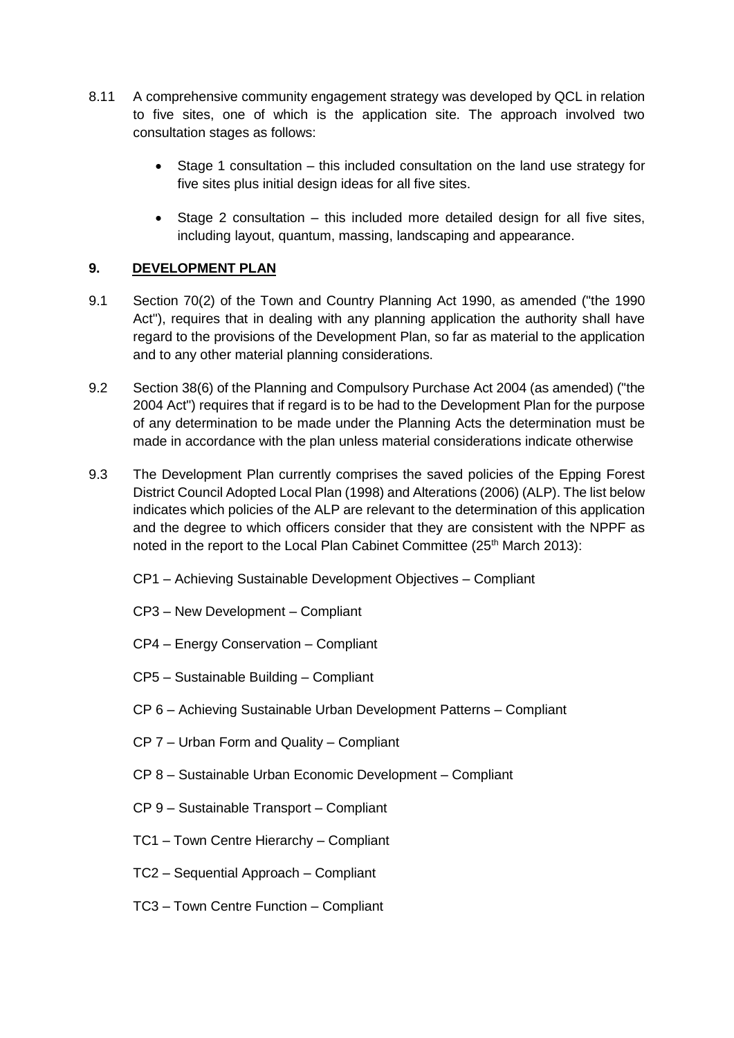8.11 A comprehensive community engagement strategy was developed by QCL in relation to five sites, one of which is the application site. The approach involved two consultation stages as follows:

- Stage 1 consultation – this included consultation on the land use strategy for five sites plus initial design ideas for all five sites.
- Stage 2 consultation – this included more detailed design for all five sites, including layout, quantum, massing, landscaping and appearance.

## 9. DEVELOPMENT PLAN

9.1 Section 70(2) of the Town and Country Planning Act 1990, as amended ("the 1990 Act"), requires that in dealing with any planning application the authority shall have regard to the provisions of the Development Plan, so far as material to the application and to any other material planning considerations.

9.2 Section 38(6) of the Planning and Compulsory Purchase Act 2004 (as amended) ("the 2004 Act") requires that if regard is to be had to the Development Plan for the purpose of any determination to be made under the Planning Acts the determination must be made in accordance with the plan unless material considerations indicate otherwise

9.3 The Development Plan currently comprises the saved policies of the Epping Forest District Council Adopted Local Plan (1998) and Alterations (2006) (ALP). The list below indicates which policies of the ALP are relevant to the determination of this application and the degree to which officers consider that they are consistent with the NPPF as noted in the report to the Local Plan Cabinet Committee (25th March 2013):

CP1 – Achieving Sustainable Development Objectives – Compliant

CP3 – New Development – Compliant

CP4 – Energy Conservation – Compliant

CP5 – Sustainable Building – Compliant

CP 6 – Achieving Sustainable Urban Development Patterns – Compliant

CP 7 – Urban Form and Quality – Compliant

CP 8 – Sustainable Urban Economic Development – Compliant

CP 9 – Sustainable Transport – Compliant

TC1 – Town Centre Hierarchy – Compliant

TC2 – Sequential Approach – Compliant

TC3 – Town Centre Function – Compliant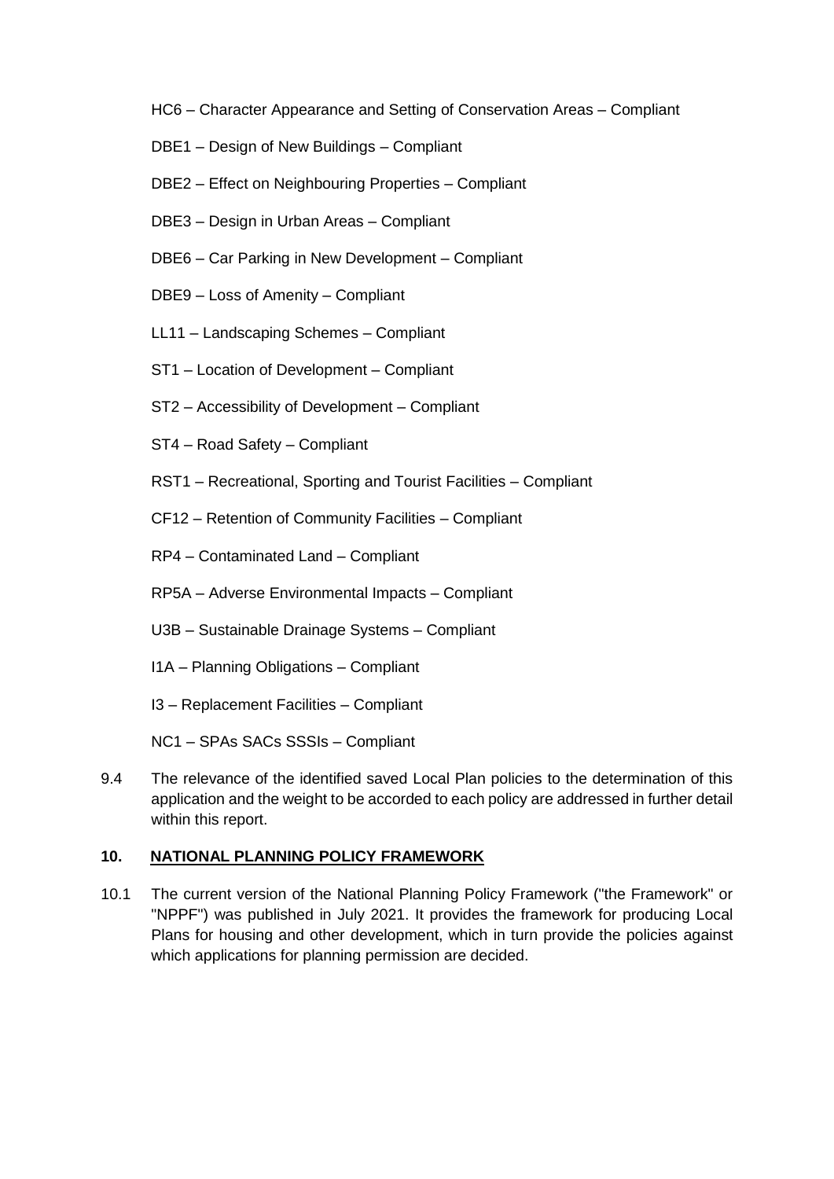HC6 – Character Appearance and Setting of Conservation Areas – Compliant

DBE1 – Design of New Buildings – Compliant

DBE2 – Effect on Neighbouring Properties – Compliant

DBE3 – Design in Urban Areas – Compliant

DBE6 – Car Parking in New Development – Compliant

DBE9 – Loss of Amenity – Compliant

LL11 – Landscaping Schemes – Compliant

ST1 – Location of Development – Compliant

ST2 – Accessibility of Development – Compliant

ST4 – Road Safety – Compliant

RST1 – Recreational, Sporting and Tourist Facilities – Compliant

CF12 – Retention of Community Facilities – Compliant

RP4 – Contaminated Land – Compliant

RP5A – Adverse Environmental Impacts – Compliant

U3B – Sustainable Drainage Systems – Compliant

I1A – Planning Obligations – Compliant

I3 – Replacement Facilities – Compliant

NC1 – SPAs SACs SSSIs – Compliant

9.4 The relevance of the identified saved Local Plan policies to the determination of this application and the weight to be accorded to each policy are addressed in further detail within this report.

## 10. NATIONAL PLANNING POLICY FRAMEWORK

10.1 The current version of the National Planning Policy Framework ("the Framework" or "NPPF") was published in July 2021. It provides the framework for producing Local Plans for housing and other development, which in turn provide the policies against which applications for planning permission are decided.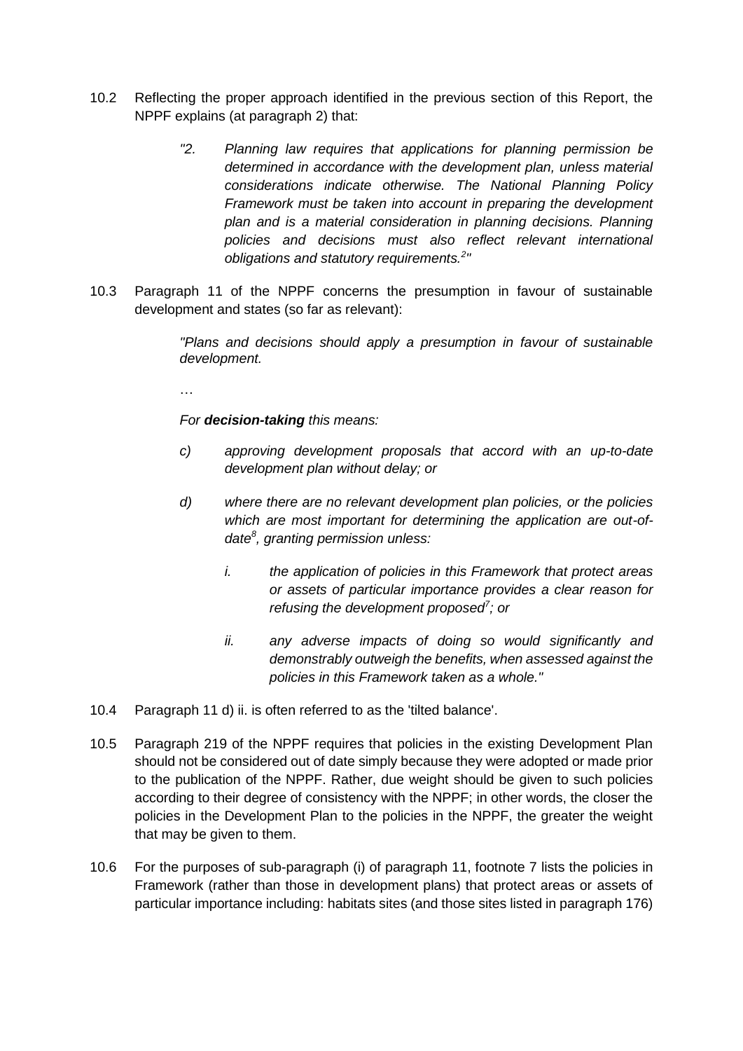10.2 Reflecting the proper approach identified in the previous section of this Report, the NPPF explains (at paragraph 2) that:

> *"2. Planning law requires that applications for planning permission be determined in accordance with the development plan, unless material considerations indicate otherwise. The National Planning Policy Framework must be taken into account in preparing the development plan and is a material consideration in planning decisions. Planning policies and decisions must also reflect relevant international obligations and statutory requirements.[2]"*

10.3 Paragraph 11 of the NPPF concerns the presumption in favour of sustainable development and states (so far as relevant):

> *"Plans and decisions should apply a presumption in favour of sustainable development.*
>
> …
>
> *For **decision-taking** this means:*
>
> *c) approving development proposals that accord with an up-to-date development plan without delay; or*
>
> *d) where there are no relevant development plan policies, or the policies which are most important for determining the application are out-of-date[8], granting permission unless:*
>
> *i. the application of policies in this Framework that protect areas or assets of particular importance provides a clear reason for refusing the development proposed[7]; or*
>
> *ii. any adverse impacts of doing so would significantly and demonstrably outweigh the benefits, when assessed against the policies in this Framework taken as a whole."*

10.4 Paragraph 11 d) ii. is often referred to as the 'tilted balance'.

10.5 Paragraph 219 of the NPPF requires that policies in the existing Development Plan should not be considered out of date simply because they were adopted or made prior to the publication of the NPPF. Rather, due weight should be given to such policies according to their degree of consistency with the NPPF; in other words, the closer the policies in the Development Plan to the policies in the NPPF, the greater the weight that may be given to them.

10.6 For the purposes of sub-paragraph (i) of paragraph 11, footnote 7 lists the policies in Framework (rather than those in development plans) that protect areas or assets of particular importance including: habitats sites (and those sites listed in paragraph 176)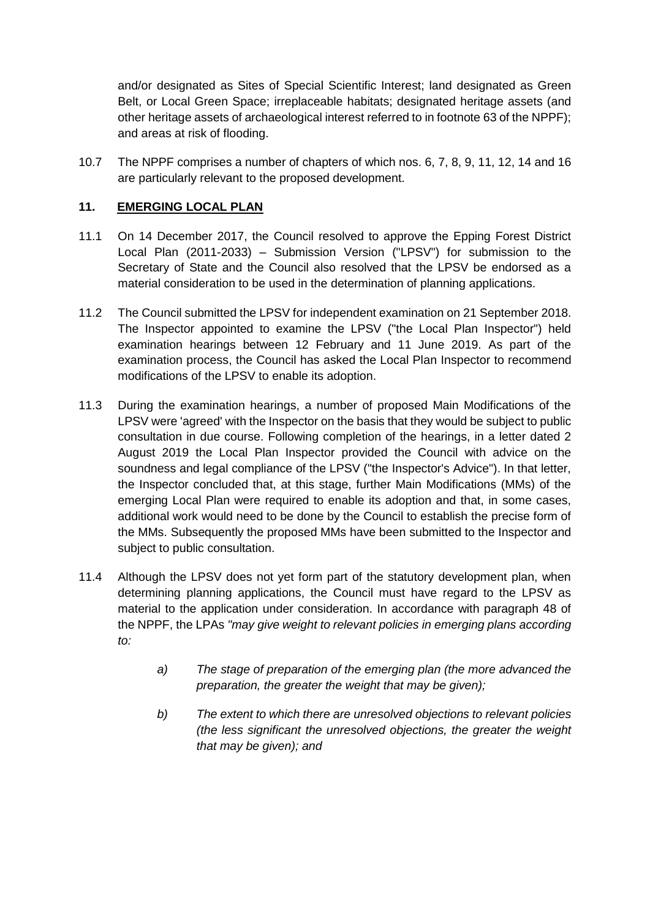and/or designated as Sites of Special Scientific Interest; land designated as Green Belt, or Local Green Space; irreplaceable habitats; designated heritage assets (and other heritage assets of archaeological interest referred to in footnote 63 of the NPPF); and areas at risk of flooding.

10.7 The NPPF comprises a number of chapters of which nos. 6, 7, 8, 9, 11, 12, 14 and 16 are particularly relevant to the proposed development.

## 11. EMERGING LOCAL PLAN

11.1 On 14 December 2017, the Council resolved to approve the Epping Forest District Local Plan (2011-2033) – Submission Version ("LPSV") for submission to the Secretary of State and the Council also resolved that the LPSV be endorsed as a material consideration to be used in the determination of planning applications.

11.2 The Council submitted the LPSV for independent examination on 21 September 2018. The Inspector appointed to examine the LPSV ("the Local Plan Inspector") held examination hearings between 12 February and 11 June 2019. As part of the examination process, the Council has asked the Local Plan Inspector to recommend modifications of the LPSV to enable its adoption.

11.3 During the examination hearings, a number of proposed Main Modifications of the LPSV were 'agreed' with the Inspector on the basis that they would be subject to public consultation in due course. Following completion of the hearings, in a letter dated 2 August 2019 the Local Plan Inspector provided the Council with advice on the soundness and legal compliance of the LPSV ("the Inspector's Advice"). In that letter, the Inspector concluded that, at this stage, further Main Modifications (MMs) of the emerging Local Plan were required to enable its adoption and that, in some cases, additional work would need to be done by the Council to establish the precise form of the MMs. Subsequently the proposed MMs have been submitted to the Inspector and subject to public consultation.

11.4 Although the LPSV does not yet form part of the statutory development plan, when determining planning applications, the Council must have regard to the LPSV as material to the application under consideration. In accordance with paragraph 48 of the NPPF, the LPAs *"may give weight to relevant policies in emerging plans according to:*

> *a) The stage of preparation of the emerging plan (the more advanced the preparation, the greater the weight that may be given);*
>
> *b) The extent to which there are unresolved objections to relevant policies (the less significant the unresolved objections, the greater the weight that may be given); and*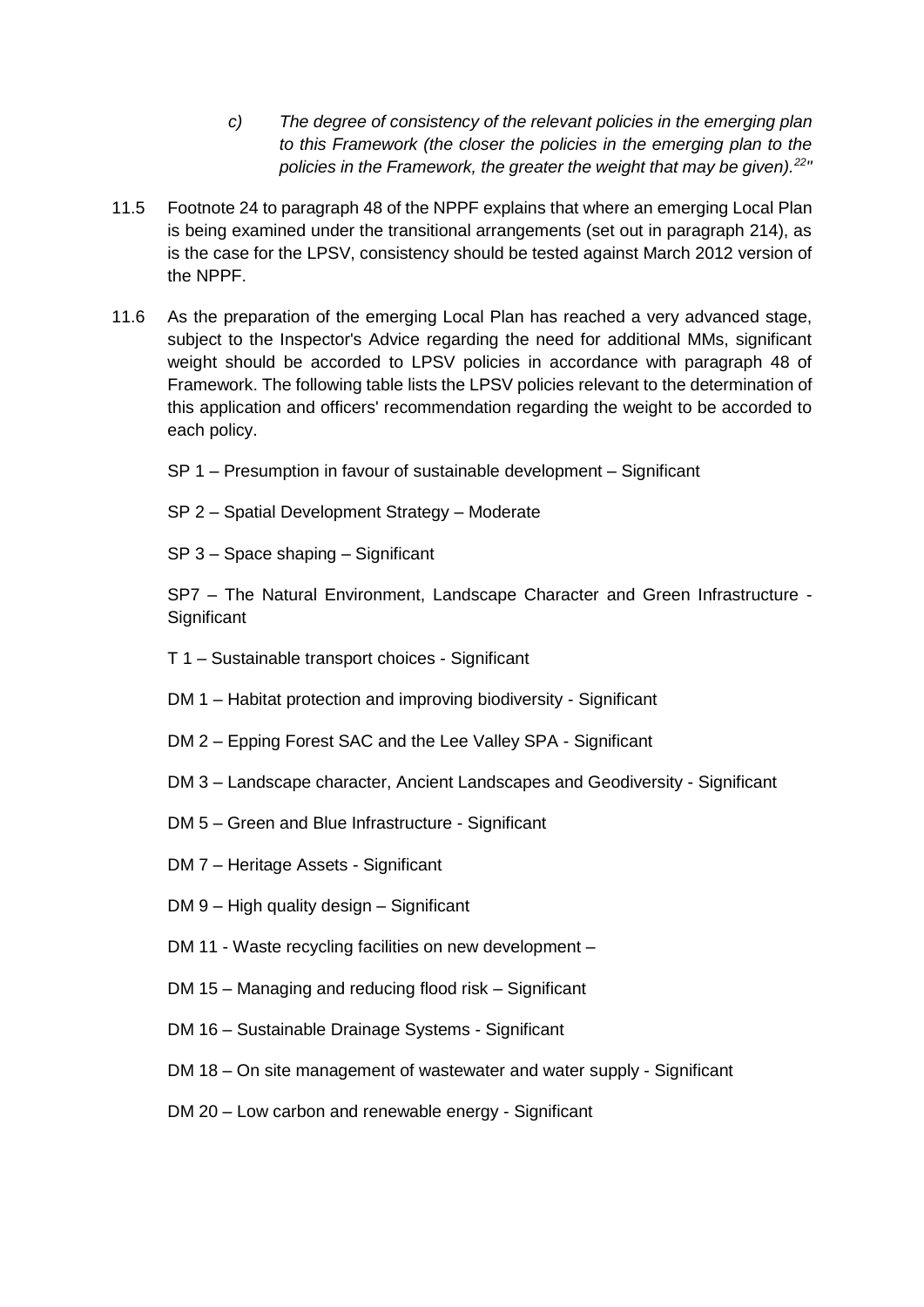*c) The degree of consistency of the relevant policies in the emerging plan to this Framework (the closer the policies in the emerging plan to the policies in the Framework, the greater the weight that may be given).[22]"*

11.5 Footnote 24 to paragraph 48 of the NPPF explains that where an emerging Local Plan is being examined under the transitional arrangements (set out in paragraph 214), as is the case for the LPSV, consistency should be tested against March 2012 version of the NPPF.

11.6 As the preparation of the emerging Local Plan has reached a very advanced stage, subject to the Inspector's Advice regarding the need for additional MMs, significant weight should be accorded to LPSV policies in accordance with paragraph 48 of Framework. The following table lists the LPSV policies relevant to the determination of this application and officers' recommendation regarding the weight to be accorded to each policy.

SP 1 – Presumption in favour of sustainable development – Significant

SP 2 – Spatial Development Strategy – Moderate

SP 3 – Space shaping – Significant

SP7 – The Natural Environment, Landscape Character and Green Infrastructure - Significant

T 1 – Sustainable transport choices - Significant

DM 1 – Habitat protection and improving biodiversity - Significant

DM 2 – Epping Forest SAC and the Lee Valley SPA - Significant

DM 3 – Landscape character, Ancient Landscapes and Geodiversity - Significant

DM 5 – Green and Blue Infrastructure - Significant

DM 7 – Heritage Assets - Significant

DM 9 – High quality design – Significant

DM 11 - Waste recycling facilities on new development –

DM 15 – Managing and reducing flood risk – Significant

DM 16 – Sustainable Drainage Systems - Significant

DM 18 – On site management of wastewater and water supply - Significant

DM 20 – Low carbon and renewable energy - Significant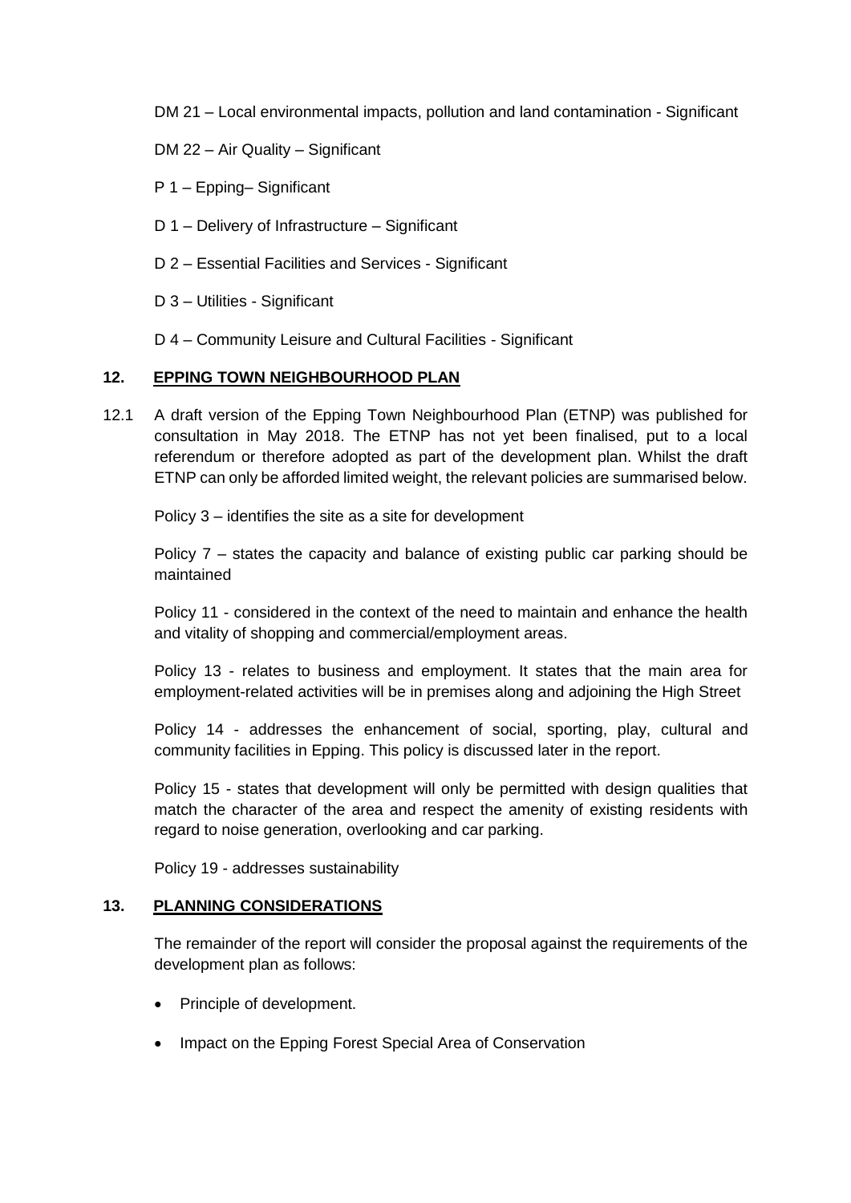DM 21 – Local environmental impacts, pollution and land contamination - Significant

DM 22 – Air Quality – Significant

P 1 – Epping– Significant

D 1 – Delivery of Infrastructure – Significant

D 2 – Essential Facilities and Services - Significant

D 3 – Utilities - Significant

D 4 – Community Leisure and Cultural Facilities - Significant

## 12. EPPING TOWN NEIGHBOURHOOD PLAN

12.1 A draft version of the Epping Town Neighbourhood Plan (ETNP) was published for consultation in May 2018. The ETNP has not yet been finalised, put to a local referendum or therefore adopted as part of the development plan. Whilst the draft ETNP can only be afforded limited weight, the relevant policies are summarised below.

Policy 3 – identifies the site as a site for development

Policy 7 – states the capacity and balance of existing public car parking should be maintained

Policy 11 - considered in the context of the need to maintain and enhance the health and vitality of shopping and commercial/employment areas.

Policy 13 - relates to business and employment. It states that the main area for employment-related activities will be in premises along and adjoining the High Street

Policy 14 - addresses the enhancement of social, sporting, play, cultural and community facilities in Epping. This policy is discussed later in the report.

Policy 15 - states that development will only be permitted with design qualities that match the character of the area and respect the amenity of existing residents with regard to noise generation, overlooking and car parking.

Policy 19 - addresses sustainability

## 13. PLANNING CONSIDERATIONS

The remainder of the report will consider the proposal against the requirements of the development plan as follows:

- Principle of development.
- Impact on the Epping Forest Special Area of Conservation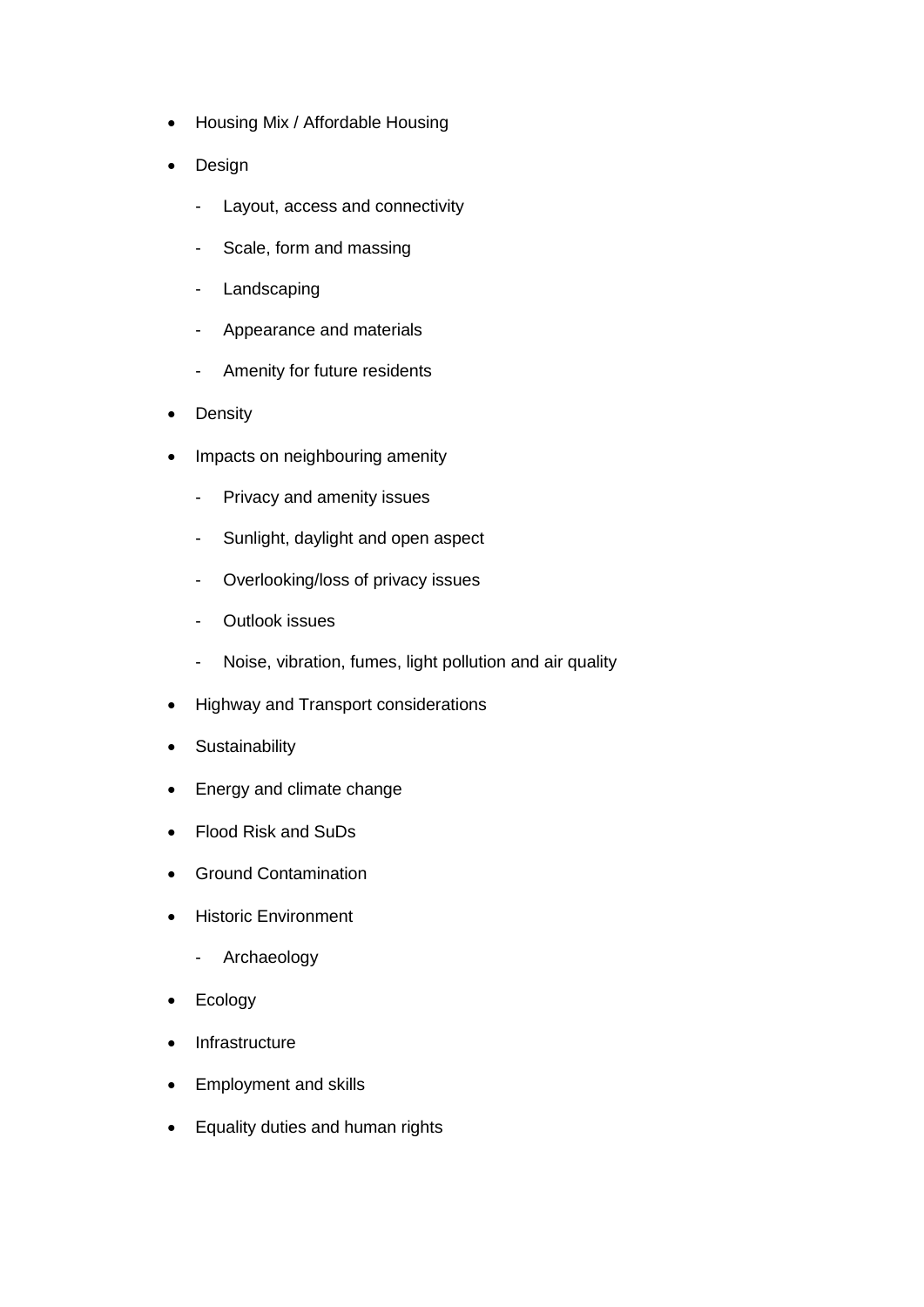- Housing Mix / Affordable Housing
- Design
    - Layout, access and connectivity
    - Scale, form and massing
    - Landscaping
    - Appearance and materials
    - Amenity for future residents
- Density
- Impacts on neighbouring amenity
    - Privacy and amenity issues
    - Sunlight, daylight and open aspect
    - Overlooking/loss of privacy issues
    - Outlook issues
    - Noise, vibration, fumes, light pollution and air quality
- Highway and Transport considerations
- Sustainability
- Energy and climate change
- Flood Risk and SuDs
- Ground Contamination
- Historic Environment
    - Archaeology
- Ecology
- Infrastructure
- Employment and skills
- Equality duties and human rights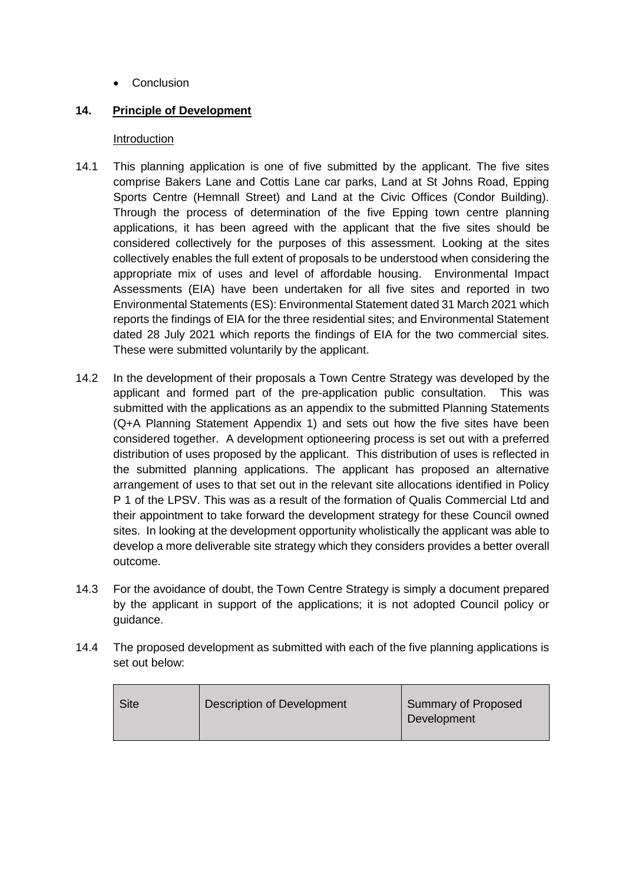- Conclusion

## 14. Principle of Development

Introduction

14.1 This planning application is one of five submitted by the applicant. The five sites comprise Bakers Lane and Cottis Lane car parks, Land at St Johns Road, Epping Sports Centre (Hemnall Street) and Land at the Civic Offices (Condor Building). Through the process of determination of the five Epping town centre planning applications, it has been agreed with the applicant that the five sites should be considered collectively for the purposes of this assessment. Looking at the sites collectively enables the full extent of proposals to be understood when considering the appropriate mix of uses and level of affordable housing. Environmental Impact Assessments (EIA) have been undertaken for all five sites and reported in two Environmental Statements (ES): Environmental Statement dated 31 March 2021 which reports the findings of EIA for the three residential sites; and Environmental Statement dated 28 July 2021 which reports the findings of EIA for the two commercial sites. These were submitted voluntarily by the applicant.

14.2 In the development of their proposals a Town Centre Strategy was developed by the applicant and formed part of the pre-application public consultation. This was submitted with the applications as an appendix to the submitted Planning Statements (Q+A Planning Statement Appendix 1) and sets out how the five sites have been considered together. A development optioneering process is set out with a preferred distribution of uses proposed by the applicant. This distribution of uses is reflected in the submitted planning applications. The applicant has proposed an alternative arrangement of uses to that set out in the relevant site allocations identified in Policy P 1 of the LPSV. This was as a result of the formation of Qualis Commercial Ltd and their appointment to take forward the development strategy for these Council owned sites. In looking at the development opportunity wholistically the applicant was able to develop a more deliverable site strategy which they considers provides a better overall outcome.

14.3 For the avoidance of doubt, the Town Centre Strategy is simply a document prepared by the applicant in support of the applications; it is not adopted Council policy or guidance.

14.4 The proposed development as submitted with each of the five planning applications is set out below:

| Site | Description of Development | Summary of Proposed Development |
| --- | --- | --- |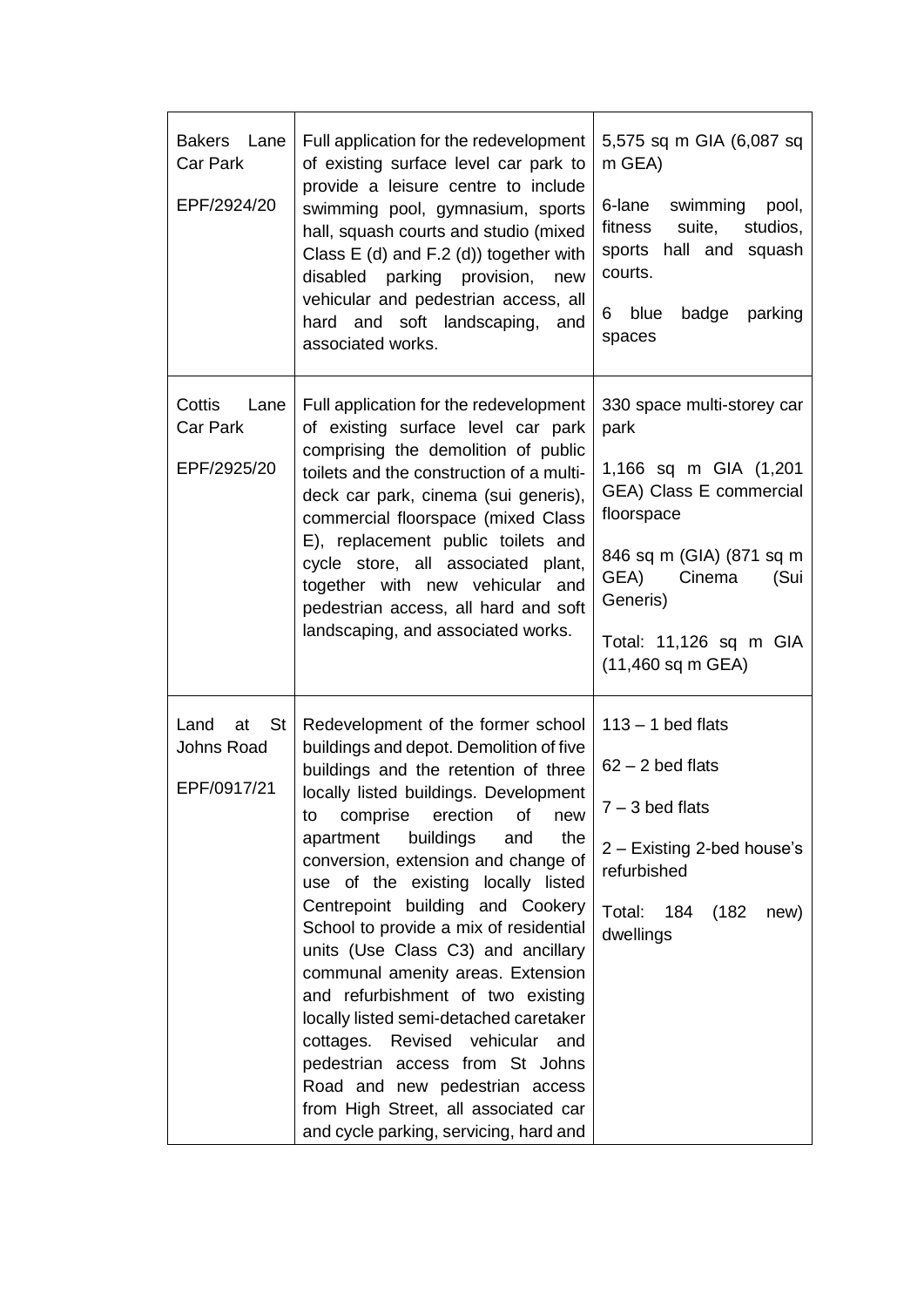| | | |
|---|---|---|
| Bakers Lane Car Park<br><br>EPF/2924/20 | Full application for the redevelopment of existing surface level car park to provide a leisure centre to include swimming pool, gymnasium, sports hall, squash courts and studio (mixed Class E (d) and F.2 (d)) together with disabled parking provision, new vehicular and pedestrian access, all hard and soft landscaping, and associated works. | 5,575 sq m GIA (6,087 sq m GEA)<br><br>6-lane swimming pool, fitness suite, studios, sports hall and squash courts.<br><br>6 blue badge parking spaces |
| Cottis Lane Car Park<br><br>EPF/2925/20 | Full application for the redevelopment of existing surface level car park comprising the demolition of public toilets and the construction of a multi-deck car park, cinema (sui generis), commercial floorspace (mixed Class E), replacement public toilets and cycle store, all associated plant, together with new vehicular and pedestrian access, all hard and soft landscaping, and associated works. | 330 space multi-storey car park<br><br>1,166 sq m GIA (1,201 GEA) Class E commercial floorspace<br><br>846 sq m (GIA) (871 sq m GEA) Cinema (Sui Generis)<br><br>Total: 11,126 sq m GIA (11,460 sq m GEA) |
| Land at St Johns Road<br><br>EPF/0917/21 | Redevelopment of the former school buildings and depot. Demolition of five buildings and the retention of three locally listed buildings. Development to comprise erection of new apartment buildings and the conversion, extension and change of use of the existing locally listed Centrepoint building and Cookery School to provide a mix of residential units (Use Class C3) and ancillary communal amenity areas. Extension and refurbishment of two existing locally listed semi-detached caretaker cottages. Revised vehicular and pedestrian access from St Johns Road and new pedestrian access from High Street, all associated car and cycle parking, servicing, hard and | 113 – 1 bed flats<br><br>62 – 2 bed flats<br><br>7 – 3 bed flats<br><br>2 – Existing 2-bed house's refurbished<br><br>Total: 184 (182 new) dwellings |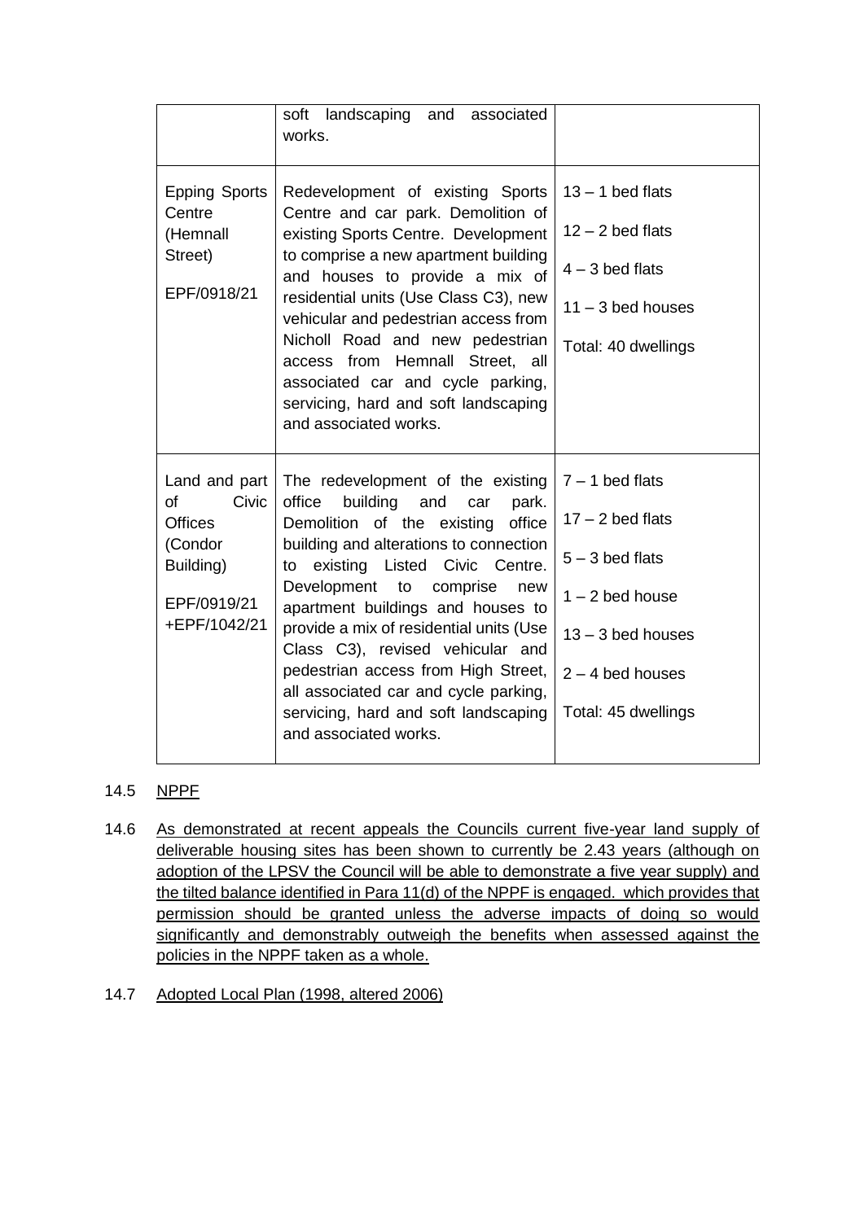| | | |
|---|---|---|
| | soft landscaping and associated works. | |
| Epping Sports Centre (Hemnall Street)<br><br>EPF/0918/21 | Redevelopment of existing Sports Centre and car park. Demolition of existing Sports Centre. Development to comprise a new apartment building and houses to provide a mix of residential units (Use Class C3), new vehicular and pedestrian access from Nicholl Road and new pedestrian access from Hemnall Street, all associated car and cycle parking, servicing, hard and soft landscaping and associated works. | 13 – 1 bed flats<br><br>12 – 2 bed flats<br><br>4 – 3 bed flats<br><br>11 – 3 bed houses<br><br>Total: 40 dwellings |
| Land and part of Civic Offices (Condor Building)<br><br>EPF/0919/21 +EPF/1042/21 | The redevelopment of the existing office building and car park. Demolition of the existing office building and alterations to connection to existing Listed Civic Centre. Development to comprise new apartment buildings and houses to provide a mix of residential units (Use Class C3), revised vehicular and pedestrian access from High Street, all associated car and cycle parking, servicing, hard and soft landscaping and associated works. | 7 – 1 bed flats<br><br>17 – 2 bed flats<br><br>5 – 3 bed flats<br><br>1 – 2 bed house<br><br>13 – 3 bed houses<br><br>2 – 4 bed houses<br><br>Total: 45 dwellings |

14.5 NPPF

14.6 As demonstrated at recent appeals the Councils current five-year land supply of deliverable housing sites has been shown to currently be 2.43 years (although on adoption of the LPSV the Council will be able to demonstrate a five year supply) and the tilted balance identified in Para 11(d) of the NPPF is engaged. which provides that permission should be granted unless the adverse impacts of doing so would significantly and demonstrably outweigh the benefits when assessed against the policies in the NPPF taken as a whole.

14.7 Adopted Local Plan (1998, altered 2006)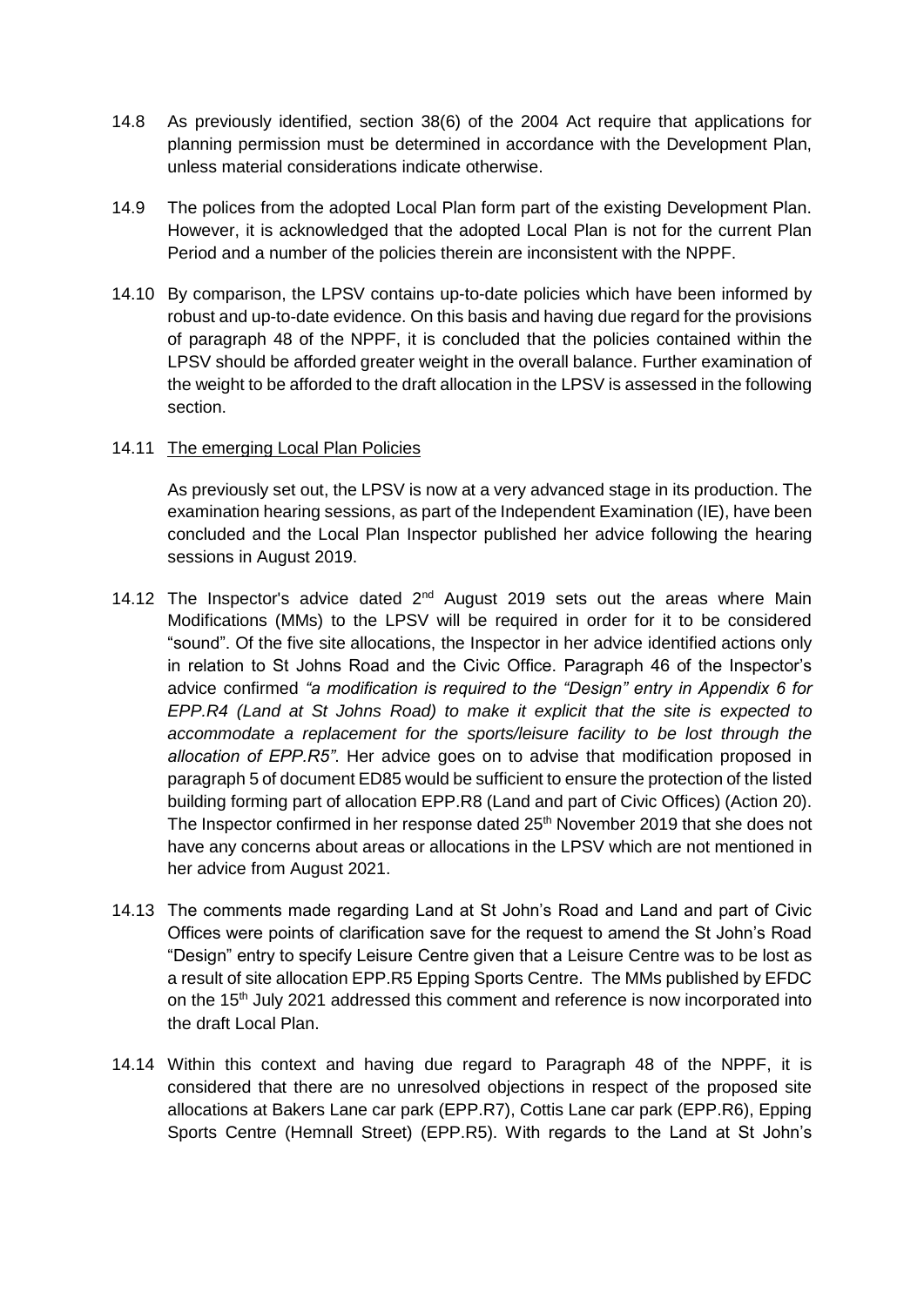14.8 As previously identified, section 38(6) of the 2004 Act require that applications for planning permission must be determined in accordance with the Development Plan, unless material considerations indicate otherwise.

14.9 The polices from the adopted Local Plan form part of the existing Development Plan. However, it is acknowledged that the adopted Local Plan is not for the current Plan Period and a number of the policies therein are inconsistent with the NPPF.

14.10 By comparison, the LPSV contains up-to-date policies which have been informed by robust and up-to-date evidence. On this basis and having due regard for the provisions of paragraph 48 of the NPPF, it is concluded that the policies contained within the LPSV should be afforded greater weight in the overall balance. Further examination of the weight to be afforded to the draft allocation in the LPSV is assessed in the following section.

14.11 The emerging Local Plan Policies

As previously set out, the LPSV is now at a very advanced stage in its production. The examination hearing sessions, as part of the Independent Examination (IE), have been concluded and the Local Plan Inspector published her advice following the hearing sessions in August 2019.

14.12 The Inspector's advice dated 2nd August 2019 sets out the areas where Main Modifications (MMs) to the LPSV will be required in order for it to be considered "sound". Of the five site allocations, the Inspector in her advice identified actions only in relation to St Johns Road and the Civic Office. Paragraph 46 of the Inspector's advice confirmed *"a modification is required to the "Design" entry in Appendix 6 for EPP.R4 (Land at St Johns Road) to make it explicit that the site is expected to accommodate a replacement for the sports/leisure facility to be lost through the allocation of EPP.R5"*. Her advice goes on to advise that modification proposed in paragraph 5 of document ED85 would be sufficient to ensure the protection of the listed building forming part of allocation EPP.R8 (Land and part of Civic Offices) (Action 20). The Inspector confirmed in her response dated 25th November 2019 that she does not have any concerns about areas or allocations in the LPSV which are not mentioned in her advice from August 2021.

14.13 The comments made regarding Land at St John's Road and Land and part of Civic Offices were points of clarification save for the request to amend the St John's Road "Design" entry to specify Leisure Centre given that a Leisure Centre was to be lost as a result of site allocation EPP.R5 Epping Sports Centre. The MMs published by EFDC on the 15th July 2021 addressed this comment and reference is now incorporated into the draft Local Plan.

14.14 Within this context and having due regard to Paragraph 48 of the NPPF, it is considered that there are no unresolved objections in respect of the proposed site allocations at Bakers Lane car park (EPP.R7), Cottis Lane car park (EPP.R6), Epping Sports Centre (Hemnall Street) (EPP.R5). With regards to the Land at St John's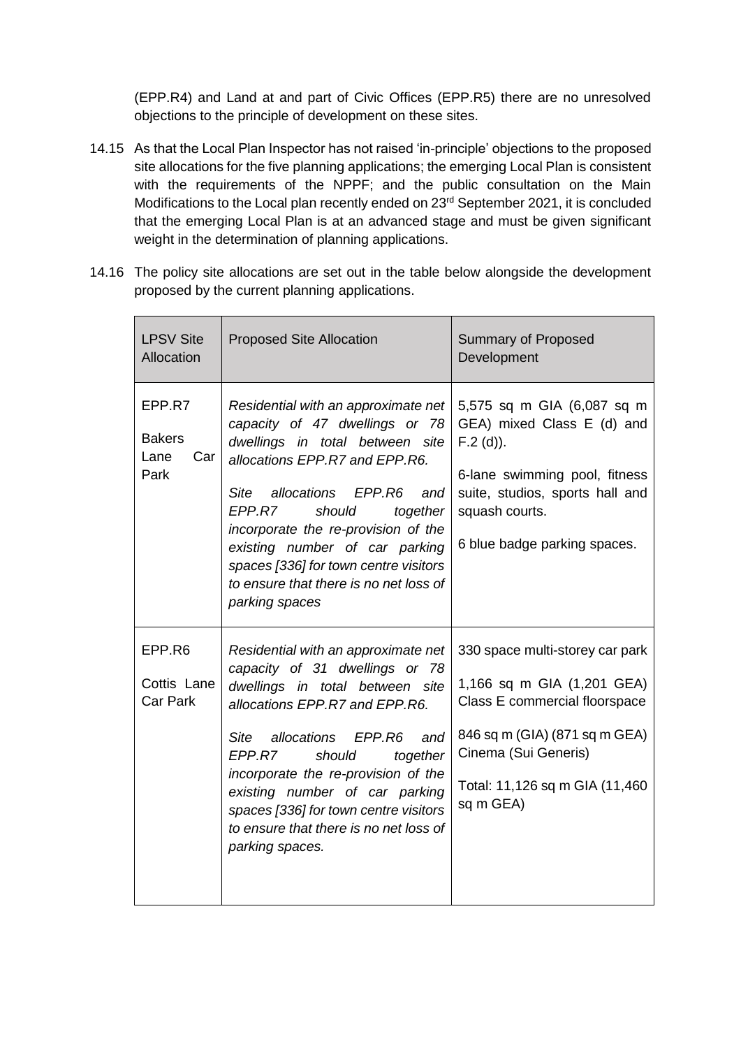(EPP.R4) and Land at and part of Civic Offices (EPP.R5) there are no unresolved objections to the principle of development on these sites.

14.15 As that the Local Plan Inspector has not raised 'in-principle' objections to the proposed site allocations for the five planning applications; the emerging Local Plan is consistent with the requirements of the NPPF; and the public consultation on the Main Modifications to the Local plan recently ended on 23rd September 2021, it is concluded that the emerging Local Plan is at an advanced stage and must be given significant weight in the determination of planning applications.

14.16 The policy site allocations are set out in the table below alongside the development proposed by the current planning applications.

| LPSV Site Allocation | Proposed Site Allocation | Summary of Proposed Development |
|---|---|---|
| EPP.R7<br><br>Bakers Lane Car Park | *Residential with an approximate net capacity of 47 dwellings or 78 dwellings in total between site allocations EPP.R7 and EPP.R6.*<br><br>*Site allocations EPP.R6 and EPP.R7 should together incorporate the re-provision of the existing number of car parking spaces [336] for town centre visitors to ensure that there is no net loss of parking spaces* | 5,575 sq m GIA (6,087 sq m GEA) mixed Class E (d) and F.2 (d)).<br><br>6-lane swimming pool, fitness suite, studios, sports hall and squash courts.<br><br>6 blue badge parking spaces. |
| EPP.R6<br><br>Cottis Lane Car Park | *Residential with an approximate net capacity of 31 dwellings or 78 dwellings in total between site allocations EPP.R7 and EPP.R6.*<br><br>*Site allocations EPP.R6 and EPP.R7 should together incorporate the re-provision of the existing number of car parking spaces [336] for town centre visitors to ensure that there is no net loss of parking spaces.* | 330 space multi-storey car park<br><br>1,166 sq m GIA (1,201 GEA) Class E commercial floorspace<br><br>846 sq m (GIA) (871 sq m GEA) Cinema (Sui Generis)<br><br>Total: 11,126 sq m GIA (11,460 sq m GEA) |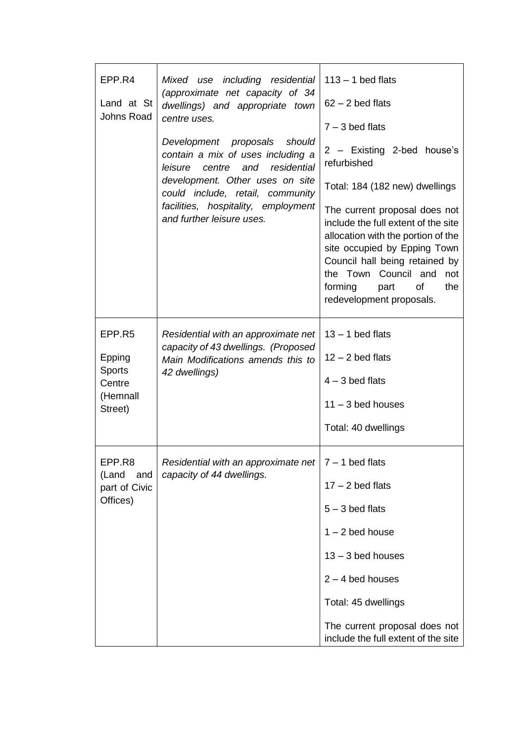| | | |
|---|---|---|
| EPP.R4<br><br>Land at St Johns Road | *Mixed use including residential (approximate net capacity of 34 dwellings) and appropriate town centre uses.*<br><br>*Development proposals should contain a mix of uses including a leisure centre and residential development. Other uses on site could include, retail, community facilities, hospitality, employment and further leisure uses.* | 113 – 1 bed flats<br><br>62 – 2 bed flats<br><br>7 – 3 bed flats<br><br>2 – Existing 2-bed house's refurbished<br><br>Total: 184 (182 new) dwellings<br><br>The current proposal does not include the full extent of the site allocation with the portion of the site occupied by Epping Town Council hall being retained by the Town Council and not forming part of the redevelopment proposals. |
| EPP.R5<br><br>Epping Sports Centre (Hemnall Street) | *Residential with an approximate net capacity of 43 dwellings. (Proposed Main Modifications amends this to 42 dwellings)* | 13 – 1 bed flats<br><br>12 – 2 bed flats<br><br>4 – 3 bed flats<br><br>11 – 3 bed houses<br><br>Total: 40 dwellings |
| EPP.R8 (Land and part of Civic Offices) | *Residential with an approximate net capacity of 44 dwellings.* | 7 – 1 bed flats<br><br>17 – 2 bed flats<br><br>5 – 3 bed flats<br><br>1 – 2 bed house<br><br>13 – 3 bed houses<br><br>2 – 4 bed houses<br><br>Total: 45 dwellings<br><br>The current proposal does not include the full extent of the site |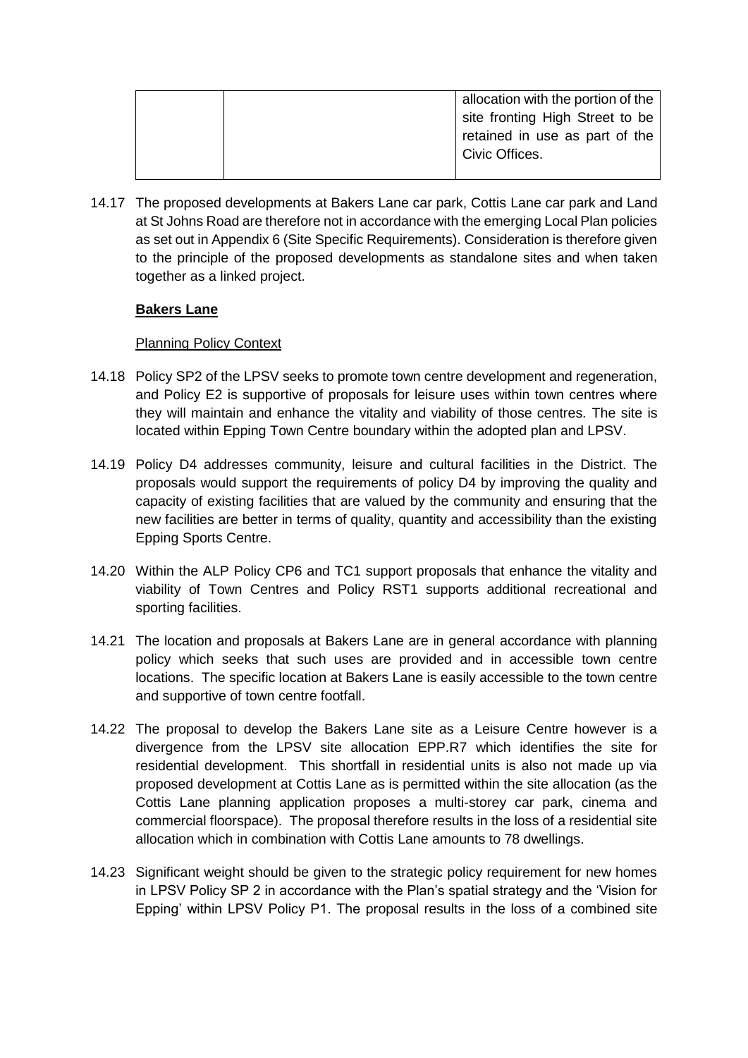| | | allocation with the portion of the site fronting High Street to be retained in use as part of the Civic Offices. |
|---|---|---|

14.17 The proposed developments at Bakers Lane car park, Cottis Lane car park and Land at St Johns Road are therefore not in accordance with the emerging Local Plan policies as set out in Appendix 6 (Site Specific Requirements). Consideration is therefore given to the principle of the proposed developments as standalone sites and when taken together as a linked project.

## Bakers Lane

### Planning Policy Context

14.18 Policy SP2 of the LPSV seeks to promote town centre development and regeneration, and Policy E2 is supportive of proposals for leisure uses within town centres where they will maintain and enhance the vitality and viability of those centres. The site is located within Epping Town Centre boundary within the adopted plan and LPSV.

14.19 Policy D4 addresses community, leisure and cultural facilities in the District. The proposals would support the requirements of policy D4 by improving the quality and capacity of existing facilities that are valued by the community and ensuring that the new facilities are better in terms of quality, quantity and accessibility than the existing Epping Sports Centre.

14.20 Within the ALP Policy CP6 and TC1 support proposals that enhance the vitality and viability of Town Centres and Policy RST1 supports additional recreational and sporting facilities.

14.21 The location and proposals at Bakers Lane are in general accordance with planning policy which seeks that such uses are provided and in accessible town centre locations. The specific location at Bakers Lane is easily accessible to the town centre and supportive of town centre footfall.

14.22 The proposal to develop the Bakers Lane site as a Leisure Centre however is a divergence from the LPSV site allocation EPP.R7 which identifies the site for residential development. This shortfall in residential units is also not made up via proposed development at Cottis Lane as is permitted within the site allocation (as the Cottis Lane planning application proposes a multi-storey car park, cinema and commercial floorspace). The proposal therefore results in the loss of a residential site allocation which in combination with Cottis Lane amounts to 78 dwellings.

14.23 Significant weight should be given to the strategic policy requirement for new homes in LPSV Policy SP 2 in accordance with the Plan's spatial strategy and the 'Vision for Epping' within LPSV Policy P1. The proposal results in the loss of a combined site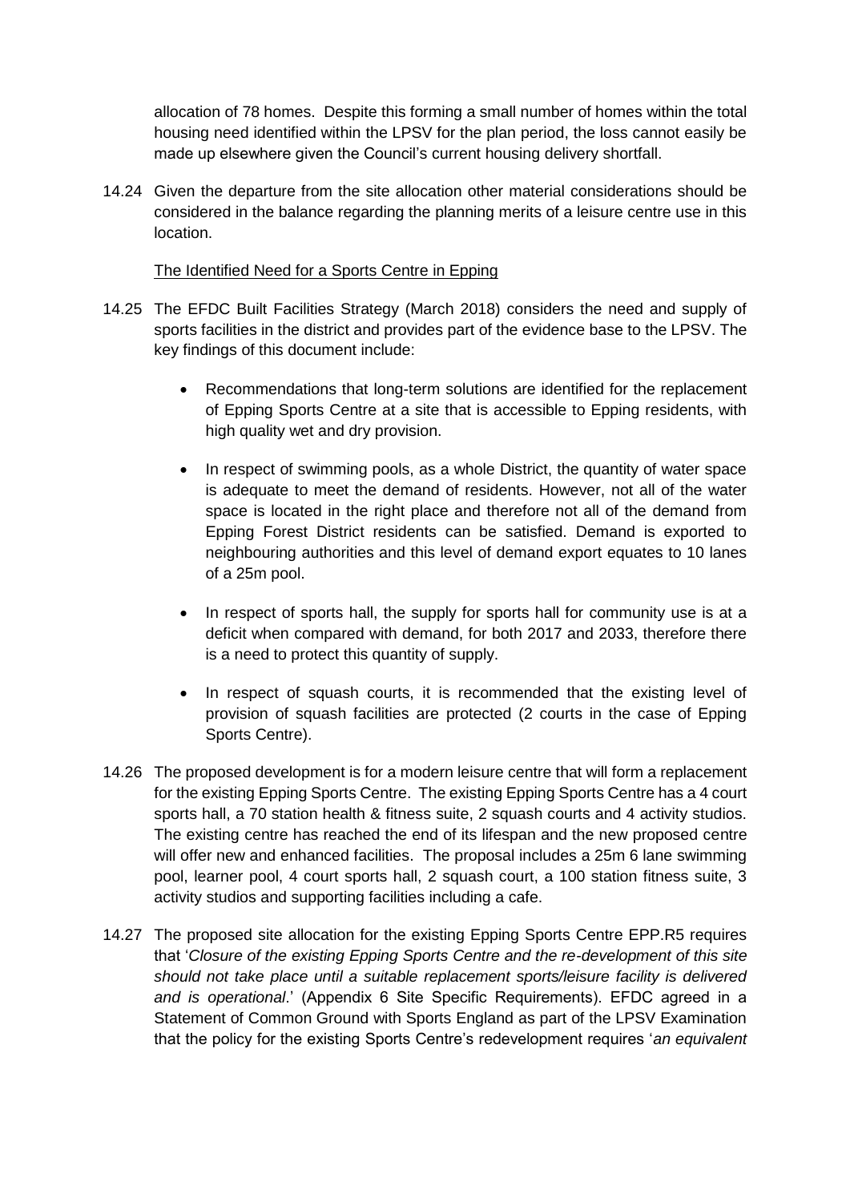allocation of 78 homes. Despite this forming a small number of homes within the total housing need identified within the LPSV for the plan period, the loss cannot easily be made up elsewhere given the Council's current housing delivery shortfall.

14.24 Given the departure from the site allocation other material considerations should be considered in the balance regarding the planning merits of a leisure centre use in this location.

<u>The Identified Need for a Sports Centre in Epping</u>

14.25 The EFDC Built Facilities Strategy (March 2018) considers the need and supply of sports facilities in the district and provides part of the evidence base to the LPSV. The key findings of this document include:

- Recommendations that long-term solutions are identified for the replacement of Epping Sports Centre at a site that is accessible to Epping residents, with high quality wet and dry provision.
- In respect of swimming pools, as a whole District, the quantity of water space is adequate to meet the demand of residents. However, not all of the water space is located in the right place and therefore not all of the demand from Epping Forest District residents can be satisfied. Demand is exported to neighbouring authorities and this level of demand export equates to 10 lanes of a 25m pool.
- In respect of sports hall, the supply for sports hall for community use is at a deficit when compared with demand, for both 2017 and 2033, therefore there is a need to protect this quantity of supply.
- In respect of squash courts, it is recommended that the existing level of provision of squash facilities are protected (2 courts in the case of Epping Sports Centre).

14.26 The proposed development is for a modern leisure centre that will form a replacement for the existing Epping Sports Centre. The existing Epping Sports Centre has a 4 court sports hall, a 70 station health & fitness suite, 2 squash courts and 4 activity studios. The existing centre has reached the end of its lifespan and the new proposed centre will offer new and enhanced facilities. The proposal includes a 25m 6 lane swimming pool, learner pool, 4 court sports hall, 2 squash court, a 100 station fitness suite, 3 activity studios and supporting facilities including a cafe.

14.27 The proposed site allocation for the existing Epping Sports Centre EPP.R5 requires that '*Closure of the existing Epping Sports Centre and the re-development of this site should not take place until a suitable replacement sports/leisure facility is delivered and is operational*.' (Appendix 6 Site Specific Requirements). EFDC agreed in a Statement of Common Ground with Sports England as part of the LPSV Examination that the policy for the existing Sports Centre's redevelopment requires '*an equivalent*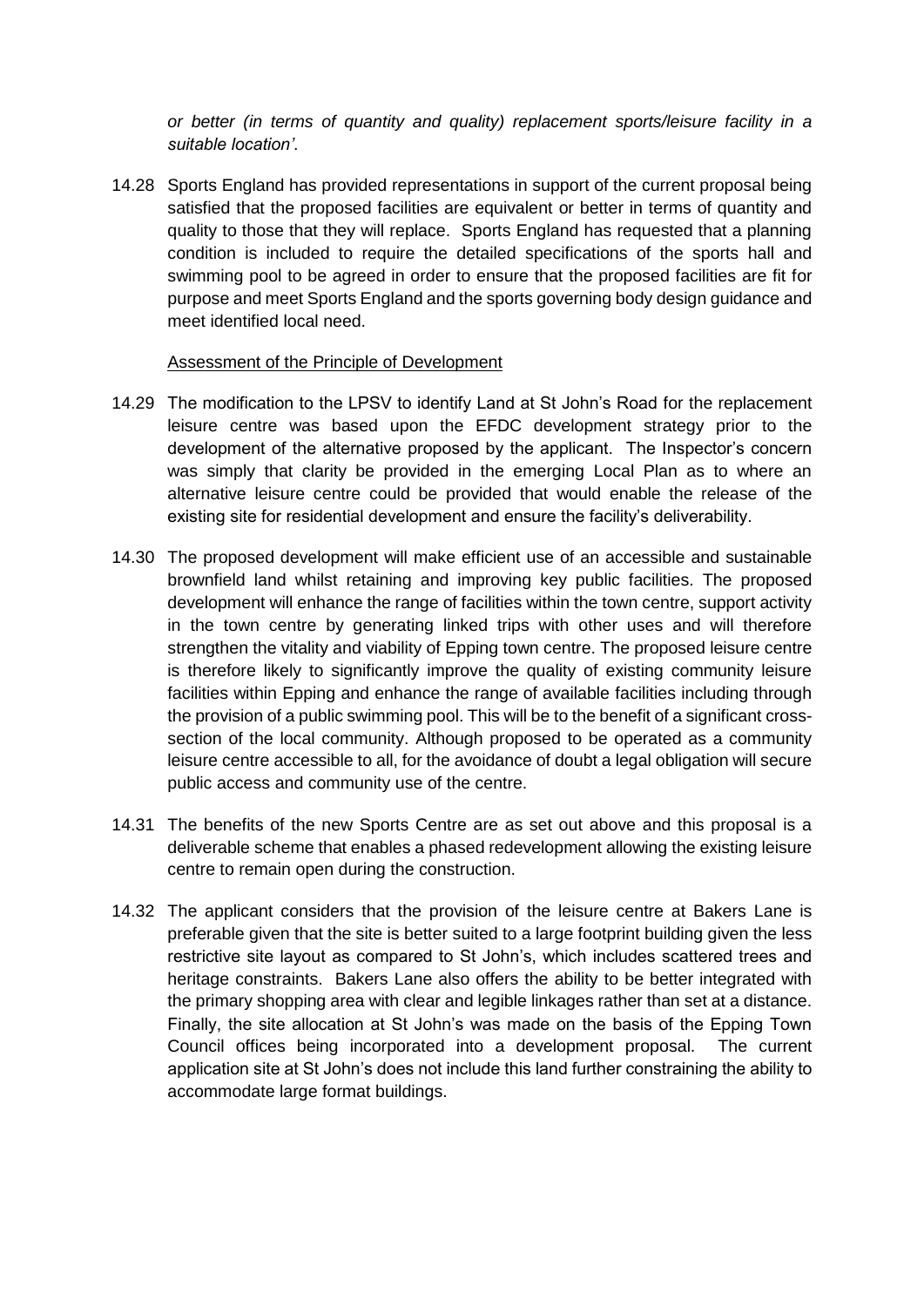*or better (in terms of quantity and quality) replacement sports/leisure facility in a suitable location'*.

14.28 Sports England has provided representations in support of the current proposal being satisfied that the proposed facilities are equivalent or better in terms of quantity and quality to those that they will replace. Sports England has requested that a planning condition is included to require the detailed specifications of the sports hall and swimming pool to be agreed in order to ensure that the proposed facilities are fit for purpose and meet Sports England and the sports governing body design guidance and meet identified local need.

Assessment of the Principle of Development

14.29 The modification to the LPSV to identify Land at St John's Road for the replacement leisure centre was based upon the EFDC development strategy prior to the development of the alternative proposed by the applicant. The Inspector's concern was simply that clarity be provided in the emerging Local Plan as to where an alternative leisure centre could be provided that would enable the release of the existing site for residential development and ensure the facility's deliverability.

14.30 The proposed development will make efficient use of an accessible and sustainable brownfield land whilst retaining and improving key public facilities. The proposed development will enhance the range of facilities within the town centre, support activity in the town centre by generating linked trips with other uses and will therefore strengthen the vitality and viability of Epping town centre. The proposed leisure centre is therefore likely to significantly improve the quality of existing community leisure facilities within Epping and enhance the range of available facilities including through the provision of a public swimming pool. This will be to the benefit of a significant cross-section of the local community. Although proposed to be operated as a community leisure centre accessible to all, for the avoidance of doubt a legal obligation will secure public access and community use of the centre.

14.31 The benefits of the new Sports Centre are as set out above and this proposal is a deliverable scheme that enables a phased redevelopment allowing the existing leisure centre to remain open during the construction.

14.32 The applicant considers that the provision of the leisure centre at Bakers Lane is preferable given that the site is better suited to a large footprint building given the less restrictive site layout as compared to St John's, which includes scattered trees and heritage constraints. Bakers Lane also offers the ability to be better integrated with the primary shopping area with clear and legible linkages rather than set at a distance. Finally, the site allocation at St John's was made on the basis of the Epping Town Council offices being incorporated into a development proposal. The current application site at St John's does not include this land further constraining the ability to accommodate large format buildings.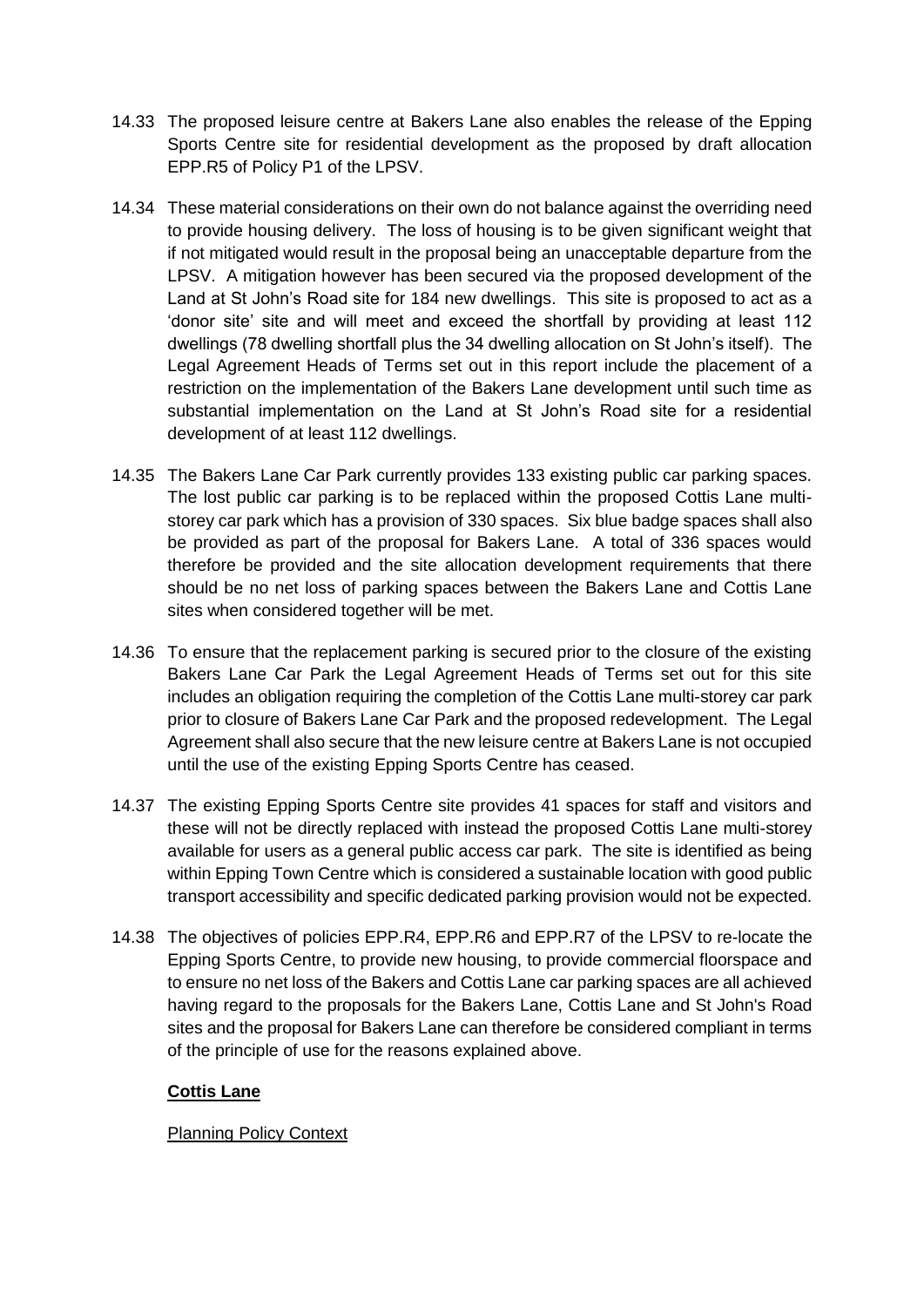14.33 The proposed leisure centre at Bakers Lane also enables the release of the Epping Sports Centre site for residential development as the proposed by draft allocation EPP.R5 of Policy P1 of the LPSV.

14.34 These material considerations on their own do not balance against the overriding need to provide housing delivery. The loss of housing is to be given significant weight that if not mitigated would result in the proposal being an unacceptable departure from the LPSV. A mitigation however has been secured via the proposed development of the Land at St John's Road site for 184 new dwellings. This site is proposed to act as a 'donor site' site and will meet and exceed the shortfall by providing at least 112 dwellings (78 dwelling shortfall plus the 34 dwelling allocation on St John's itself). The Legal Agreement Heads of Terms set out in this report include the placement of a restriction on the implementation of the Bakers Lane development until such time as substantial implementation on the Land at St John's Road site for a residential development of at least 112 dwellings.

14.35 The Bakers Lane Car Park currently provides 133 existing public car parking spaces. The lost public car parking is to be replaced within the proposed Cottis Lane multi-storey car park which has a provision of 330 spaces. Six blue badge spaces shall also be provided as part of the proposal for Bakers Lane. A total of 336 spaces would therefore be provided and the site allocation development requirements that there should be no net loss of parking spaces between the Bakers Lane and Cottis Lane sites when considered together will be met.

14.36 To ensure that the replacement parking is secured prior to the closure of the existing Bakers Lane Car Park the Legal Agreement Heads of Terms set out for this site includes an obligation requiring the completion of the Cottis Lane multi-storey car park prior to closure of Bakers Lane Car Park and the proposed redevelopment. The Legal Agreement shall also secure that the new leisure centre at Bakers Lane is not occupied until the use of the existing Epping Sports Centre has ceased.

14.37 The existing Epping Sports Centre site provides 41 spaces for staff and visitors and these will not be directly replaced with instead the proposed Cottis Lane multi-storey available for users as a general public access car park. The site is identified as being within Epping Town Centre which is considered a sustainable location with good public transport accessibility and specific dedicated parking provision would not be expected.

14.38 The objectives of policies EPP.R4, EPP.R6 and EPP.R7 of the LPSV to re-locate the Epping Sports Centre, to provide new housing, to provide commercial floorspace and to ensure no net loss of the Bakers and Cottis Lane car parking spaces are all achieved having regard to the proposals for the Bakers Lane, Cottis Lane and St John's Road sites and the proposal for Bakers Lane can therefore be considered compliant in terms of the principle of use for the reasons explained above.

**Cottis Lane**

Planning Policy Context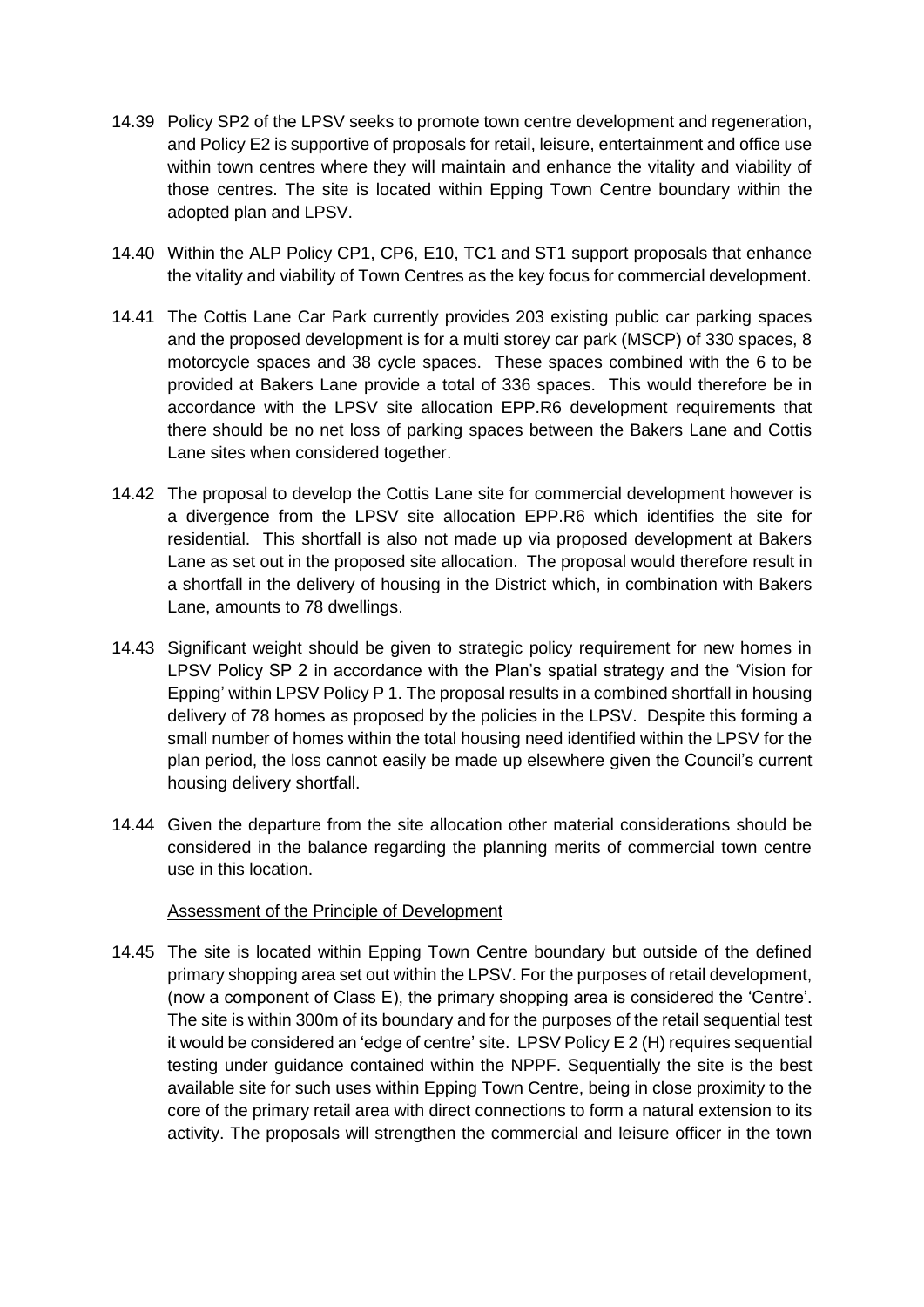14.39 Policy SP2 of the LPSV seeks to promote town centre development and regeneration, and Policy E2 is supportive of proposals for retail, leisure, entertainment and office use within town centres where they will maintain and enhance the vitality and viability of those centres. The site is located within Epping Town Centre boundary within the adopted plan and LPSV.

14.40 Within the ALP Policy CP1, CP6, E10, TC1 and ST1 support proposals that enhance the vitality and viability of Town Centres as the key focus for commercial development.

14.41 The Cottis Lane Car Park currently provides 203 existing public car parking spaces and the proposed development is for a multi storey car park (MSCP) of 330 spaces, 8 motorcycle spaces and 38 cycle spaces. These spaces combined with the 6 to be provided at Bakers Lane provide a total of 336 spaces. This would therefore be in accordance with the LPSV site allocation EPP.R6 development requirements that there should be no net loss of parking spaces between the Bakers Lane and Cottis Lane sites when considered together.

14.42 The proposal to develop the Cottis Lane site for commercial development however is a divergence from the LPSV site allocation EPP.R6 which identifies the site for residential. This shortfall is also not made up via proposed development at Bakers Lane as set out in the proposed site allocation. The proposal would therefore result in a shortfall in the delivery of housing in the District which, in combination with Bakers Lane, amounts to 78 dwellings.

14.43 Significant weight should be given to strategic policy requirement for new homes in LPSV Policy SP 2 in accordance with the Plan's spatial strategy and the 'Vision for Epping' within LPSV Policy P 1. The proposal results in a combined shortfall in housing delivery of 78 homes as proposed by the policies in the LPSV. Despite this forming a small number of homes within the total housing need identified within the LPSV for the plan period, the loss cannot easily be made up elsewhere given the Council's current housing delivery shortfall.

14.44 Given the departure from the site allocation other material considerations should be considered in the balance regarding the planning merits of commercial town centre use in this location.

Assessment of the Principle of Development

14.45 The site is located within Epping Town Centre boundary but outside of the defined primary shopping area set out within the LPSV. For the purposes of retail development, (now a component of Class E), the primary shopping area is considered the 'Centre'. The site is within 300m of its boundary and for the purposes of the retail sequential test it would be considered an 'edge of centre' site. LPSV Policy E 2 (H) requires sequential testing under guidance contained within the NPPF. Sequentially the site is the best available site for such uses within Epping Town Centre, being in close proximity to the core of the primary retail area with direct connections to form a natural extension to its activity. The proposals will strengthen the commercial and leisure officer in the town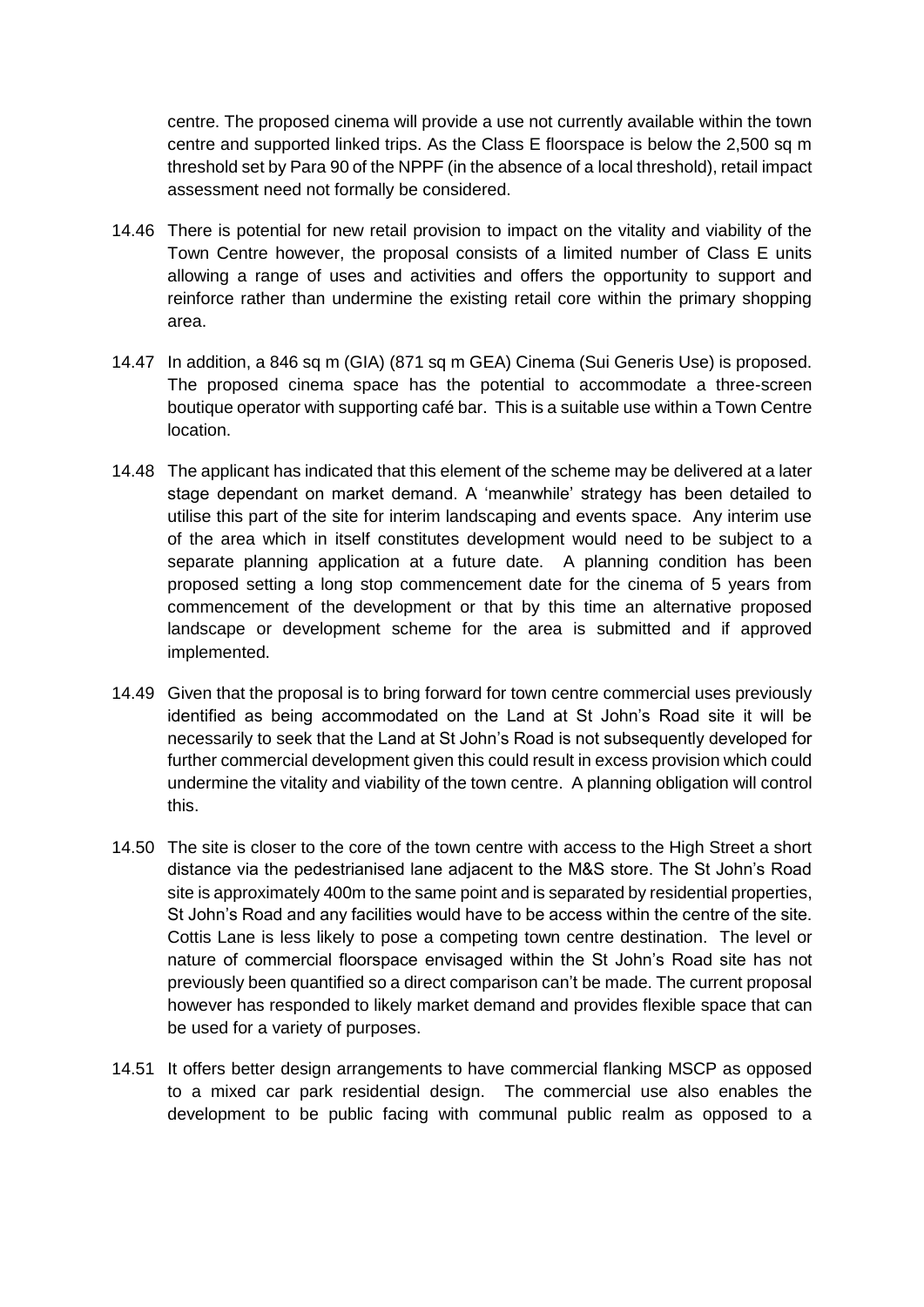centre. The proposed cinema will provide a use not currently available within the town centre and supported linked trips. As the Class E floorspace is below the 2,500 sq m threshold set by Para 90 of the NPPF (in the absence of a local threshold), retail impact assessment need not formally be considered.

14.46 There is potential for new retail provision to impact on the vitality and viability of the Town Centre however, the proposal consists of a limited number of Class E units allowing a range of uses and activities and offers the opportunity to support and reinforce rather than undermine the existing retail core within the primary shopping area.

14.47 In addition, a 846 sq m (GIA) (871 sq m GEA) Cinema (Sui Generis Use) is proposed. The proposed cinema space has the potential to accommodate a three-screen boutique operator with supporting café bar. This is a suitable use within a Town Centre location.

14.48 The applicant has indicated that this element of the scheme may be delivered at a later stage dependant on market demand. A 'meanwhile' strategy has been detailed to utilise this part of the site for interim landscaping and events space. Any interim use of the area which in itself constitutes development would need to be subject to a separate planning application at a future date. A planning condition has been proposed setting a long stop commencement date for the cinema of 5 years from commencement of the development or that by this time an alternative proposed landscape or development scheme for the area is submitted and if approved implemented.

14.49 Given that the proposal is to bring forward for town centre commercial uses previously identified as being accommodated on the Land at St John's Road site it will be necessarily to seek that the Land at St John's Road is not subsequently developed for further commercial development given this could result in excess provision which could undermine the vitality and viability of the town centre. A planning obligation will control this.

14.50 The site is closer to the core of the town centre with access to the High Street a short distance via the pedestrianised lane adjacent to the M&S store. The St John's Road site is approximately 400m to the same point and is separated by residential properties, St John's Road and any facilities would have to be access within the centre of the site. Cottis Lane is less likely to pose a competing town centre destination. The level or nature of commercial floorspace envisaged within the St John's Road site has not previously been quantified so a direct comparison can't be made. The current proposal however has responded to likely market demand and provides flexible space that can be used for a variety of purposes.

14.51 It offers better design arrangements to have commercial flanking MSCP as opposed to a mixed car park residential design. The commercial use also enables the development to be public facing with communal public realm as opposed to a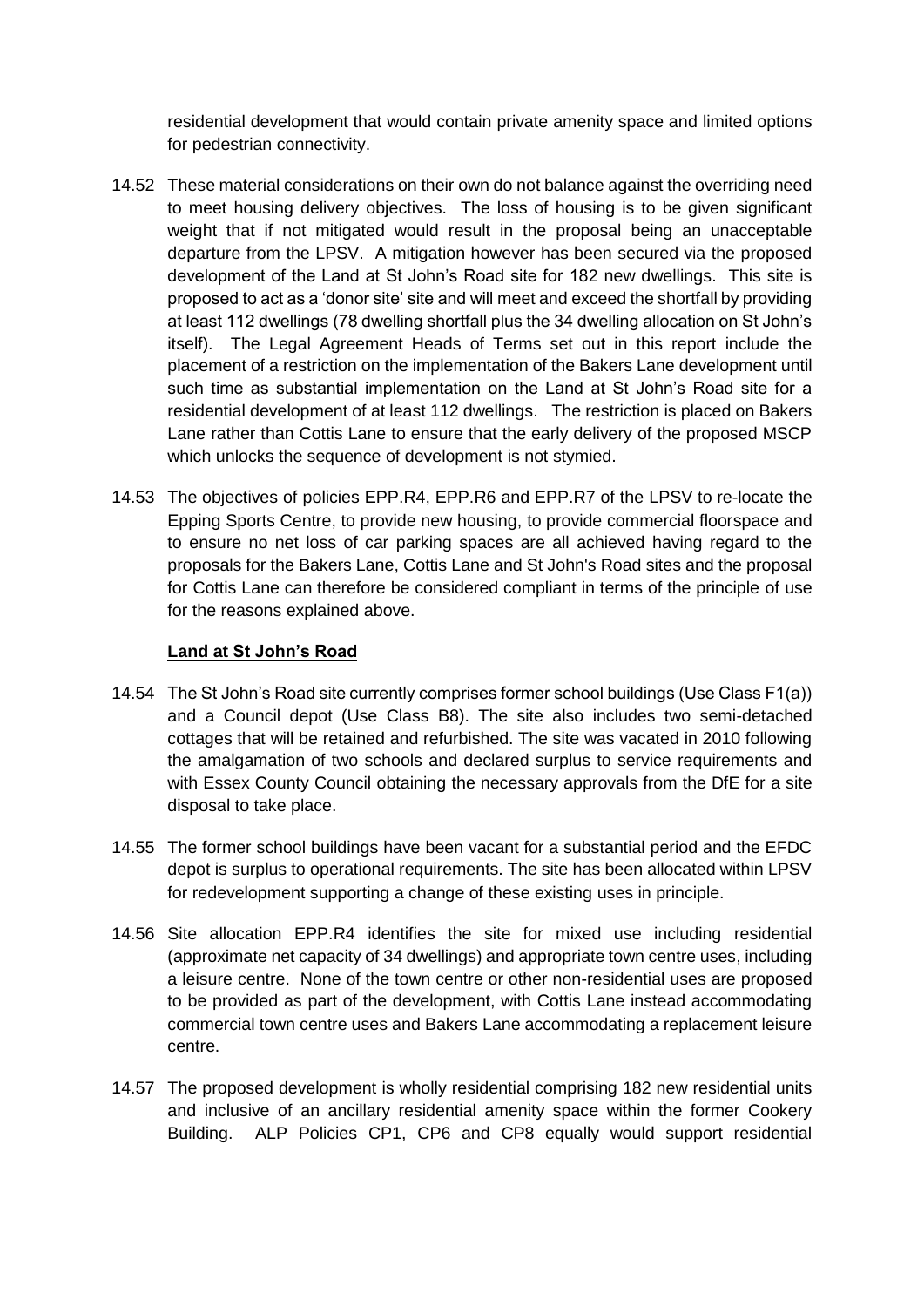residential development that would contain private amenity space and limited options for pedestrian connectivity.

14.52 These material considerations on their own do not balance against the overriding need to meet housing delivery objectives. The loss of housing is to be given significant weight that if not mitigated would result in the proposal being an unacceptable departure from the LPSV. A mitigation however has been secured via the proposed development of the Land at St John's Road site for 182 new dwellings. This site is proposed to act as a 'donor site' site and will meet and exceed the shortfall by providing at least 112 dwellings (78 dwelling shortfall plus the 34 dwelling allocation on St John's itself). The Legal Agreement Heads of Terms set out in this report include the placement of a restriction on the implementation of the Bakers Lane development until such time as substantial implementation on the Land at St John's Road site for a residential development of at least 112 dwellings. The restriction is placed on Bakers Lane rather than Cottis Lane to ensure that the early delivery of the proposed MSCP which unlocks the sequence of development is not stymied.

14.53 The objectives of policies EPP.R4, EPP.R6 and EPP.R7 of the LPSV to re-locate the Epping Sports Centre, to provide new housing, to provide commercial floorspace and to ensure no net loss of car parking spaces are all achieved having regard to the proposals for the Bakers Lane, Cottis Lane and St John's Road sites and the proposal for Cottis Lane can therefore be considered compliant in terms of the principle of use for the reasons explained above.

**Land at St John's Road**

14.54 The St John's Road site currently comprises former school buildings (Use Class F1(a)) and a Council depot (Use Class B8). The site also includes two semi-detached cottages that will be retained and refurbished. The site was vacated in 2010 following the amalgamation of two schools and declared surplus to service requirements and with Essex County Council obtaining the necessary approvals from the DfE for a site disposal to take place.

14.55 The former school buildings have been vacant for a substantial period and the EFDC depot is surplus to operational requirements. The site has been allocated within LPSV for redevelopment supporting a change of these existing uses in principle.

14.56 Site allocation EPP.R4 identifies the site for mixed use including residential (approximate net capacity of 34 dwellings) and appropriate town centre uses, including a leisure centre. None of the town centre or other non-residential uses are proposed to be provided as part of the development, with Cottis Lane instead accommodating commercial town centre uses and Bakers Lane accommodating a replacement leisure centre.

14.57 The proposed development is wholly residential comprising 182 new residential units and inclusive of an ancillary residential amenity space within the former Cookery Building. ALP Policies CP1, CP6 and CP8 equally would support residential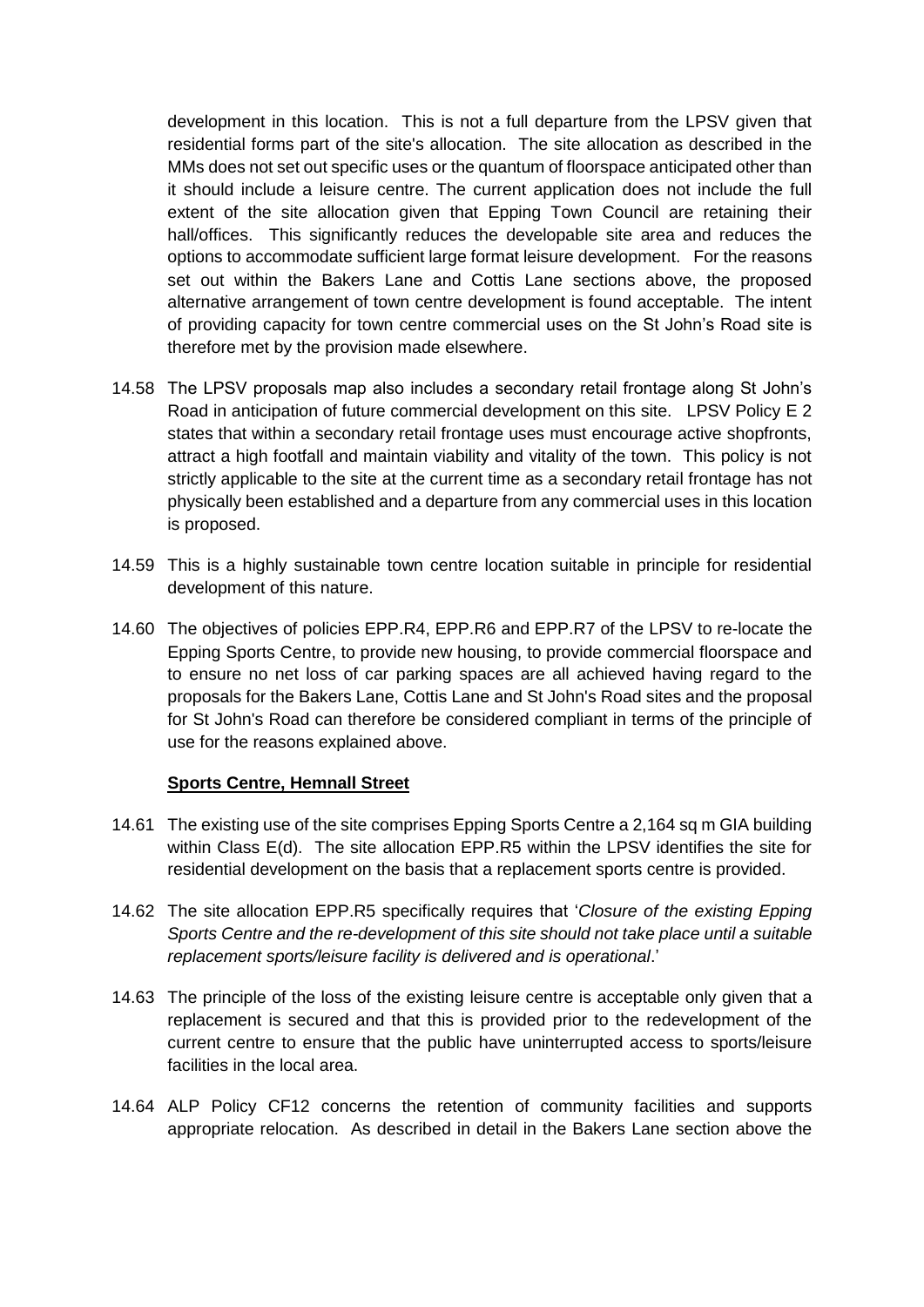development in this location. This is not a full departure from the LPSV given that residential forms part of the site's allocation. The site allocation as described in the MMs does not set out specific uses or the quantum of floorspace anticipated other than it should include a leisure centre. The current application does not include the full extent of the site allocation given that Epping Town Council are retaining their hall/offices. This significantly reduces the developable site area and reduces the options to accommodate sufficient large format leisure development. For the reasons set out within the Bakers Lane and Cottis Lane sections above, the proposed alternative arrangement of town centre development is found acceptable. The intent of providing capacity for town centre commercial uses on the St John's Road site is therefore met by the provision made elsewhere.

14.58 The LPSV proposals map also includes a secondary retail frontage along St John's Road in anticipation of future commercial development on this site. LPSV Policy E 2 states that within a secondary retail frontage uses must encourage active shopfronts, attract a high footfall and maintain viability and vitality of the town. This policy is not strictly applicable to the site at the current time as a secondary retail frontage has not physically been established and a departure from any commercial uses in this location is proposed.

14.59 This is a highly sustainable town centre location suitable in principle for residential development of this nature.

14.60 The objectives of policies EPP.R4, EPP.R6 and EPP.R7 of the LPSV to re-locate the Epping Sports Centre, to provide new housing, to provide commercial floorspace and to ensure no net loss of car parking spaces are all achieved having regard to the proposals for the Bakers Lane, Cottis Lane and St John's Road sites and the proposal for St John's Road can therefore be considered compliant in terms of the principle of use for the reasons explained above.

**Sports Centre, Hemnall Street**

14.61 The existing use of the site comprises Epping Sports Centre a 2,164 sq m GIA building within Class E(d). The site allocation EPP.R5 within the LPSV identifies the site for residential development on the basis that a replacement sports centre is provided.

14.62 The site allocation EPP.R5 specifically requires that '*Closure of the existing Epping Sports Centre and the re-development of this site should not take place until a suitable replacement sports/leisure facility is delivered and is operational*.'

14.63 The principle of the loss of the existing leisure centre is acceptable only given that a replacement is secured and that this is provided prior to the redevelopment of the current centre to ensure that the public have uninterrupted access to sports/leisure facilities in the local area.

14.64 ALP Policy CF12 concerns the retention of community facilities and supports appropriate relocation. As described in detail in the Bakers Lane section above the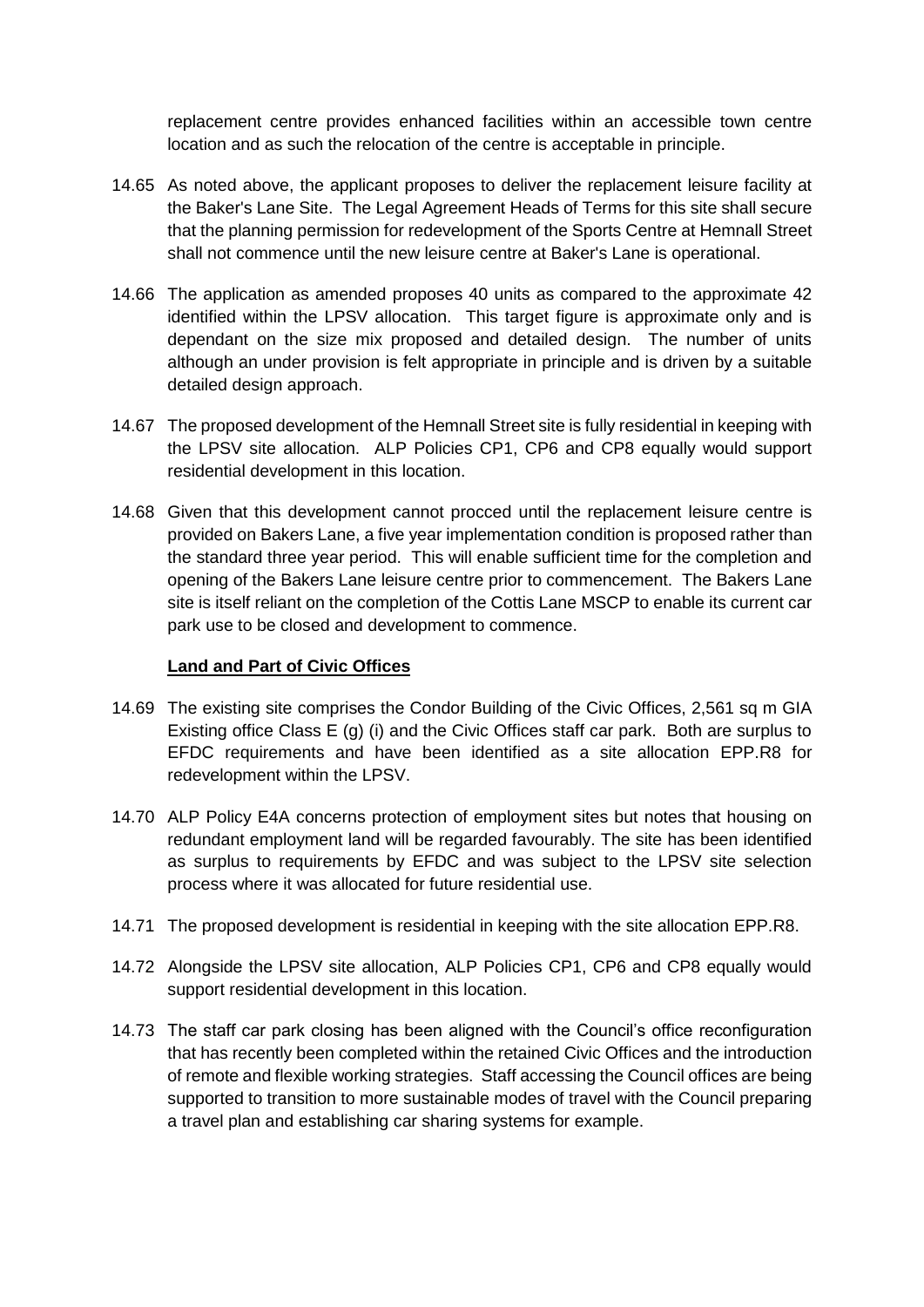replacement centre provides enhanced facilities within an accessible town centre location and as such the relocation of the centre is acceptable in principle.

14.65 As noted above, the applicant proposes to deliver the replacement leisure facility at the Baker's Lane Site. The Legal Agreement Heads of Terms for this site shall secure that the planning permission for redevelopment of the Sports Centre at Hemnall Street shall not commence until the new leisure centre at Baker's Lane is operational.

14.66 The application as amended proposes 40 units as compared to the approximate 42 identified within the LPSV allocation. This target figure is approximate only and is dependant on the size mix proposed and detailed design. The number of units although an under provision is felt appropriate in principle and is driven by a suitable detailed design approach.

14.67 The proposed development of the Hemnall Street site is fully residential in keeping with the LPSV site allocation. ALP Policies CP1, CP6 and CP8 equally would support residential development in this location.

14.68 Given that this development cannot procced until the replacement leisure centre is provided on Bakers Lane, a five year implementation condition is proposed rather than the standard three year period. This will enable sufficient time for the completion and opening of the Bakers Lane leisure centre prior to commencement. The Bakers Lane site is itself reliant on the completion of the Cottis Lane MSCP to enable its current car park use to be closed and development to commence.

**Land and Part of Civic Offices**

14.69 The existing site comprises the Condor Building of the Civic Offices, 2,561 sq m GIA Existing office Class E (g) (i) and the Civic Offices staff car park. Both are surplus to EFDC requirements and have been identified as a site allocation EPP.R8 for redevelopment within the LPSV.

14.70 ALP Policy E4A concerns protection of employment sites but notes that housing on redundant employment land will be regarded favourably. The site has been identified as surplus to requirements by EFDC and was subject to the LPSV site selection process where it was allocated for future residential use.

14.71 The proposed development is residential in keeping with the site allocation EPP.R8.

14.72 Alongside the LPSV site allocation, ALP Policies CP1, CP6 and CP8 equally would support residential development in this location.

14.73 The staff car park closing has been aligned with the Council's office reconfiguration that has recently been completed within the retained Civic Offices and the introduction of remote and flexible working strategies. Staff accessing the Council offices are being supported to transition to more sustainable modes of travel with the Council preparing a travel plan and establishing car sharing systems for example.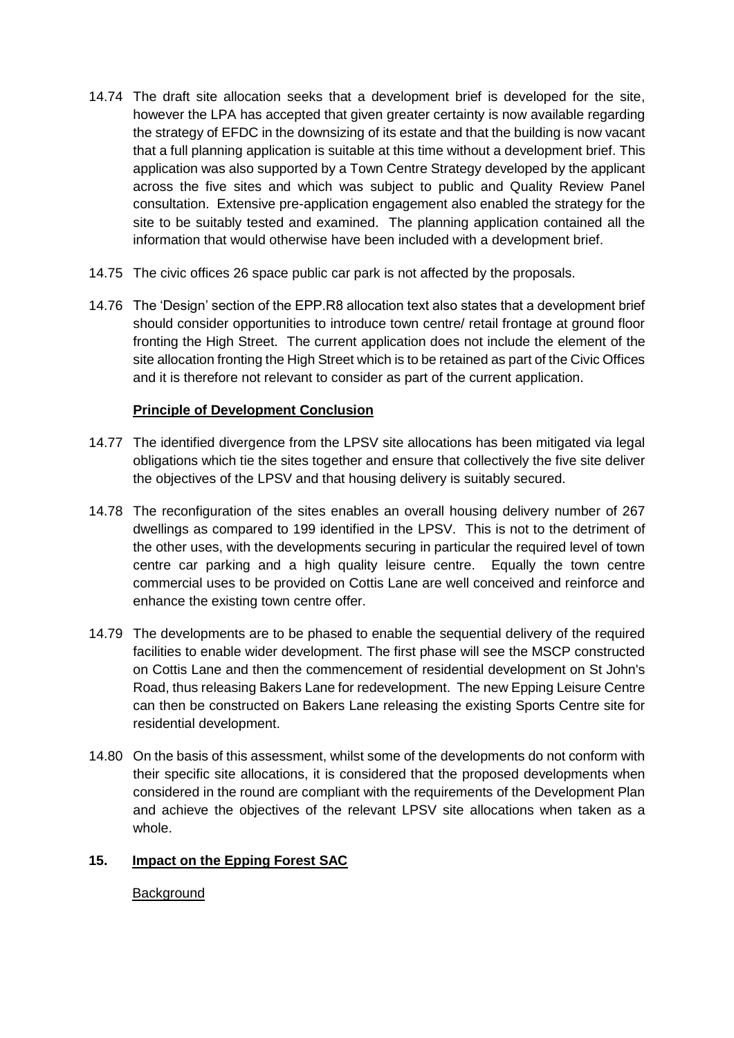14.74 The draft site allocation seeks that a development brief is developed for the site, however the LPA has accepted that given greater certainty is now available regarding the strategy of EFDC in the downsizing of its estate and that the building is now vacant that a full planning application is suitable at this time without a development brief. This application was also supported by a Town Centre Strategy developed by the applicant across the five sites and which was subject to public and Quality Review Panel consultation. Extensive pre-application engagement also enabled the strategy for the site to be suitably tested and examined. The planning application contained all the information that would otherwise have been included with a development brief.

14.75 The civic offices 26 space public car park is not affected by the proposals.

14.76 The 'Design' section of the EPP.R8 allocation text also states that a development brief should consider opportunities to introduce town centre/ retail frontage at ground floor fronting the High Street. The current application does not include the element of the site allocation fronting the High Street which is to be retained as part of the Civic Offices and it is therefore not relevant to consider as part of the current application.

**Principle of Development Conclusion**

14.77 The identified divergence from the LPSV site allocations has been mitigated via legal obligations which tie the sites together and ensure that collectively the five site deliver the objectives of the LPSV and that housing delivery is suitably secured.

14.78 The reconfiguration of the sites enables an overall housing delivery number of 267 dwellings as compared to 199 identified in the LPSV. This is not to the detriment of the other uses, with the developments securing in particular the required level of town centre car parking and a high quality leisure centre. Equally the town centre commercial uses to be provided on Cottis Lane are well conceived and reinforce and enhance the existing town centre offer.

14.79 The developments are to be phased to enable the sequential delivery of the required facilities to enable wider development. The first phase will see the MSCP constructed on Cottis Lane and then the commencement of residential development on St John's Road, thus releasing Bakers Lane for redevelopment. The new Epping Leisure Centre can then be constructed on Bakers Lane releasing the existing Sports Centre site for residential development.

14.80 On the basis of this assessment, whilst some of the developments do not conform with their specific site allocations, it is considered that the proposed developments when considered in the round are compliant with the requirements of the Development Plan and achieve the objectives of the relevant LPSV site allocations when taken as a whole.

## 15. Impact on the Epping Forest SAC

Background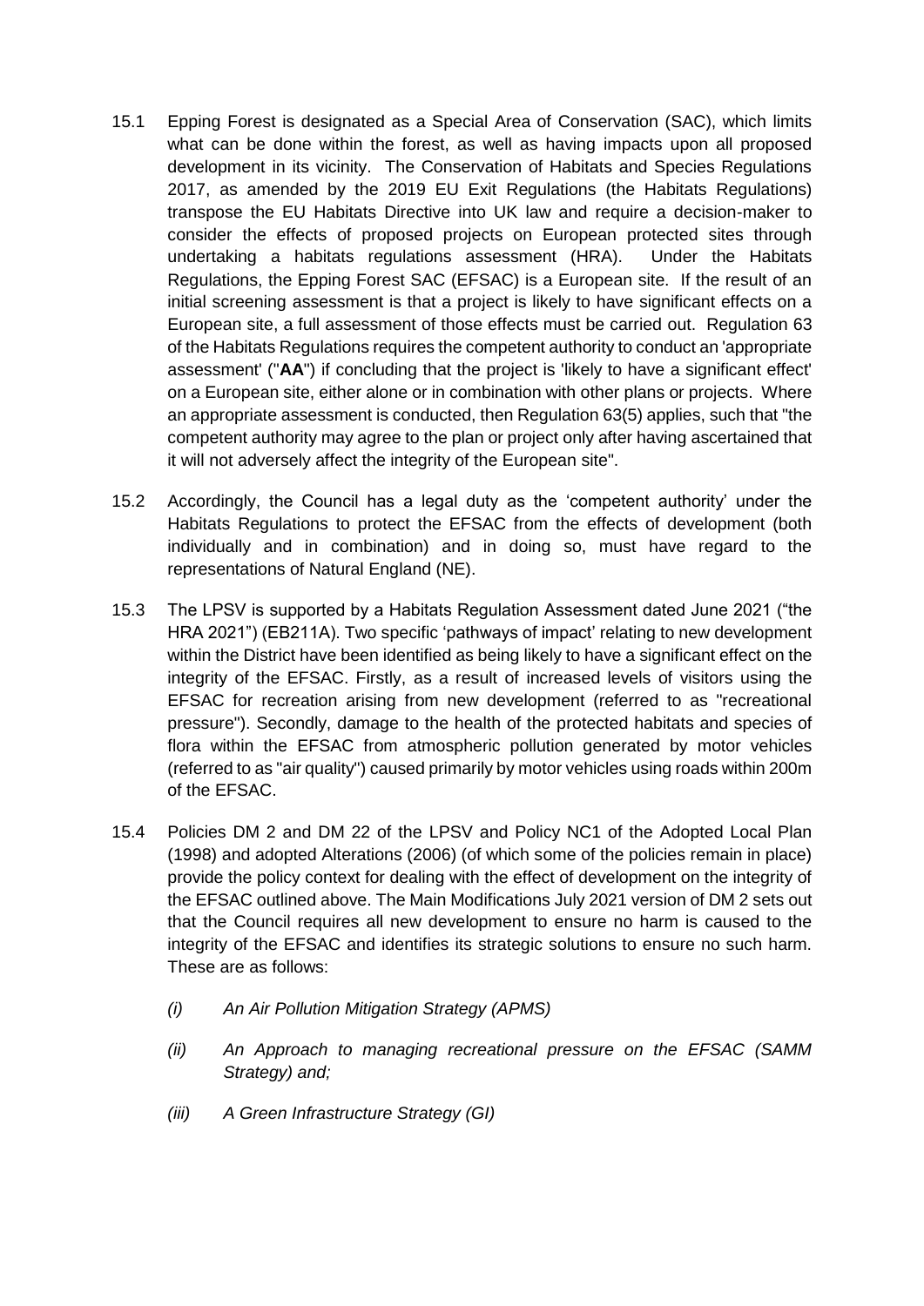15.1 Epping Forest is designated as a Special Area of Conservation (SAC), which limits what can be done within the forest, as well as having impacts upon all proposed development in its vicinity. The Conservation of Habitats and Species Regulations 2017, as amended by the 2019 EU Exit Regulations (the Habitats Regulations) transpose the EU Habitats Directive into UK law and require a decision-maker to consider the effects of proposed projects on European protected sites through undertaking a habitats regulations assessment (HRA). Under the Habitats Regulations, the Epping Forest SAC (EFSAC) is a European site. If the result of an initial screening assessment is that a project is likely to have significant effects on a European site, a full assessment of those effects must be carried out. Regulation 63 of the Habitats Regulations requires the competent authority to conduct an 'appropriate assessment' ("**AA**") if concluding that the project is 'likely to have a significant effect' on a European site, either alone or in combination with other plans or projects. Where an appropriate assessment is conducted, then Regulation 63(5) applies, such that "the competent authority may agree to the plan or project only after having ascertained that it will not adversely affect the integrity of the European site".

15.2 Accordingly, the Council has a legal duty as the 'competent authority' under the Habitats Regulations to protect the EFSAC from the effects of development (both individually and in combination) and in doing so, must have regard to the representations of Natural England (NE).

15.3 The LPSV is supported by a Habitats Regulation Assessment dated June 2021 ("the HRA 2021") (EB211A). Two specific 'pathways of impact' relating to new development within the District have been identified as being likely to have a significant effect on the integrity of the EFSAC. Firstly, as a result of increased levels of visitors using the EFSAC for recreation arising from new development (referred to as "recreational pressure"). Secondly, damage to the health of the protected habitats and species of flora within the EFSAC from atmospheric pollution generated by motor vehicles (referred to as "air quality") caused primarily by motor vehicles using roads within 200m of the EFSAC.

15.4 Policies DM 2 and DM 22 of the LPSV and Policy NC1 of the Adopted Local Plan (1998) and adopted Alterations (2006) (of which some of the policies remain in place) provide the policy context for dealing with the effect of development on the integrity of the EFSAC outlined above. The Main Modifications July 2021 version of DM 2 sets out that the Council requires all new development to ensure no harm is caused to the integrity of the EFSAC and identifies its strategic solutions to ensure no such harm. These are as follows:

*(i) An Air Pollution Mitigation Strategy (APMS)*

*(ii) An Approach to managing recreational pressure on the EFSAC (SAMM Strategy) and;*

*(iii) A Green Infrastructure Strategy (GI)*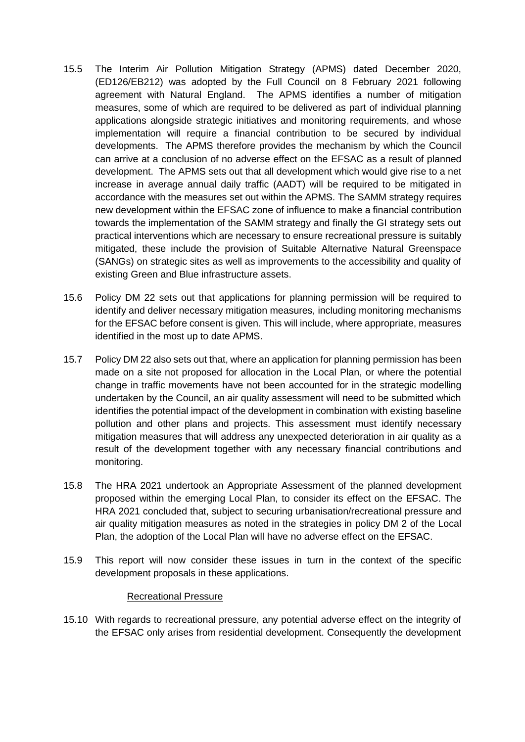15.5 The Interim Air Pollution Mitigation Strategy (APMS) dated December 2020, (ED126/EB212) was adopted by the Full Council on 8 February 2021 following agreement with Natural England. The APMS identifies a number of mitigation measures, some of which are required to be delivered as part of individual planning applications alongside strategic initiatives and monitoring requirements, and whose implementation will require a financial contribution to be secured by individual developments. The APMS therefore provides the mechanism by which the Council can arrive at a conclusion of no adverse effect on the EFSAC as a result of planned development. The APMS sets out that all development which would give rise to a net increase in average annual daily traffic (AADT) will be required to be mitigated in accordance with the measures set out within the APMS. The SAMM strategy requires new development within the EFSAC zone of influence to make a financial contribution towards the implementation of the SAMM strategy and finally the GI strategy sets out practical interventions which are necessary to ensure recreational pressure is suitably mitigated, these include the provision of Suitable Alternative Natural Greenspace (SANGs) on strategic sites as well as improvements to the accessibility and quality of existing Green and Blue infrastructure assets.

15.6 Policy DM 22 sets out that applications for planning permission will be required to identify and deliver necessary mitigation measures, including monitoring mechanisms for the EFSAC before consent is given. This will include, where appropriate, measures identified in the most up to date APMS.

15.7 Policy DM 22 also sets out that, where an application for planning permission has been made on a site not proposed for allocation in the Local Plan, or where the potential change in traffic movements have not been accounted for in the strategic modelling undertaken by the Council, an air quality assessment will need to be submitted which identifies the potential impact of the development in combination with existing baseline pollution and other plans and projects. This assessment must identify necessary mitigation measures that will address any unexpected deterioration in air quality as a result of the development together with any necessary financial contributions and monitoring.

15.8 The HRA 2021 undertook an Appropriate Assessment of the planned development proposed within the emerging Local Plan, to consider its effect on the EFSAC. The HRA 2021 concluded that, subject to securing urbanisation/recreational pressure and air quality mitigation measures as noted in the strategies in policy DM 2 of the Local Plan, the adoption of the Local Plan will have no adverse effect on the EFSAC.

15.9 This report will now consider these issues in turn in the context of the specific development proposals in these applications.

Recreational Pressure

15.10 With regards to recreational pressure, any potential adverse effect on the integrity of the EFSAC only arises from residential development. Consequently the development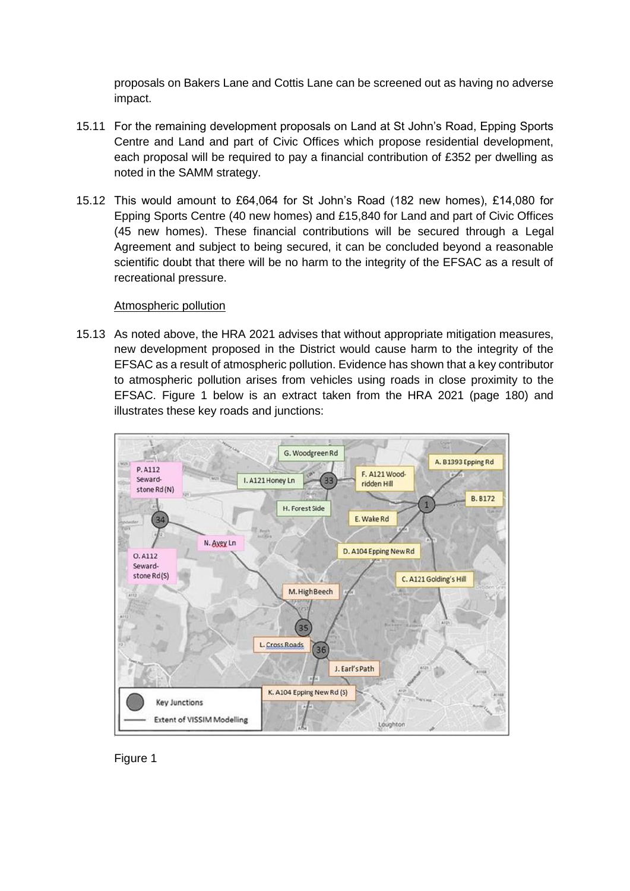proposals on Bakers Lane and Cottis Lane can be screened out as having no adverse impact.

15.11 For the remaining development proposals on Land at St John's Road, Epping Sports Centre and Land and part of Civic Offices which propose residential development, each proposal will be required to pay a financial contribution of £352 per dwelling as noted in the SAMM strategy.

15.12 This would amount to £64,064 for St John's Road (182 new homes), £14,080 for Epping Sports Centre (40 new homes) and £15,840 for Land and part of Civic Offices (45 new homes). These financial contributions will be secured through a Legal Agreement and subject to being secured, it can be concluded beyond a reasonable scientific doubt that there will be no harm to the integrity of the EFSAC as a result of recreational pressure.

Atmospheric pollution

15.13 As noted above, the HRA 2021 advises that without appropriate mitigation measures, new development proposed in the District would cause harm to the integrity of the EFSAC as a result of atmospheric pollution. Evidence has shown that a key contributor to atmospheric pollution arises from vehicles using roads in close proximity to the EFSAC. Figure 1 below is an extract taken from the HRA 2021 (page 180) and illustrates these key roads and junctions:

Figure 1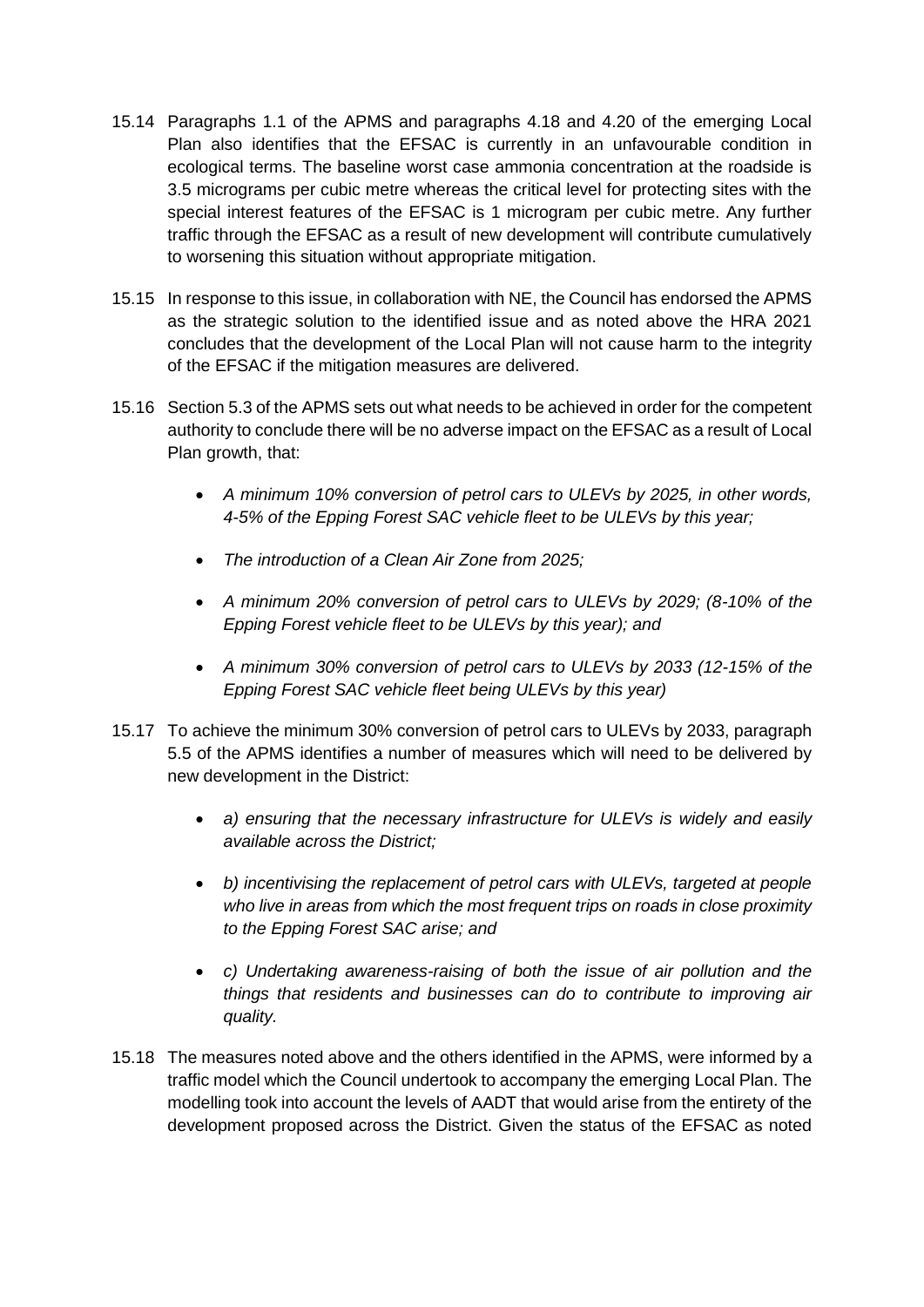15.14 Paragraphs 1.1 of the APMS and paragraphs 4.18 and 4.20 of the emerging Local Plan also identifies that the EFSAC is currently in an unfavourable condition in ecological terms. The baseline worst case ammonia concentration at the roadside is 3.5 micrograms per cubic metre whereas the critical level for protecting sites with the special interest features of the EFSAC is 1 microgram per cubic metre. Any further traffic through the EFSAC as a result of new development will contribute cumulatively to worsening this situation without appropriate mitigation.

15.15 In response to this issue, in collaboration with NE, the Council has endorsed the APMS as the strategic solution to the identified issue and as noted above the HRA 2021 concludes that the development of the Local Plan will not cause harm to the integrity of the EFSAC if the mitigation measures are delivered.

15.16 Section 5.3 of the APMS sets out what needs to be achieved in order for the competent authority to conclude there will be no adverse impact on the EFSAC as a result of Local Plan growth, that:

- *A minimum 10% conversion of petrol cars to ULEVs by 2025, in other words, 4-5% of the Epping Forest SAC vehicle fleet to be ULEVs by this year;*
- *The introduction of a Clean Air Zone from 2025;*
- *A minimum 20% conversion of petrol cars to ULEVs by 2029; (8-10% of the Epping Forest vehicle fleet to be ULEVs by this year); and*
- *A minimum 30% conversion of petrol cars to ULEVs by 2033 (12-15% of the Epping Forest SAC vehicle fleet being ULEVs by this year)*

15.17 To achieve the minimum 30% conversion of petrol cars to ULEVs by 2033, paragraph 5.5 of the APMS identifies a number of measures which will need to be delivered by new development in the District:

- *a) ensuring that the necessary infrastructure for ULEVs is widely and easily available across the District;*
- *b) incentivising the replacement of petrol cars with ULEVs, targeted at people who live in areas from which the most frequent trips on roads in close proximity to the Epping Forest SAC arise; and*
- *c) Undertaking awareness-raising of both the issue of air pollution and the things that residents and businesses can do to contribute to improving air quality.*

15.18 The measures noted above and the others identified in the APMS, were informed by a traffic model which the Council undertook to accompany the emerging Local Plan. The modelling took into account the levels of AADT that would arise from the entirety of the development proposed across the District. Given the status of the EFSAC as noted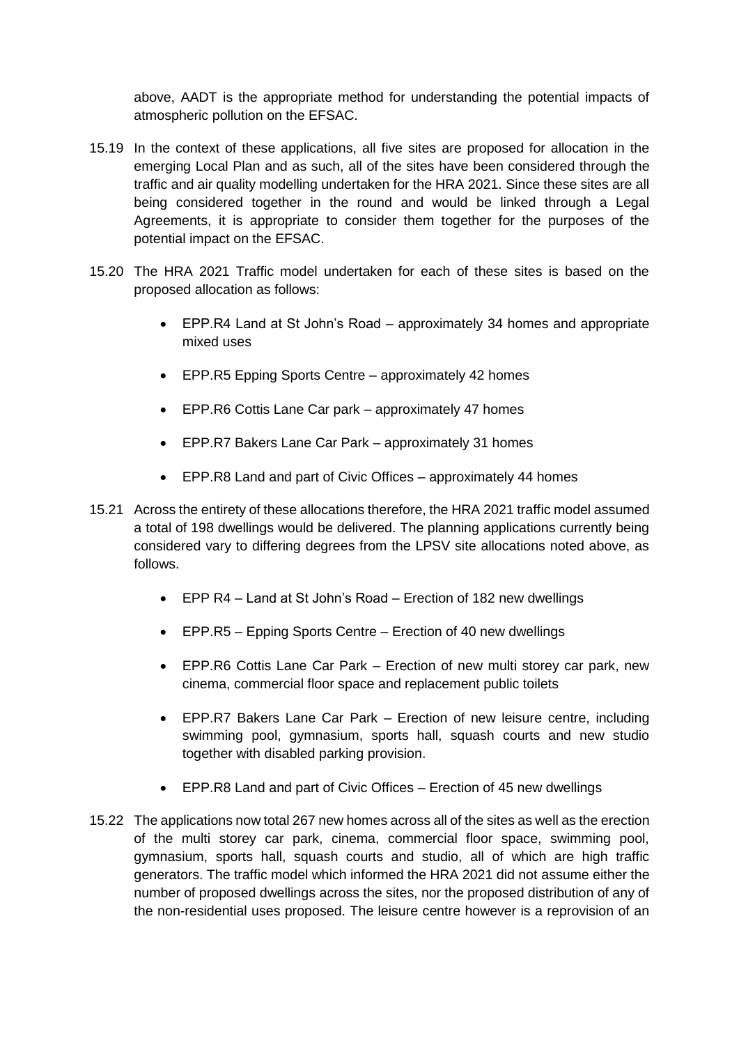above, AADT is the appropriate method for understanding the potential impacts of atmospheric pollution on the EFSAC.

15.19 In the context of these applications, all five sites are proposed for allocation in the emerging Local Plan and as such, all of the sites have been considered through the traffic and air quality modelling undertaken for the HRA 2021. Since these sites are all being considered together in the round and would be linked through a Legal Agreements, it is appropriate to consider them together for the purposes of the potential impact on the EFSAC.

15.20 The HRA 2021 Traffic model undertaken for each of these sites is based on the proposed allocation as follows:

- EPP.R4 Land at St John's Road – approximately 34 homes and appropriate mixed uses
- EPP.R5 Epping Sports Centre – approximately 42 homes
- EPP.R6 Cottis Lane Car park – approximately 47 homes
- EPP.R7 Bakers Lane Car Park – approximately 31 homes
- EPP.R8 Land and part of Civic Offices – approximately 44 homes

15.21 Across the entirety of these allocations therefore, the HRA 2021 traffic model assumed a total of 198 dwellings would be delivered. The planning applications currently being considered vary to differing degrees from the LPSV site allocations noted above, as follows.

- EPP R4 – Land at St John's Road – Erection of 182 new dwellings
- EPP.R5 – Epping Sports Centre – Erection of 40 new dwellings
- EPP.R6 Cottis Lane Car Park – Erection of new multi storey car park, new cinema, commercial floor space and replacement public toilets
- EPP.R7 Bakers Lane Car Park – Erection of new leisure centre, including swimming pool, gymnasium, sports hall, squash courts and new studio together with disabled parking provision.
- EPP.R8 Land and part of Civic Offices – Erection of 45 new dwellings

15.22 The applications now total 267 new homes across all of the sites as well as the erection of the multi storey car park, cinema, commercial floor space, swimming pool, gymnasium, sports hall, squash courts and studio, all of which are high traffic generators. The traffic model which informed the HRA 2021 did not assume either the number of proposed dwellings across the sites, nor the proposed distribution of any of the non-residential uses proposed. The leisure centre however is a reprovision of an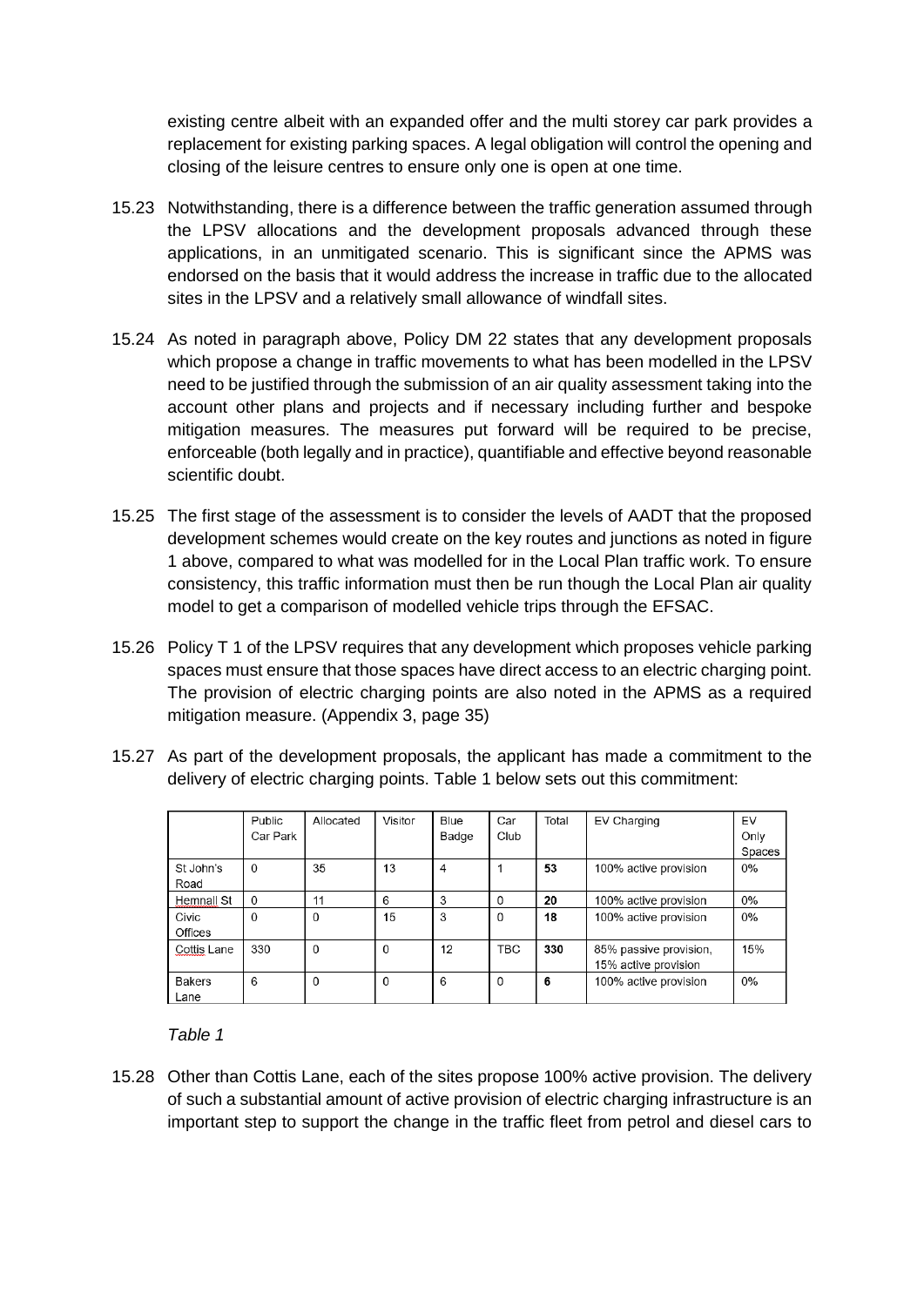existing centre albeit with an expanded offer and the multi storey car park provides a replacement for existing parking spaces. A legal obligation will control the opening and closing of the leisure centres to ensure only one is open at one time.

15.23 Notwithstanding, there is a difference between the traffic generation assumed through the LPSV allocations and the development proposals advanced through these applications, in an unmitigated scenario. This is significant since the APMS was endorsed on the basis that it would address the increase in traffic due to the allocated sites in the LPSV and a relatively small allowance of windfall sites.

15.24 As noted in paragraph above, Policy DM 22 states that any development proposals which propose a change in traffic movements to what has been modelled in the LPSV need to be justified through the submission of an air quality assessment taking into the account other plans and projects and if necessary including further and bespoke mitigation measures. The measures put forward will be required to be precise, enforceable (both legally and in practice), quantifiable and effective beyond reasonable scientific doubt.

15.25 The first stage of the assessment is to consider the levels of AADT that the proposed development schemes would create on the key routes and junctions as noted in figure 1 above, compared to what was modelled for in the Local Plan traffic work. To ensure consistency, this traffic information must then be run though the Local Plan air quality model to get a comparison of modelled vehicle trips through the EFSAC.

15.26 Policy T 1 of the LPSV requires that any development which proposes vehicle parking spaces must ensure that those spaces have direct access to an electric charging point. The provision of electric charging points are also noted in the APMS as a required mitigation measure. (Appendix 3, page 35)

15.27 As part of the development proposals, the applicant has made a commitment to the delivery of electric charging points. Table 1 below sets out this commitment:

| | Public Car Park | Allocated | Visitor | Blue Badge | Car Club | Total | EV Charging | EV Only Spaces |
|---|---|---|---|---|---|---|---|---|
| St John's Road | 0 | 35 | 13 | 4 | 1 | **53** | 100% active provision | 0% |
| Hemnall St | 0 | 11 | 6 | 3 | 0 | **20** | 100% active provision | 0% |
| Civic Offices | 0 | 0 | 15 | 3 | 0 | **18** | 100% active provision | 0% |
| Cottis Lane | 330 | 0 | 0 | 12 | TBC | **330** | 85% passive provision, 15% active provision | 15% |
| Bakers Lane | 6 | 0 | 0 | 6 | 0 | **6** | 100% active provision | 0% |

*Table 1*

15.28 Other than Cottis Lane, each of the sites propose 100% active provision. The delivery of such a substantial amount of active provision of electric charging infrastructure is an important step to support the change in the traffic fleet from petrol and diesel cars to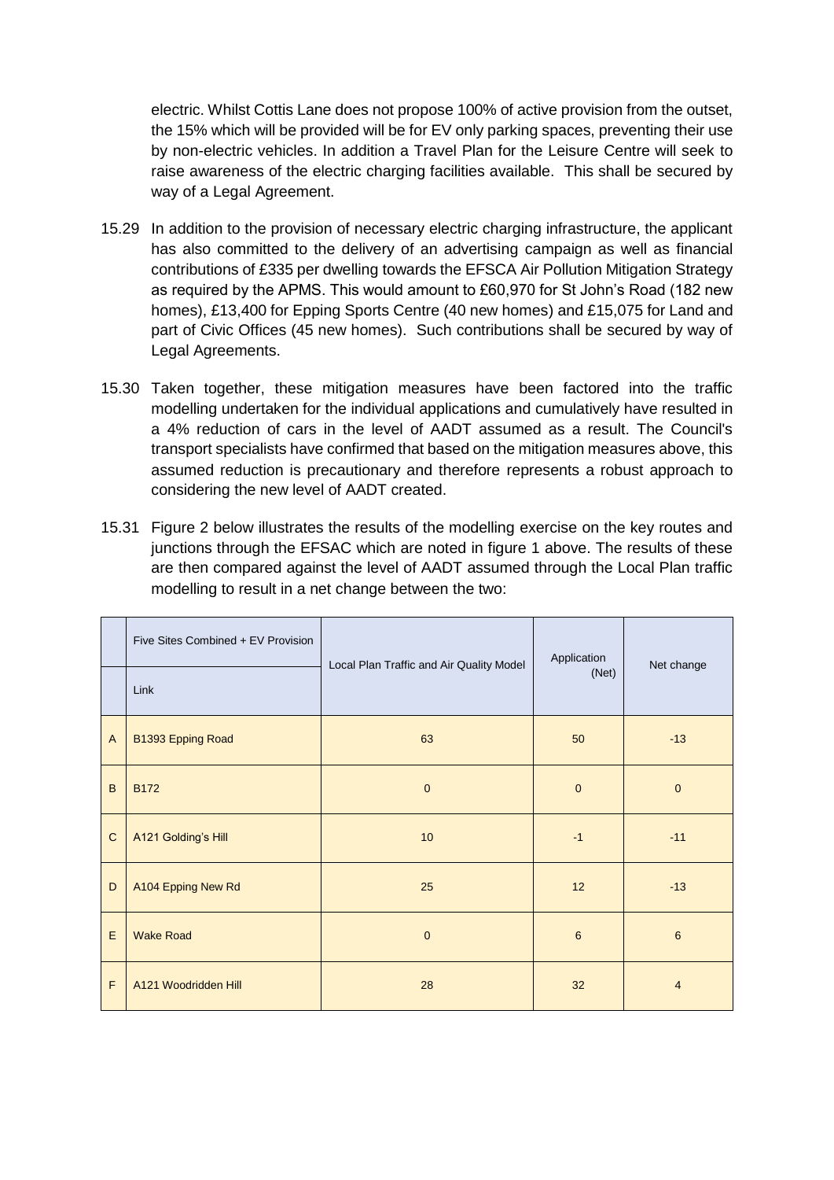electric. Whilst Cottis Lane does not propose 100% of active provision from the outset, the 15% which will be provided will be for EV only parking spaces, preventing their use by non-electric vehicles. In addition a Travel Plan for the Leisure Centre will seek to raise awareness of the electric charging facilities available. This shall be secured by way of a Legal Agreement.

15.29 In addition to the provision of necessary electric charging infrastructure, the applicant has also committed to the delivery of an advertising campaign as well as financial contributions of £335 per dwelling towards the EFSCA Air Pollution Mitigation Strategy as required by the APMS. This would amount to £60,970 for St John's Road (182 new homes), £13,400 for Epping Sports Centre (40 new homes) and £15,075 for Land and part of Civic Offices (45 new homes). Such contributions shall be secured by way of Legal Agreements.

15.30 Taken together, these mitigation measures have been factored into the traffic modelling undertaken for the individual applications and cumulatively have resulted in a 4% reduction of cars in the level of AADT assumed as a result. The Council's transport specialists have confirmed that based on the mitigation measures above, this assumed reduction is precautionary and therefore represents a robust approach to considering the new level of AADT created.

15.31 Figure 2 below illustrates the results of the modelling exercise on the key routes and junctions through the EFSAC which are noted in figure 1 above. The results of these are then compared against the level of AADT assumed through the Local Plan traffic modelling to result in a net change between the two:

| | Five Sites Combined + EV Provision | Local Plan Traffic and Air Quality Model | Application (Net) | Net change |
|---|---|---|---|---|
| | Link | | | |
| A | B1393 Epping Road | 63 | 50 | -13 |
| B | B172 | 0 | 0 | 0 |
| C | A121 Golding's Hill | 10 | -1 | -11 |
| D | A104 Epping New Rd | 25 | 12 | -13 |
| E | Wake Road | 0 | 6 | 6 |
| F | A121 Woodridden Hill | 28 | 32 | 4 |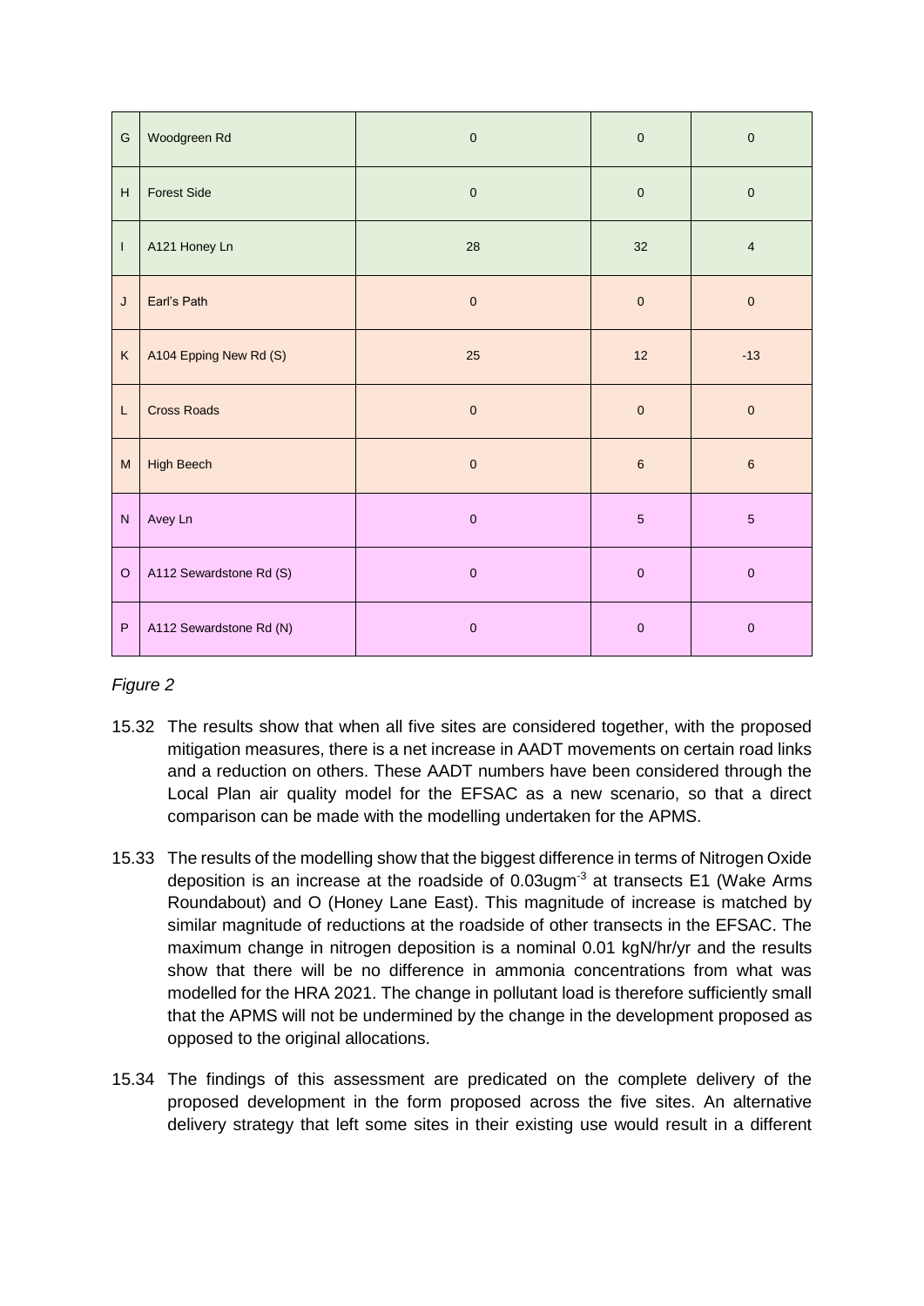| | | | | |
|---|---|---|---|---|
| G | Woodgreen Rd | 0 | 0 | 0 |
| H | Forest Side | 0 | 0 | 0 |
| I | A121 Honey Ln | 28 | 32 | 4 |
| J | Earl's Path | 0 | 0 | 0 |
| K | A104 Epping New Rd (S) | 25 | 12 | -13 |
| L | Cross Roads | 0 | 0 | 0 |
| M | High Beech | 0 | 6 | 6 |
| N | Avey Ln | 0 | 5 | 5 |
| O | A112 Sewardstone Rd (S) | 0 | 0 | 0 |
| P | A112 Sewardstone Rd (N) | 0 | 0 | 0 |

*Figure 2*

15.32 The results show that when all five sites are considered together, with the proposed mitigation measures, there is a net increase in AADT movements on certain road links and a reduction on others. These AADT numbers have been considered through the Local Plan air quality model for the EFSAC as a new scenario, so that a direct comparison can be made with the modelling undertaken for the APMS.

15.33 The results of the modelling show that the biggest difference in terms of Nitrogen Oxide deposition is an increase at the roadside of $0.03ugm^{-3}$ at transects E1 (Wake Arms Roundabout) and O (Honey Lane East). This magnitude of increase is matched by similar magnitude of reductions at the roadside of other transects in the EFSAC. The maximum change in nitrogen deposition is a nominal 0.01 kgN/hr/yr and the results show that there will be no difference in ammonia concentrations from what was modelled for the HRA 2021. The change in pollutant load is therefore sufficiently small that the APMS will not be undermined by the change in the development proposed as opposed to the original allocations.

15.34 The findings of this assessment are predicated on the complete delivery of the proposed development in the form proposed across the five sites. An alternative delivery strategy that left some sites in their existing use would result in a different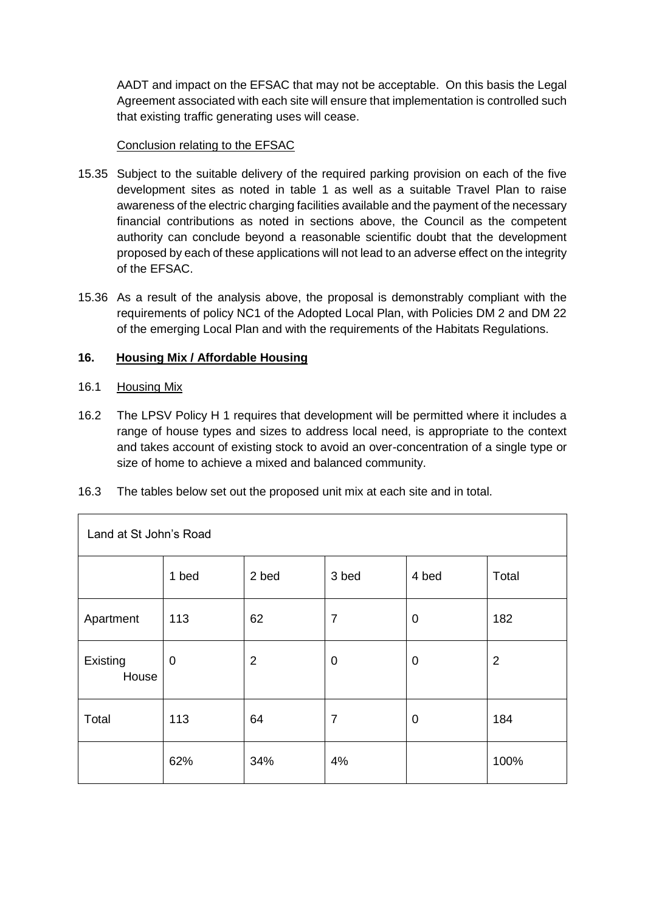AADT and impact on the EFSAC that may not be acceptable. On this basis the Legal Agreement associated with each site will ensure that implementation is controlled such that existing traffic generating uses will cease.

Conclusion relating to the EFSAC

15.35 Subject to the suitable delivery of the required parking provision on each of the five development sites as noted in table 1 as well as a suitable Travel Plan to raise awareness of the electric charging facilities available and the payment of the necessary financial contributions as noted in sections above, the Council as the competent authority can conclude beyond a reasonable scientific doubt that the development proposed by each of these applications will not lead to an adverse effect on the integrity of the EFSAC.

15.36 As a result of the analysis above, the proposal is demonstrably compliant with the requirements of policy NC1 of the Adopted Local Plan, with Policies DM 2 and DM 22 of the emerging Local Plan and with the requirements of the Habitats Regulations.

## 16. Housing Mix / Affordable Housing

16.1 Housing Mix

16.2 The LPSV Policy H 1 requires that development will be permitted where it includes a range of house types and sizes to address local need, is appropriate to the context and takes account of existing stock to avoid an over-concentration of a single type or size of home to achieve a mixed and balanced community.

16.3 The tables below set out the proposed unit mix at each site and in total.

| Land at St John's Road | | | | | |
|---|---|---|---|---|---|
| | 1 bed | 2 bed | 3 bed | 4 bed | Total |
| Apartment | 113 | 62 | 7 | 0 | 182 |
| Existing House | 0 | 2 | 0 | 0 | 2 |
| Total | 113 | 64 | 7 | 0 | 184 |
| | 62% | 34% | 4% | | 100% |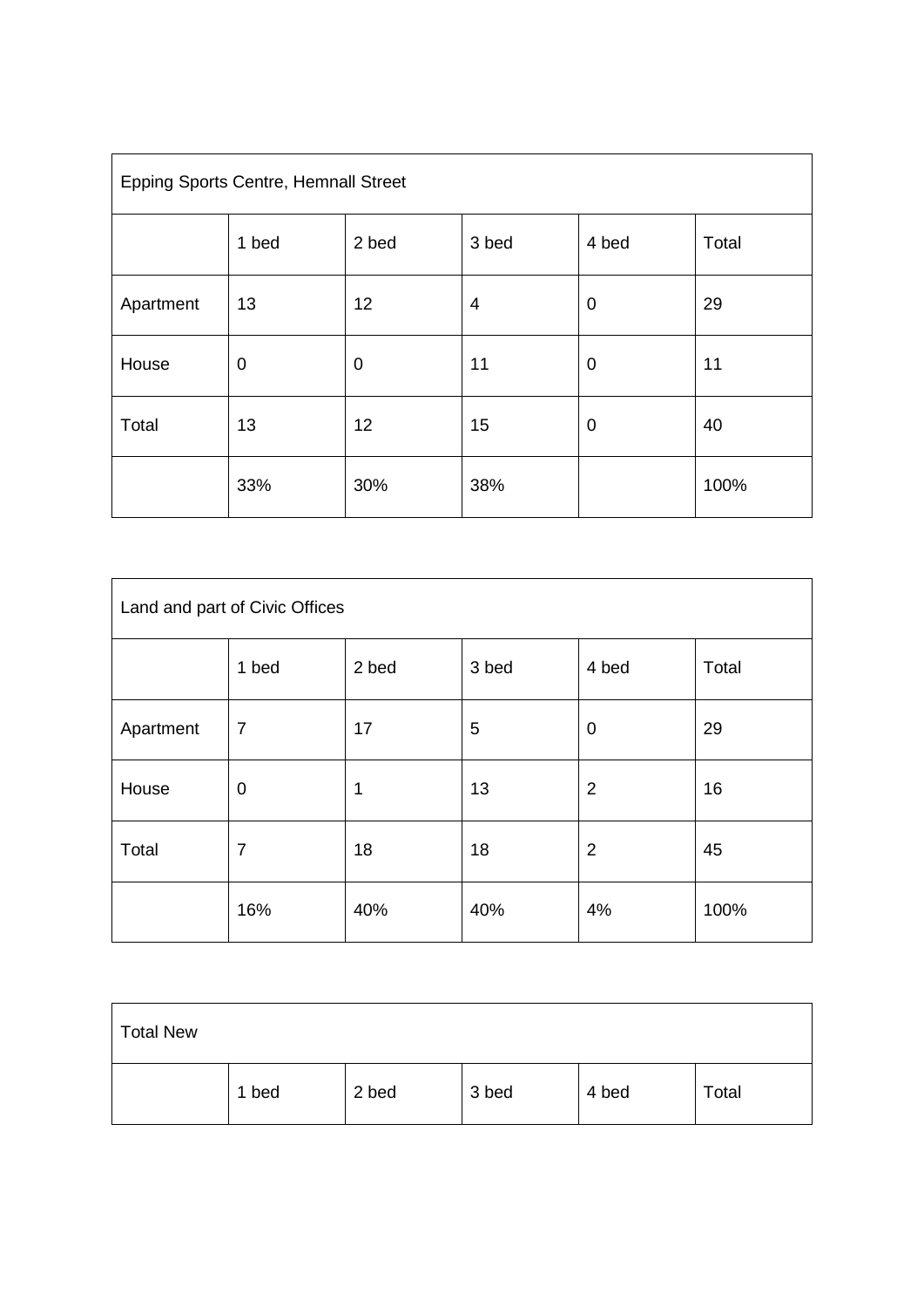| Epping Sports Centre, Hemnall Street | | | | | |
|---|---|---|---|---|---|
| | 1 bed | 2 bed | 3 bed | 4 bed | Total |
| Apartment | 13 | 12 | 4 | 0 | 29 |
| House | 0 | 0 | 11 | 0 | 11 |
| Total | 13 | 12 | 15 | 0 | 40 |
| | 33% | 30% | 38% | | 100% |

| Land and part of Civic Offices | | | | | |
|---|---|---|---|---|---|
| | 1 bed | 2 bed | 3 bed | 4 bed | Total |
| Apartment | 7 | 17 | 5 | 0 | 29 |
| House | 0 | 1 | 13 | 2 | 16 |
| Total | 7 | 18 | 18 | 2 | 45 |
| | 16% | 40% | 40% | 4% | 100% |

| Total New | | | | | |
|---|---|---|---|---|---|
| | 1 bed | 2 bed | 3 bed | 4 bed | Total |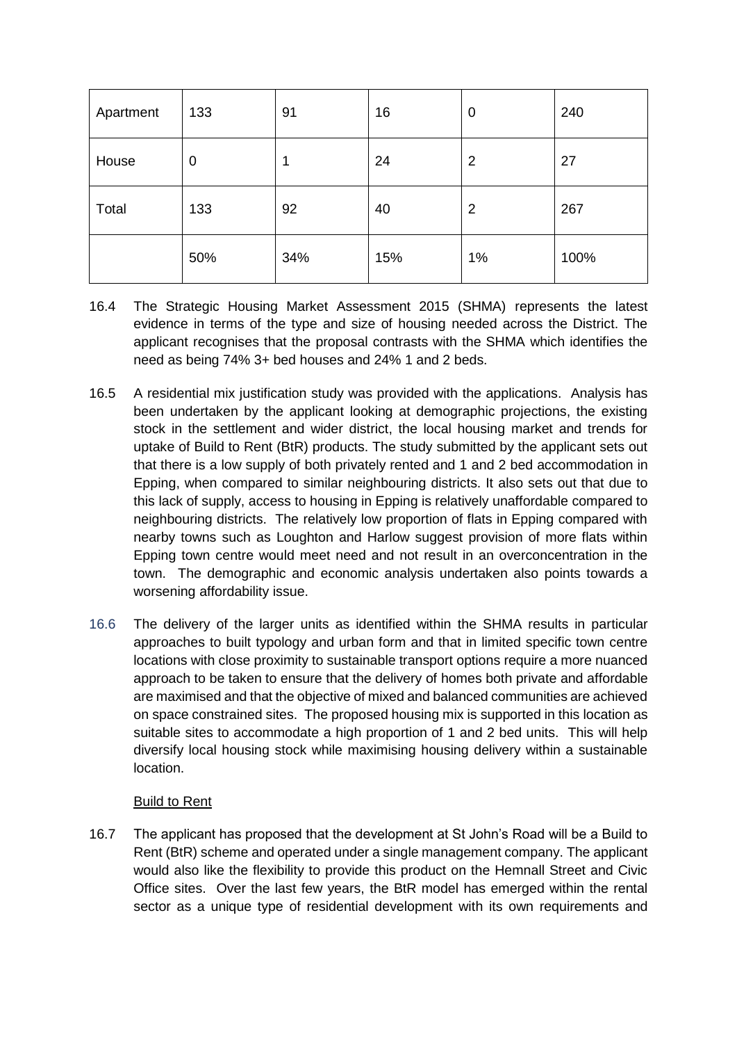| Apartment | 133 | 91 | 16 | 0 | 240 |
|---|---|---|---|---|---|
| House | 0 | 1 | 24 | 2 | 27 |
| Total | 133 | 92 | 40 | 2 | 267 |
| | 50% | 34% | 15% | 1% | 100% |

16.4 The Strategic Housing Market Assessment 2015 (SHMA) represents the latest evidence in terms of the type and size of housing needed across the District. The applicant recognises that the proposal contrasts with the SHMA which identifies the need as being 74% 3+ bed houses and 24% 1 and 2 beds.

16.5 A residential mix justification study was provided with the applications. Analysis has been undertaken by the applicant looking at demographic projections, the existing stock in the settlement and wider district, the local housing market and trends for uptake of Build to Rent (BtR) products. The study submitted by the applicant sets out that there is a low supply of both privately rented and 1 and 2 bed accommodation in Epping, when compared to similar neighbouring districts. It also sets out that due to this lack of supply, access to housing in Epping is relatively unaffordable compared to neighbouring districts. The relatively low proportion of flats in Epping compared with nearby towns such as Loughton and Harlow suggest provision of more flats within Epping town centre would meet need and not result in an overconcentration in the town. The demographic and economic analysis undertaken also points towards a worsening affordability issue.

16.6 The delivery of the larger units as identified within the SHMA results in particular approaches to built typology and urban form and that in limited specific town centre locations with close proximity to sustainable transport options require a more nuanced approach to be taken to ensure that the delivery of homes both private and affordable are maximised and that the objective of mixed and balanced communities are achieved on space constrained sites. The proposed housing mix is supported in this location as suitable sites to accommodate a high proportion of 1 and 2 bed units. This will help diversify local housing stock while maximising housing delivery within a sustainable location.

Build to Rent

16.7 The applicant has proposed that the development at St John's Road will be a Build to Rent (BtR) scheme and operated under a single management company. The applicant would also like the flexibility to provide this product on the Hemnall Street and Civic Office sites. Over the last few years, the BtR model has emerged within the rental sector as a unique type of residential development with its own requirements and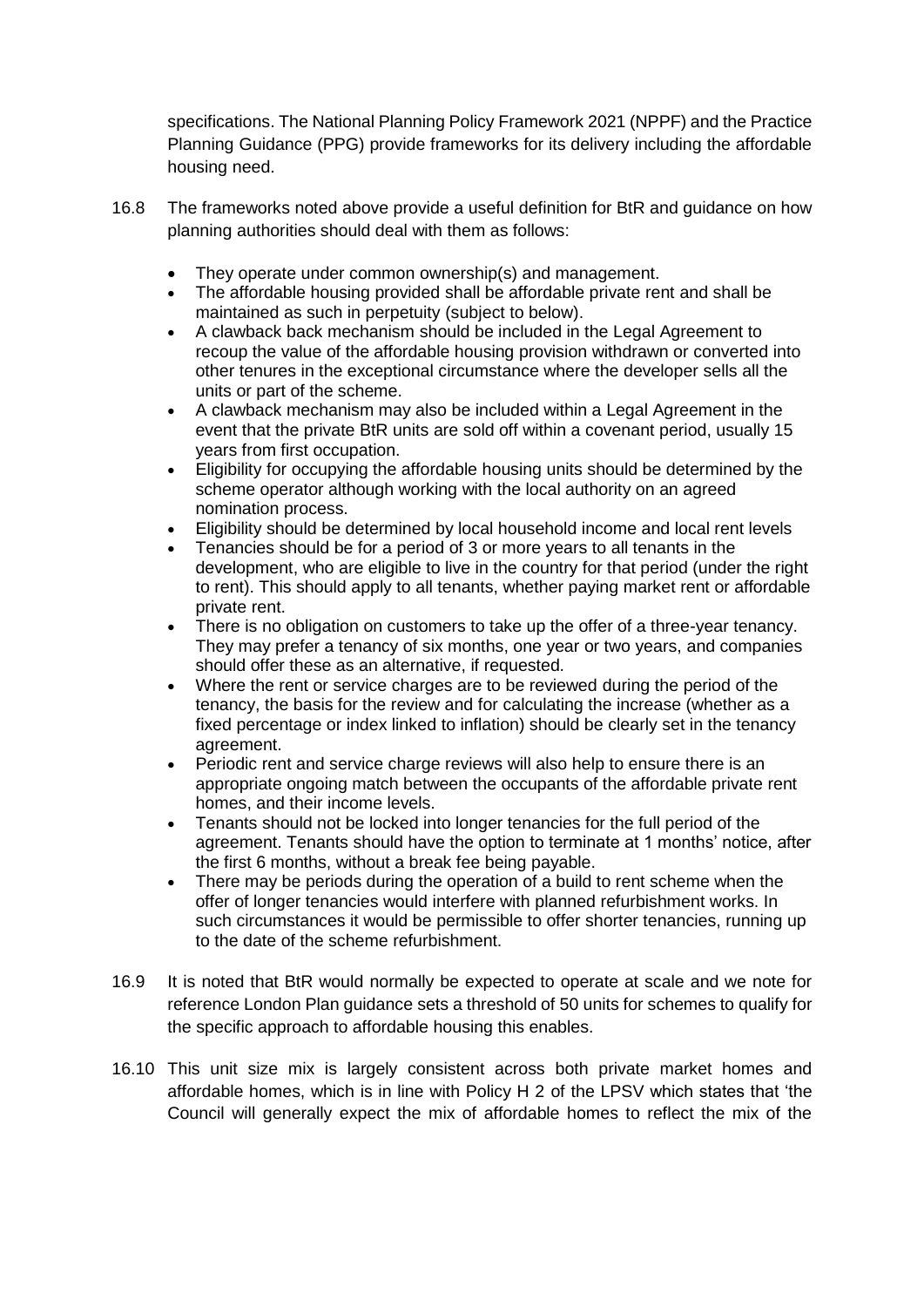specifications. The National Planning Policy Framework 2021 (NPPF) and the Practice Planning Guidance (PPG) provide frameworks for its delivery including the affordable housing need.

16.8 The frameworks noted above provide a useful definition for BtR and guidance on how planning authorities should deal with them as follows:

- They operate under common ownership(s) and management.
- The affordable housing provided shall be affordable private rent and shall be maintained as such in perpetuity (subject to below).
- A clawback back mechanism should be included in the Legal Agreement to recoup the value of the affordable housing provision withdrawn or converted into other tenures in the exceptional circumstance where the developer sells all the units or part of the scheme.
- A clawback mechanism may also be included within a Legal Agreement in the event that the private BtR units are sold off within a covenant period, usually 15 years from first occupation.
- Eligibility for occupying the affordable housing units should be determined by the scheme operator although working with the local authority on an agreed nomination process.
- Eligibility should be determined by local household income and local rent levels
- Tenancies should be for a period of 3 or more years to all tenants in the development, who are eligible to live in the country for that period (under the right to rent). This should apply to all tenants, whether paying market rent or affordable private rent.
- There is no obligation on customers to take up the offer of a three-year tenancy. They may prefer a tenancy of six months, one year or two years, and companies should offer these as an alternative, if requested.
- Where the rent or service charges are to be reviewed during the period of the tenancy, the basis for the review and for calculating the increase (whether as a fixed percentage or index linked to inflation) should be clearly set in the tenancy agreement.
- Periodic rent and service charge reviews will also help to ensure there is an appropriate ongoing match between the occupants of the affordable private rent homes, and their income levels.
- Tenants should not be locked into longer tenancies for the full period of the agreement. Tenants should have the option to terminate at 1 months' notice, after the first 6 months, without a break fee being payable.
- There may be periods during the operation of a build to rent scheme when the offer of longer tenancies would interfere with planned refurbishment works. In such circumstances it would be permissible to offer shorter tenancies, running up to the date of the scheme refurbishment.

16.9 It is noted that BtR would normally be expected to operate at scale and we note for reference London Plan guidance sets a threshold of 50 units for schemes to qualify for the specific approach to affordable housing this enables.

16.10 This unit size mix is largely consistent across both private market homes and affordable homes, which is in line with Policy H 2 of the LPSV which states that 'the Council will generally expect the mix of affordable homes to reflect the mix of the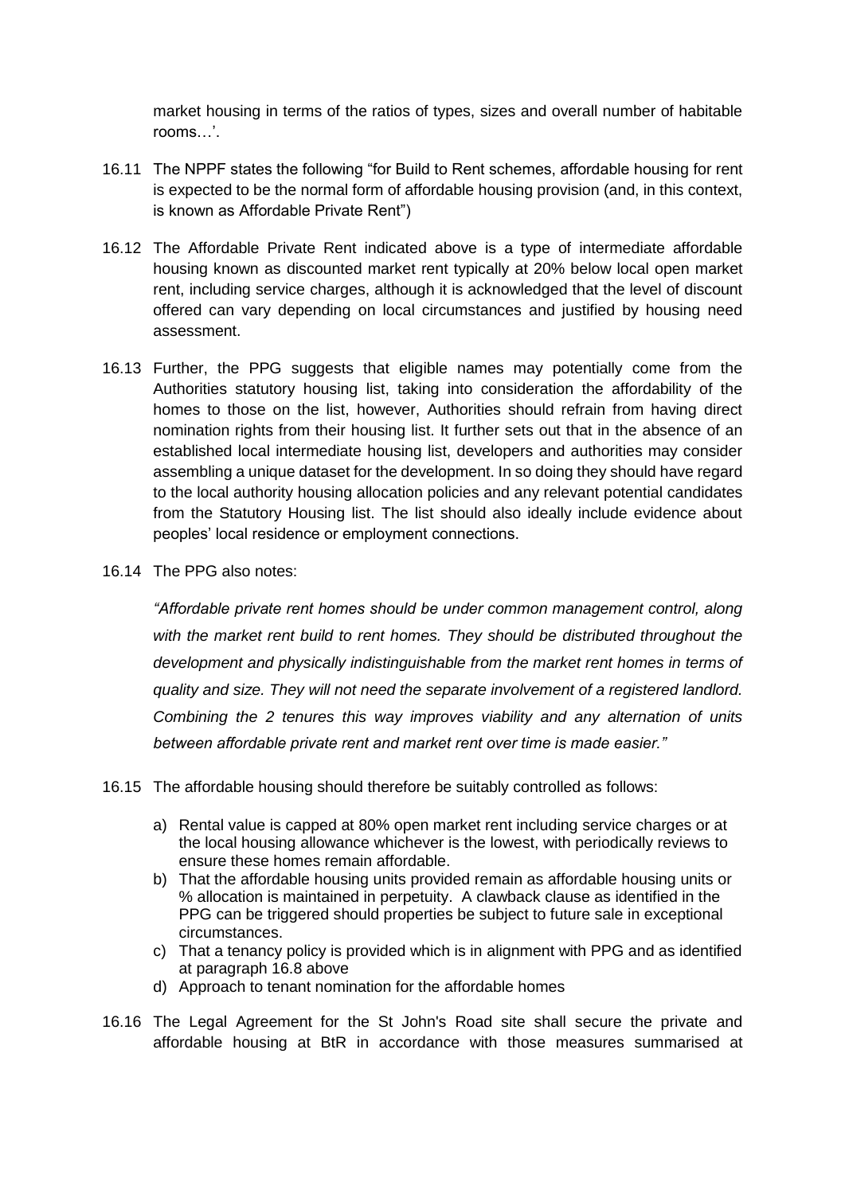market housing in terms of the ratios of types, sizes and overall number of habitable rooms…'.

16.11 The NPPF states the following "for Build to Rent schemes, affordable housing for rent is expected to be the normal form of affordable housing provision (and, in this context, is known as Affordable Private Rent")

16.12 The Affordable Private Rent indicated above is a type of intermediate affordable housing known as discounted market rent typically at 20% below local open market rent, including service charges, although it is acknowledged that the level of discount offered can vary depending on local circumstances and justified by housing need assessment.

16.13 Further, the PPG suggests that eligible names may potentially come from the Authorities statutory housing list, taking into consideration the affordability of the homes to those on the list, however, Authorities should refrain from having direct nomination rights from their housing list. It further sets out that in the absence of an established local intermediate housing list, developers and authorities may consider assembling a unique dataset for the development. In so doing they should have regard to the local authority housing allocation policies and any relevant potential candidates from the Statutory Housing list. The list should also ideally include evidence about peoples' local residence or employment connections.

16.14 The PPG also notes:

*"Affordable private rent homes should be under common management control, along with the market rent build to rent homes. They should be distributed throughout the development and physically indistinguishable from the market rent homes in terms of quality and size. They will not need the separate involvement of a registered landlord. Combining the 2 tenures this way improves viability and any alternation of units between affordable private rent and market rent over time is made easier."*

16.15 The affordable housing should therefore be suitably controlled as follows:

a) Rental value is capped at 80% open market rent including service charges or at the local housing allowance whichever is the lowest, with periodically reviews to ensure these homes remain affordable.
b) That the affordable housing units provided remain as affordable housing units or % allocation is maintained in perpetuity. A clawback clause as identified in the PPG can be triggered should properties be subject to future sale in exceptional circumstances.
c) That a tenancy policy is provided which is in alignment with PPG and as identified at paragraph 16.8 above
d) Approach to tenant nomination for the affordable homes

16.16 The Legal Agreement for the St John's Road site shall secure the private and affordable housing at BtR in accordance with those measures summarised at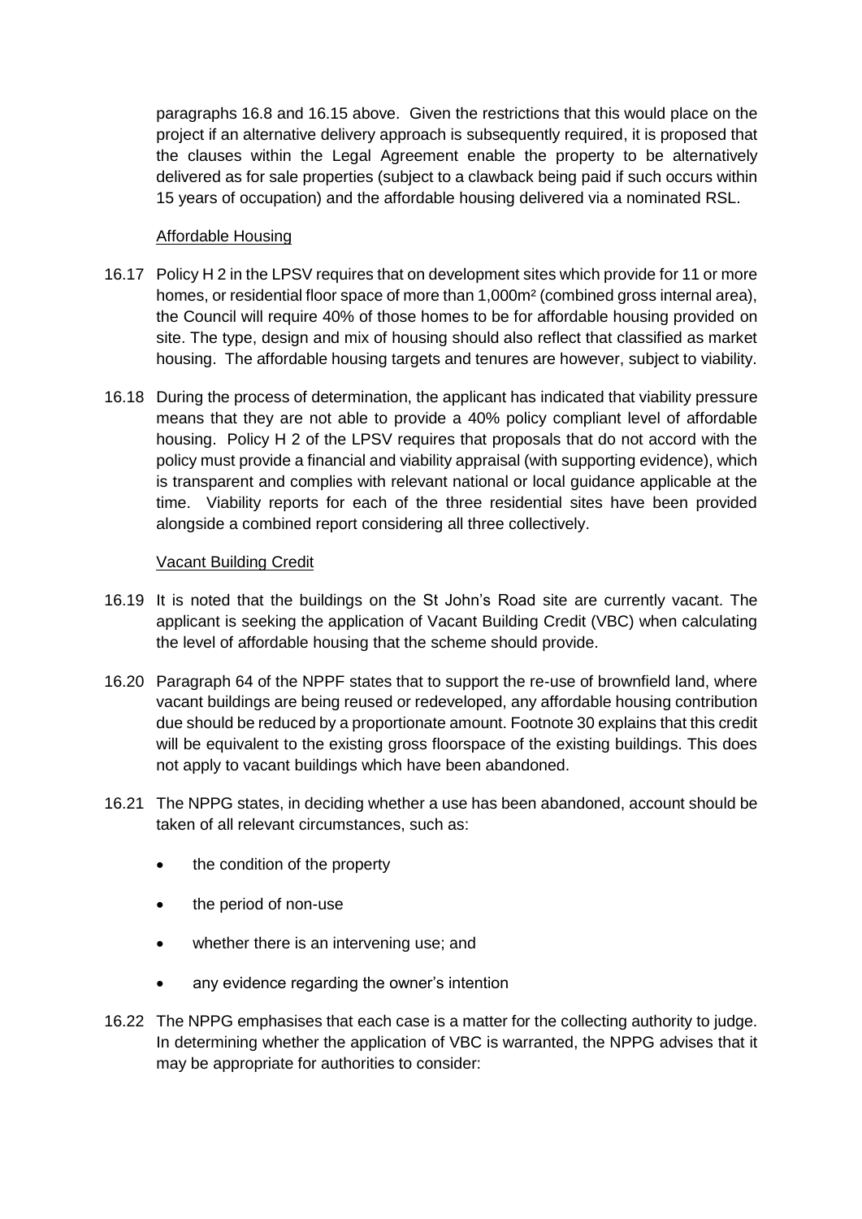paragraphs 16.8 and 16.15 above. Given the restrictions that this would place on the project if an alternative delivery approach is subsequently required, it is proposed that the clauses within the Legal Agreement enable the property to be alternatively delivered as for sale properties (subject to a clawback being paid if such occurs within 15 years of occupation) and the affordable housing delivered via a nominated RSL.

Affordable Housing

16.17 Policy H 2 in the LPSV requires that on development sites which provide for 11 or more homes, or residential floor space of more than 1,000m² (combined gross internal area), the Council will require 40% of those homes to be for affordable housing provided on site. The type, design and mix of housing should also reflect that classified as market housing. The affordable housing targets and tenures are however, subject to viability.

16.18 During the process of determination, the applicant has indicated that viability pressure means that they are not able to provide a 40% policy compliant level of affordable housing. Policy H 2 of the LPSV requires that proposals that do not accord with the policy must provide a financial and viability appraisal (with supporting evidence), which is transparent and complies with relevant national or local guidance applicable at the time. Viability reports for each of the three residential sites have been provided alongside a combined report considering all three collectively.

Vacant Building Credit

16.19 It is noted that the buildings on the St John's Road site are currently vacant. The applicant is seeking the application of Vacant Building Credit (VBC) when calculating the level of affordable housing that the scheme should provide.

16.20 Paragraph 64 of the NPPF states that to support the re-use of brownfield land, where vacant buildings are being reused or redeveloped, any affordable housing contribution due should be reduced by a proportionate amount. Footnote 30 explains that this credit will be equivalent to the existing gross floorspace of the existing buildings. This does not apply to vacant buildings which have been abandoned.

16.21 The NPPG states, in deciding whether a use has been abandoned, account should be taken of all relevant circumstances, such as:

- the condition of the property
- the period of non-use
- whether there is an intervening use; and
- any evidence regarding the owner's intention

16.22 The NPPG emphasises that each case is a matter for the collecting authority to judge. In determining whether the application of VBC is warranted, the NPPG advises that it may be appropriate for authorities to consider: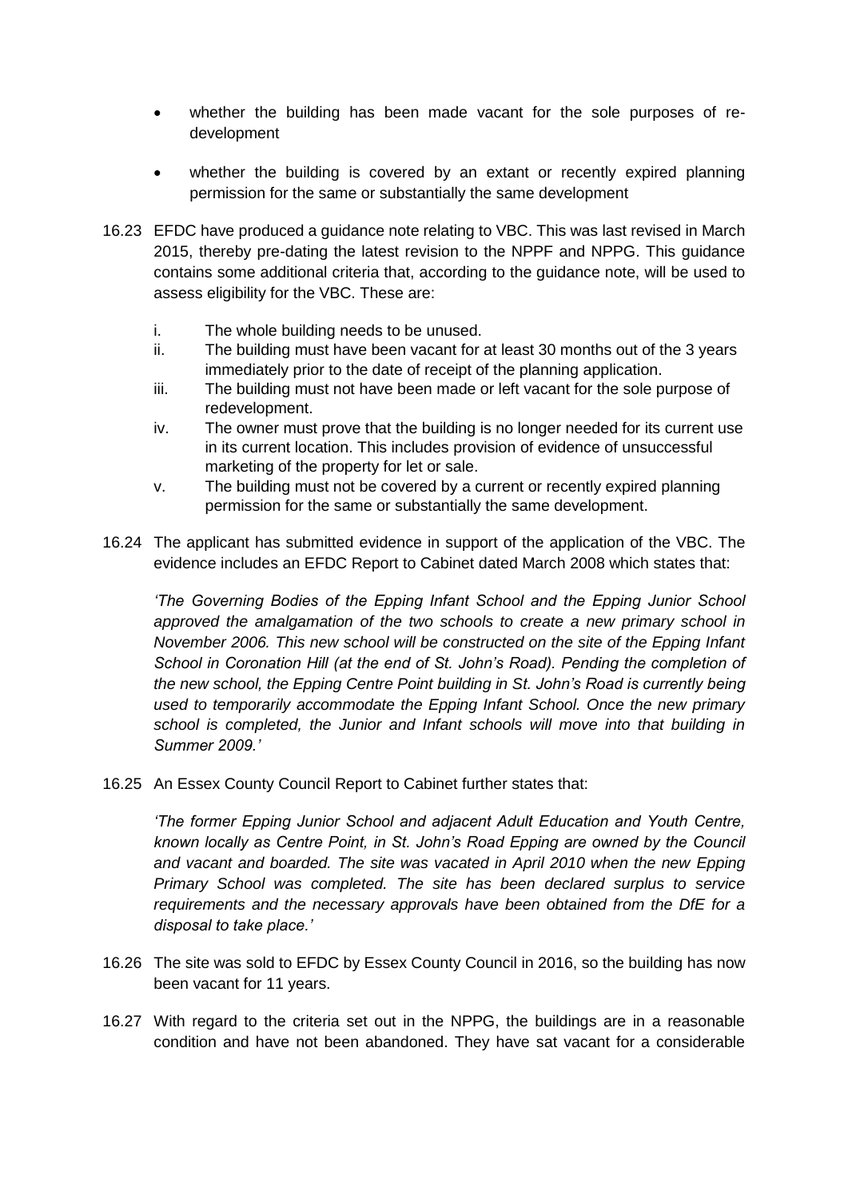- whether the building has been made vacant for the sole purposes of re-development

- whether the building is covered by an extant or recently expired planning permission for the same or substantially the same development

16.23 EFDC have produced a guidance note relating to VBC. This was last revised in March 2015, thereby pre-dating the latest revision to the NPPF and NPPG. This guidance contains some additional criteria that, according to the guidance note, will be used to assess eligibility for the VBC. These are:

  i. The whole building needs to be unused.
  ii. The building must have been vacant for at least 30 months out of the 3 years immediately prior to the date of receipt of the planning application.
  iii. The building must not have been made or left vacant for the sole purpose of redevelopment.
  iv. The owner must prove that the building is no longer needed for its current use in its current location. This includes provision of evidence of unsuccessful marketing of the property for let or sale.
  v. The building must not be covered by a current or recently expired planning permission for the same or substantially the same development.

16.24 The applicant has submitted evidence in support of the application of the VBC. The evidence includes an EFDC Report to Cabinet dated March 2008 which states that:

*'The Governing Bodies of the Epping Infant School and the Epping Junior School approved the amalgamation of the two schools to create a new primary school in November 2006. This new school will be constructed on the site of the Epping Infant School in Coronation Hill (at the end of St. John's Road). Pending the completion of the new school, the Epping Centre Point building in St. John's Road is currently being used to temporarily accommodate the Epping Infant School. Once the new primary school is completed, the Junior and Infant schools will move into that building in Summer 2009.'*

16.25 An Essex County Council Report to Cabinet further states that:

*'The former Epping Junior School and adjacent Adult Education and Youth Centre, known locally as Centre Point, in St. John's Road Epping are owned by the Council and vacant and boarded. The site was vacated in April 2010 when the new Epping Primary School was completed. The site has been declared surplus to service requirements and the necessary approvals have been obtained from the DfE for a disposal to take place.'*

16.26 The site was sold to EFDC by Essex County Council in 2016, so the building has now been vacant for 11 years.

16.27 With regard to the criteria set out in the NPPG, the buildings are in a reasonable condition and have not been abandoned. They have sat vacant for a considerable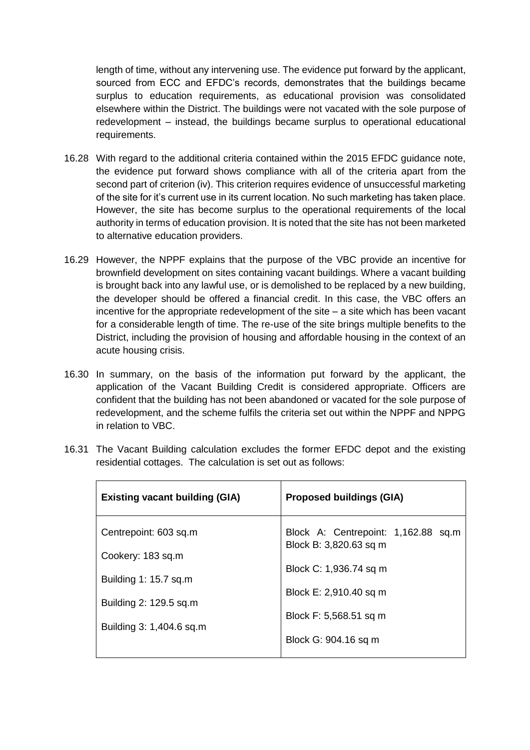length of time, without any intervening use. The evidence put forward by the applicant, sourced from ECC and EFDC's records, demonstrates that the buildings became surplus to education requirements, as educational provision was consolidated elsewhere within the District. The buildings were not vacated with the sole purpose of redevelopment – instead, the buildings became surplus to operational educational requirements.

16.28 With regard to the additional criteria contained within the 2015 EFDC guidance note, the evidence put forward shows compliance with all of the criteria apart from the second part of criterion (iv). This criterion requires evidence of unsuccessful marketing of the site for it's current use in its current location. No such marketing has taken place. However, the site has become surplus to the operational requirements of the local authority in terms of education provision. It is noted that the site has not been marketed to alternative education providers.

16.29 However, the NPPF explains that the purpose of the VBC provide an incentive for brownfield development on sites containing vacant buildings. Where a vacant building is brought back into any lawful use, or is demolished to be replaced by a new building, the developer should be offered a financial credit. In this case, the VBC offers an incentive for the appropriate redevelopment of the site – a site which has been vacant for a considerable length of time. The re-use of the site brings multiple benefits to the District, including the provision of housing and affordable housing in the context of an acute housing crisis.

16.30 In summary, on the basis of the information put forward by the applicant, the application of the Vacant Building Credit is considered appropriate. Officers are confident that the building has not been abandoned or vacated for the sole purpose of redevelopment, and the scheme fulfils the criteria set out within the NPPF and NPPG in relation to VBC.

16.31 The Vacant Building calculation excludes the former EFDC depot and the existing residential cottages. The calculation is set out as follows:

| **Existing vacant building (GIA)** | **Proposed buildings (GIA)** |
|---|---|
| Centrepoint: 603 sq.m<br><br>Cookery: 183 sq.m<br><br>Building 1: 15.7 sq.m<br><br>Building 2: 129.5 sq.m<br><br>Building 3: 1,404.6 sq.m | Block A: Centrepoint: 1,162.88 sq.m<br>Block B: 3,820.63 sq m<br><br>Block C: 1,936.74 sq m<br><br>Block E: 2,910.40 sq m<br><br>Block F: 5,568.51 sq m<br><br>Block G: 904.16 sq m |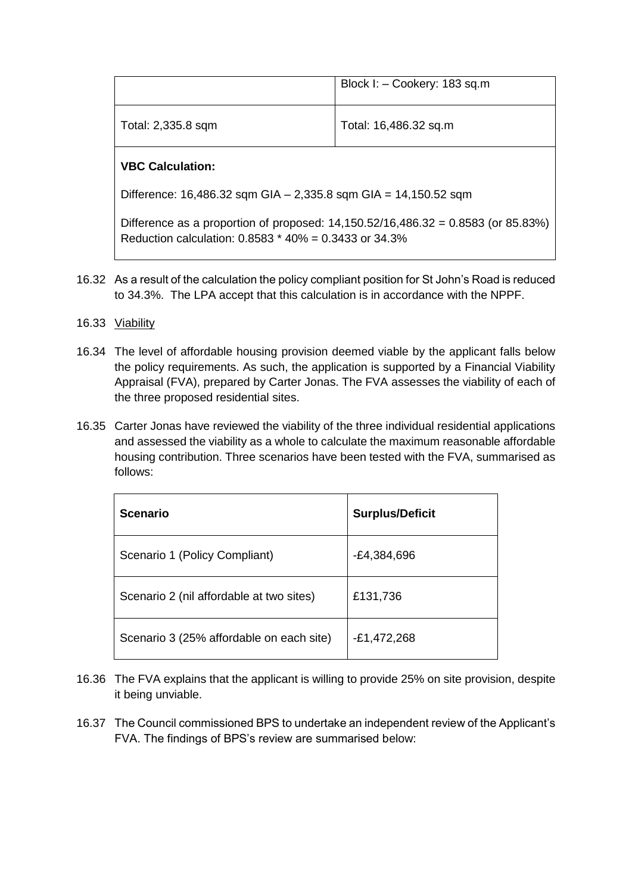| | |
|---|---|
| | Block I: – Cookery: 183 sq.m |
| Total: 2,335.8 sqm | Total: 16,486.32 sq.m |

**VBC Calculation:**

Difference: 16,486.32 sqm GIA – 2,335.8 sqm GIA = 14,150.52 sqm

Difference as a proportion of proposed: 14,150.52/16,486.32 = 0.8583 (or 85.83%)
Reduction calculation: 0.8583 * 40% = 0.3433 or 34.3%

16.32 As a result of the calculation the policy compliant position for St John's Road is reduced to 34.3%. The LPA accept that this calculation is in accordance with the NPPF.

16.33 Viability

16.34 The level of affordable housing provision deemed viable by the applicant falls below the policy requirements. As such, the application is supported by a Financial Viability Appraisal (FVA), prepared by Carter Jonas. The FVA assesses the viability of each of the three proposed residential sites.

16.35 Carter Jonas have reviewed the viability of the three individual residential applications and assessed the viability as a whole to calculate the maximum reasonable affordable housing contribution. Three scenarios have been tested with the FVA, summarised as follows:

| Scenario | Surplus/Deficit |
|---|---|
| Scenario 1 (Policy Compliant) | -£4,384,696 |
| Scenario 2 (nil affordable at two sites) | £131,736 |
| Scenario 3 (25% affordable on each site) | -£1,472,268 |

16.36 The FVA explains that the applicant is willing to provide 25% on site provision, despite it being unviable.

16.37 The Council commissioned BPS to undertake an independent review of the Applicant's FVA. The findings of BPS's review are summarised below: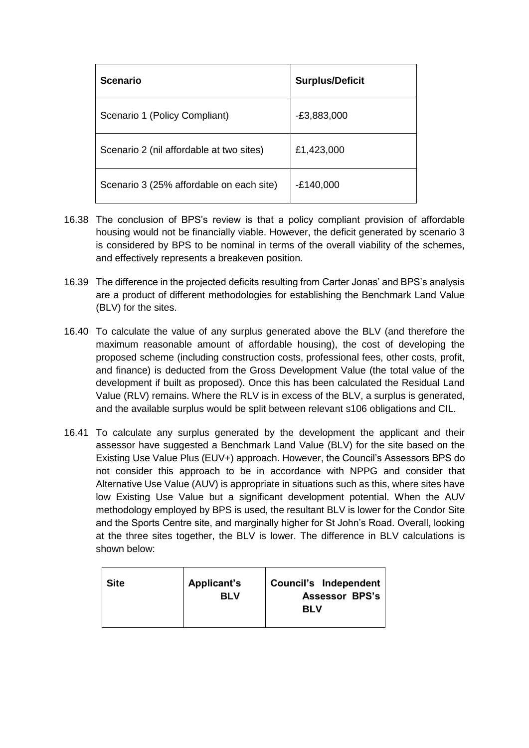| Scenario | Surplus/Deficit |
| --- | --- |
| Scenario 1 (Policy Compliant) | -£3,883,000 |
| Scenario 2 (nil affordable at two sites) | £1,423,000 |
| Scenario 3 (25% affordable on each site) | -£140,000 |

16.38 The conclusion of BPS's review is that a policy compliant provision of affordable housing would not be financially viable. However, the deficit generated by scenario 3 is considered by BPS to be nominal in terms of the overall viability of the schemes, and effectively represents a breakeven position.

16.39 The difference in the projected deficits resulting from Carter Jonas' and BPS's analysis are a product of different methodologies for establishing the Benchmark Land Value (BLV) for the sites.

16.40 To calculate the value of any surplus generated above the BLV (and therefore the maximum reasonable amount of affordable housing), the cost of developing the proposed scheme (including construction costs, professional fees, other costs, profit, and finance) is deducted from the Gross Development Value (the total value of the development if built as proposed). Once this has been calculated the Residual Land Value (RLV) remains. Where the RLV is in excess of the BLV, a surplus is generated, and the available surplus would be split between relevant s106 obligations and CIL.

16.41 To calculate any surplus generated by the development the applicant and their assessor have suggested a Benchmark Land Value (BLV) for the site based on the Existing Use Value Plus (EUV+) approach. However, the Council's Assessors BPS do not consider this approach to be in accordance with NPPG and consider that Alternative Use Value (AUV) is appropriate in situations such as this, where sites have low Existing Use Value but a significant development potential. When the AUV methodology employed by BPS is used, the resultant BLV is lower for the Condor Site and the Sports Centre site, and marginally higher for St John's Road. Overall, looking at the three sites together, the BLV is lower. The difference in BLV calculations is shown below:

| Site | Applicant's BLV | Council's Independent Assessor BPS's BLV |
| --- | --- | --- |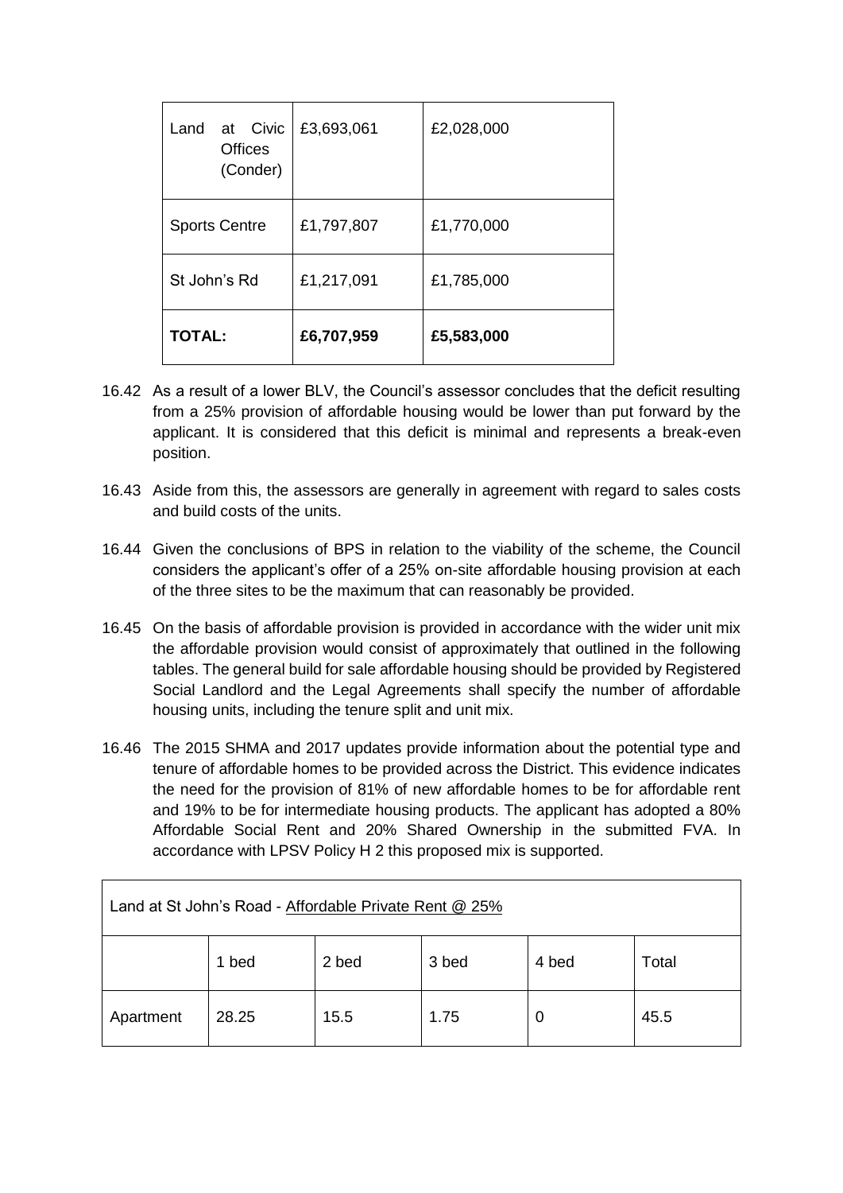| Land at Civic Offices (Conder) | £3,693,061 | £2,028,000 |
|---|---|---|
| Sports Centre | £1,797,807 | £1,770,000 |
| St John's Rd | £1,217,091 | £1,785,000 |
| **TOTAL:** | **£6,707,959** | **£5,583,000** |

16.42 As a result of a lower BLV, the Council's assessor concludes that the deficit resulting from a 25% provision of affordable housing would be lower than put forward by the applicant. It is considered that this deficit is minimal and represents a break-even position.

16.43 Aside from this, the assessors are generally in agreement with regard to sales costs and build costs of the units.

16.44 Given the conclusions of BPS in relation to the viability of the scheme, the Council considers the applicant's offer of a 25% on-site affordable housing provision at each of the three sites to be the maximum that can reasonably be provided.

16.45 On the basis of affordable provision is provided in accordance with the wider unit mix the affordable provision would consist of approximately that outlined in the following tables. The general build for sale affordable housing should be provided by Registered Social Landlord and the Legal Agreements shall specify the number of affordable housing units, including the tenure split and unit mix.

16.46 The 2015 SHMA and 2017 updates provide information about the potential type and tenure of affordable homes to be provided across the District. This evidence indicates the need for the provision of 81% of new affordable homes to be for affordable rent and 19% to be for intermediate housing products. The applicant has adopted a 80% Affordable Social Rent and 20% Shared Ownership in the submitted FVA. In accordance with LPSV Policy H 2 this proposed mix is supported.

| Land at St John's Road - Affordable Private Rent @ 25% | | | | | |
|---|---|---|---|---|---|
| | 1 bed | 2 bed | 3 bed | 4 bed | Total |
| Apartment | 28.25 | 15.5 | 1.75 | 0 | 45.5 |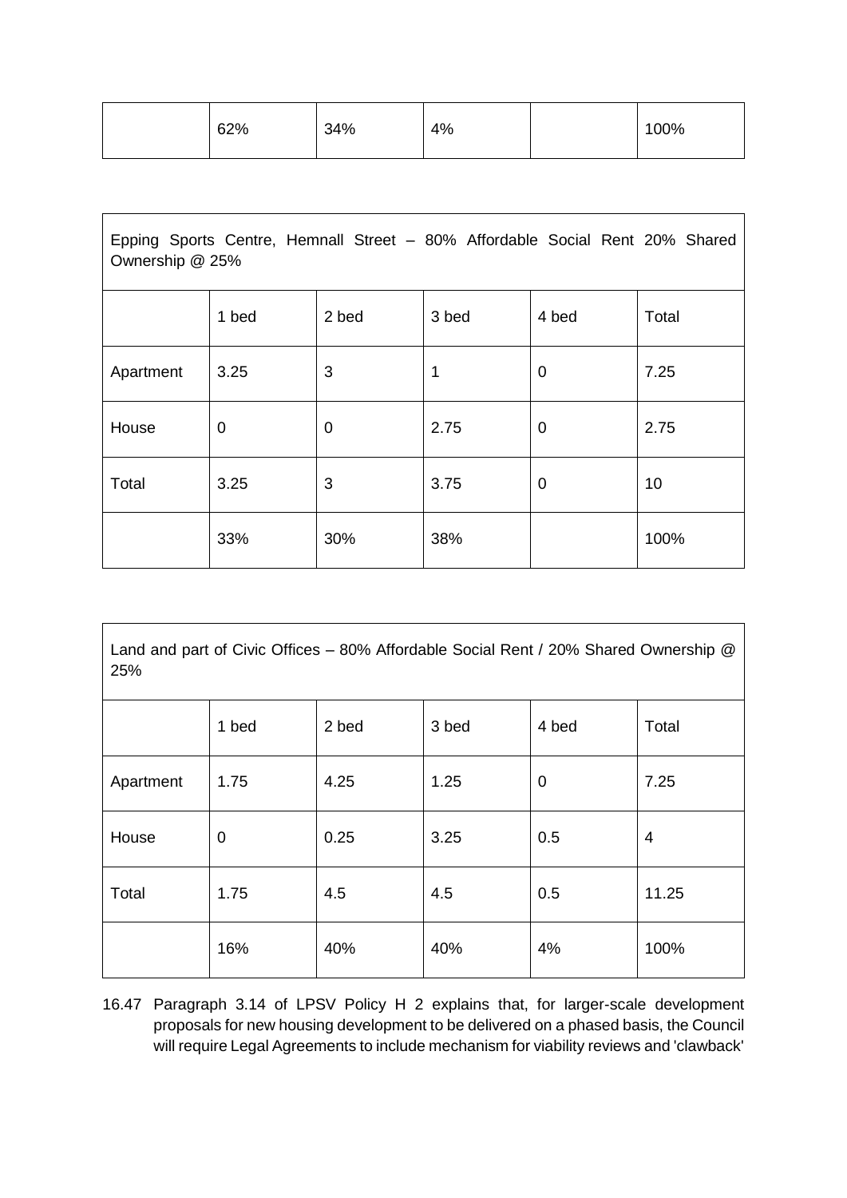|  | 62% | 34% | 4% |  | 100% |
|---|---|---|---|---|---|

| Epping Sports Centre, Hemnall Street – 80% Affordable Social Rent 20% Shared Ownership @ 25% | | | | | |
|---|---|---|---|---|---|
|  | 1 bed | 2 bed | 3 bed | 4 bed | Total |
| Apartment | 3.25 | 3 | 1 | 0 | 7.25 |
| House | 0 | 0 | 2.75 | 0 | 2.75 |
| Total | 3.25 | 3 | 3.75 | 0 | 10 |
|  | 33% | 30% | 38% |  | 100% |

| Land and part of Civic Offices – 80% Affordable Social Rent / 20% Shared Ownership @ 25% | | | | | |
|---|---|---|---|---|---|
|  | 1 bed | 2 bed | 3 bed | 4 bed | Total |
| Apartment | 1.75 | 4.25 | 1.25 | 0 | 7.25 |
| House | 0 | 0.25 | 3.25 | 0.5 | 4 |
| Total | 1.75 | 4.5 | 4.5 | 0.5 | 11.25 |
|  | 16% | 40% | 40% | 4% | 100% |

16.47 Paragraph 3.14 of LPSV Policy H 2 explains that, for larger-scale development proposals for new housing development to be delivered on a phased basis, the Council will require Legal Agreements to include mechanism for viability reviews and 'clawback'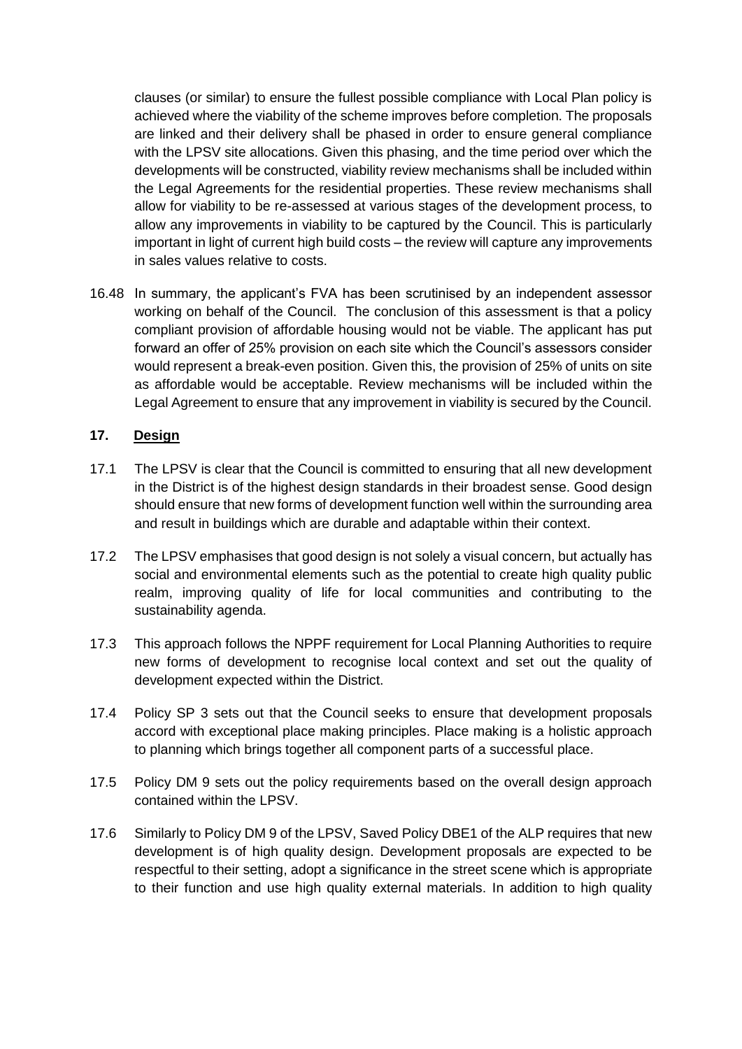clauses (or similar) to ensure the fullest possible compliance with Local Plan policy is achieved where the viability of the scheme improves before completion. The proposals are linked and their delivery shall be phased in order to ensure general compliance with the LPSV site allocations. Given this phasing, and the time period over which the developments will be constructed, viability review mechanisms shall be included within the Legal Agreements for the residential properties. These review mechanisms shall allow for viability to be re-assessed at various stages of the development process, to allow any improvements in viability to be captured by the Council. This is particularly important in light of current high build costs – the review will capture any improvements in sales values relative to costs.

16.48 In summary, the applicant's FVA has been scrutinised by an independent assessor working on behalf of the Council. The conclusion of this assessment is that a policy compliant provision of affordable housing would not be viable. The applicant has put forward an offer of 25% provision on each site which the Council's assessors consider would represent a break-even position. Given this, the provision of 25% of units on site as affordable would be acceptable. Review mechanisms will be included within the Legal Agreement to ensure that any improvement in viability is secured by the Council.

## 17. Design

17.1 The LPSV is clear that the Council is committed to ensuring that all new development in the District is of the highest design standards in their broadest sense. Good design should ensure that new forms of development function well within the surrounding area and result in buildings which are durable and adaptable within their context.

17.2 The LPSV emphasises that good design is not solely a visual concern, but actually has social and environmental elements such as the potential to create high quality public realm, improving quality of life for local communities and contributing to the sustainability agenda.

17.3 This approach follows the NPPF requirement for Local Planning Authorities to require new forms of development to recognise local context and set out the quality of development expected within the District.

17.4 Policy SP 3 sets out that the Council seeks to ensure that development proposals accord with exceptional place making principles. Place making is a holistic approach to planning which brings together all component parts of a successful place.

17.5 Policy DM 9 sets out the policy requirements based on the overall design approach contained within the LPSV.

17.6 Similarly to Policy DM 9 of the LPSV, Saved Policy DBE1 of the ALP requires that new development is of high quality design. Development proposals are expected to be respectful to their setting, adopt a significance in the street scene which is appropriate to their function and use high quality external materials. In addition to high quality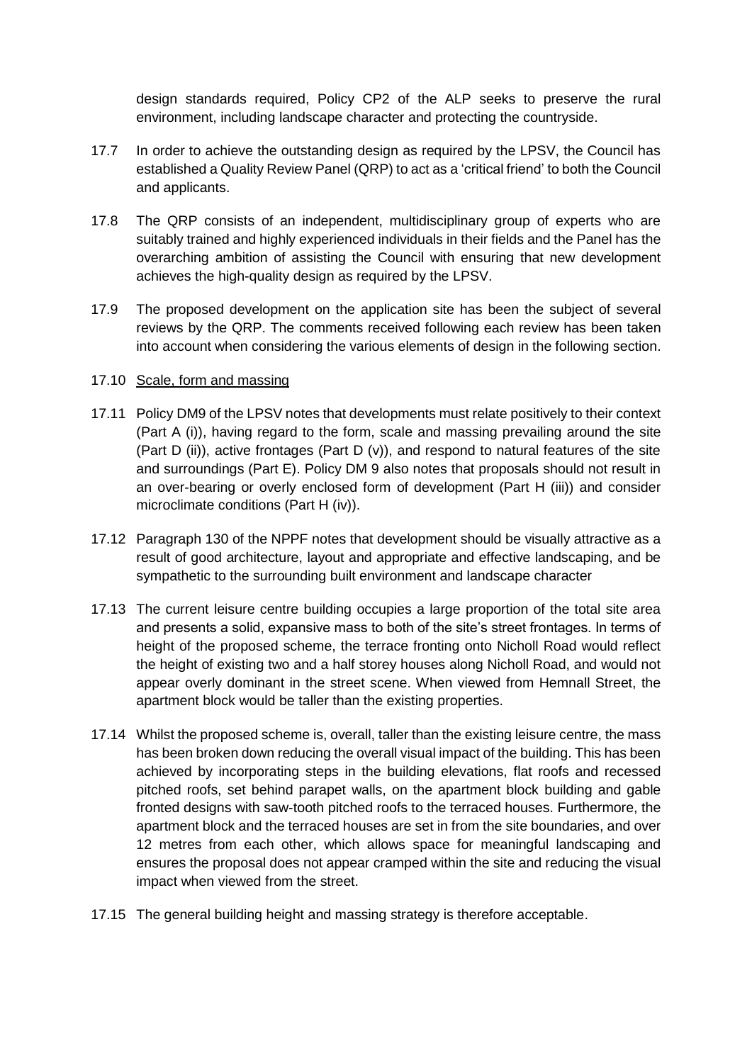design standards required, Policy CP2 of the ALP seeks to preserve the rural environment, including landscape character and protecting the countryside.

17.7 In order to achieve the outstanding design as required by the LPSV, the Council has established a Quality Review Panel (QRP) to act as a 'critical friend' to both the Council and applicants.

17.8 The QRP consists of an independent, multidisciplinary group of experts who are suitably trained and highly experienced individuals in their fields and the Panel has the overarching ambition of assisting the Council with ensuring that new development achieves the high-quality design as required by the LPSV.

17.9 The proposed development on the application site has been the subject of several reviews by the QRP. The comments received following each review has been taken into account when considering the various elements of design in the following section.

17.10 <u>Scale, form and massing</u>

17.11 Policy DM9 of the LPSV notes that developments must relate positively to their context (Part A (i)), having regard to the form, scale and massing prevailing around the site (Part D (ii)), active frontages (Part D (v)), and respond to natural features of the site and surroundings (Part E). Policy DM 9 also notes that proposals should not result in an over-bearing or overly enclosed form of development (Part H (iii)) and consider microclimate conditions (Part H (iv)).

17.12 Paragraph 130 of the NPPF notes that development should be visually attractive as a result of good architecture, layout and appropriate and effective landscaping, and be sympathetic to the surrounding built environment and landscape character

17.13 The current leisure centre building occupies a large proportion of the total site area and presents a solid, expansive mass to both of the site's street frontages. In terms of height of the proposed scheme, the terrace fronting onto Nicholl Road would reflect the height of existing two and a half storey houses along Nicholl Road, and would not appear overly dominant in the street scene. When viewed from Hemnall Street, the apartment block would be taller than the existing properties.

17.14 Whilst the proposed scheme is, overall, taller than the existing leisure centre, the mass has been broken down reducing the overall visual impact of the building. This has been achieved by incorporating steps in the building elevations, flat roofs and recessed pitched roofs, set behind parapet walls, on the apartment block building and gable fronted designs with saw-tooth pitched roofs to the terraced houses. Furthermore, the apartment block and the terraced houses are set in from the site boundaries, and over 12 metres from each other, which allows space for meaningful landscaping and ensures the proposal does not appear cramped within the site and reducing the visual impact when viewed from the street.

17.15 The general building height and massing strategy is therefore acceptable.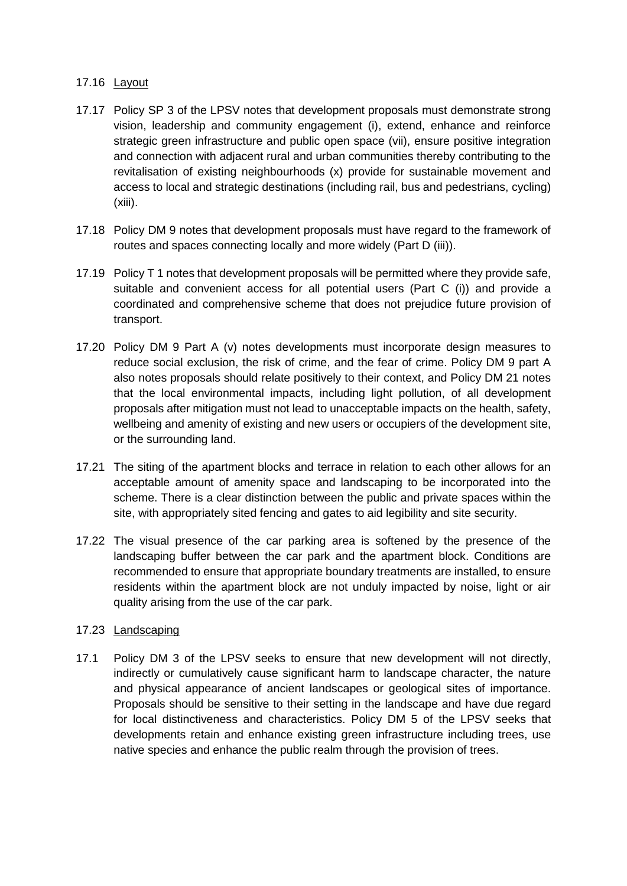17.16 Layout

17.17 Policy SP 3 of the LPSV notes that development proposals must demonstrate strong vision, leadership and community engagement (i), extend, enhance and reinforce strategic green infrastructure and public open space (vii), ensure positive integration and connection with adjacent rural and urban communities thereby contributing to the revitalisation of existing neighbourhoods (x) provide for sustainable movement and access to local and strategic destinations (including rail, bus and pedestrians, cycling) (xiii).

17.18 Policy DM 9 notes that development proposals must have regard to the framework of routes and spaces connecting locally and more widely (Part D (iii)).

17.19 Policy T 1 notes that development proposals will be permitted where they provide safe, suitable and convenient access for all potential users (Part C (i)) and provide a coordinated and comprehensive scheme that does not prejudice future provision of transport.

17.20 Policy DM 9 Part A (v) notes developments must incorporate design measures to reduce social exclusion, the risk of crime, and the fear of crime. Policy DM 9 part A also notes proposals should relate positively to their context, and Policy DM 21 notes that the local environmental impacts, including light pollution, of all development proposals after mitigation must not lead to unacceptable impacts on the health, safety, wellbeing and amenity of existing and new users or occupiers of the development site, or the surrounding land.

17.21 The siting of the apartment blocks and terrace in relation to each other allows for an acceptable amount of amenity space and landscaping to be incorporated into the scheme. There is a clear distinction between the public and private spaces within the site, with appropriately sited fencing and gates to aid legibility and site security.

17.22 The visual presence of the car parking area is softened by the presence of the landscaping buffer between the car park and the apartment block. Conditions are recommended to ensure that appropriate boundary treatments are installed, to ensure residents within the apartment block are not unduly impacted by noise, light or air quality arising from the use of the car park.

17.23 Landscaping

17.1 Policy DM 3 of the LPSV seeks to ensure that new development will not directly, indirectly or cumulatively cause significant harm to landscape character, the nature and physical appearance of ancient landscapes or geological sites of importance. Proposals should be sensitive to their setting in the landscape and have due regard for local distinctiveness and characteristics. Policy DM 5 of the LPSV seeks that developments retain and enhance existing green infrastructure including trees, use native species and enhance the public realm through the provision of trees.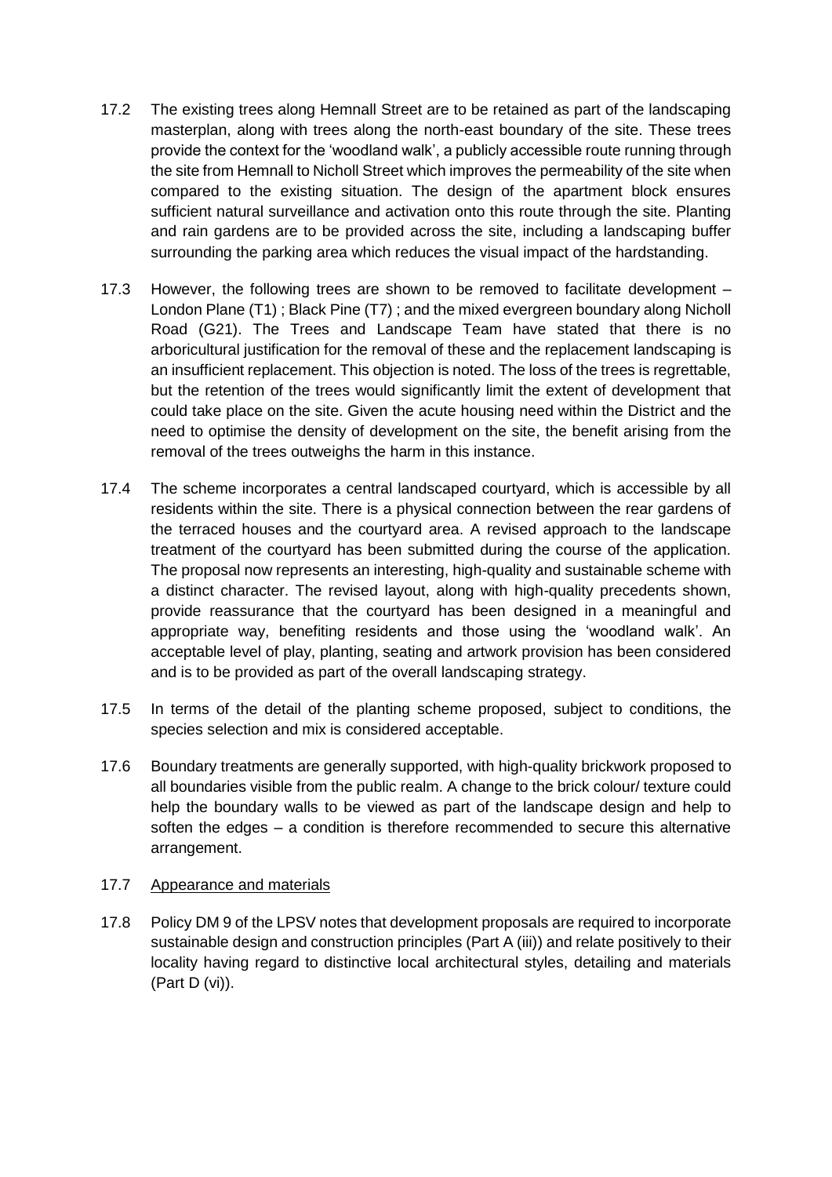17.2 The existing trees along Hemnall Street are to be retained as part of the landscaping masterplan, along with trees along the north-east boundary of the site. These trees provide the context for the 'woodland walk', a publicly accessible route running through the site from Hemnall to Nicholl Street which improves the permeability of the site when compared to the existing situation. The design of the apartment block ensures sufficient natural surveillance and activation onto this route through the site. Planting and rain gardens are to be provided across the site, including a landscaping buffer surrounding the parking area which reduces the visual impact of the hardstanding.

17.3 However, the following trees are shown to be removed to facilitate development – London Plane (T1) ; Black Pine (T7) ; and the mixed evergreen boundary along Nicholl Road (G21). The Trees and Landscape Team have stated that there is no arboricultural justification for the removal of these and the replacement landscaping is an insufficient replacement. This objection is noted. The loss of the trees is regrettable, but the retention of the trees would significantly limit the extent of development that could take place on the site. Given the acute housing need within the District and the need to optimise the density of development on the site, the benefit arising from the removal of the trees outweighs the harm in this instance.

17.4 The scheme incorporates a central landscaped courtyard, which is accessible by all residents within the site. There is a physical connection between the rear gardens of the terraced houses and the courtyard area. A revised approach to the landscape treatment of the courtyard has been submitted during the course of the application. The proposal now represents an interesting, high-quality and sustainable scheme with a distinct character. The revised layout, along with high-quality precedents shown, provide reassurance that the courtyard has been designed in a meaningful and appropriate way, benefiting residents and those using the 'woodland walk'. An acceptable level of play, planting, seating and artwork provision has been considered and is to be provided as part of the overall landscaping strategy.

17.5 In terms of the detail of the planting scheme proposed, subject to conditions, the species selection and mix is considered acceptable.

17.6 Boundary treatments are generally supported, with high-quality brickwork proposed to all boundaries visible from the public realm. A change to the brick colour/ texture could help the boundary walls to be viewed as part of the landscape design and help to soften the edges – a condition is therefore recommended to secure this alternative arrangement.

17.7 <u>Appearance and materials</u>

17.8 Policy DM 9 of the LPSV notes that development proposals are required to incorporate sustainable design and construction principles (Part A (iii)) and relate positively to their locality having regard to distinctive local architectural styles, detailing and materials (Part D (vi)).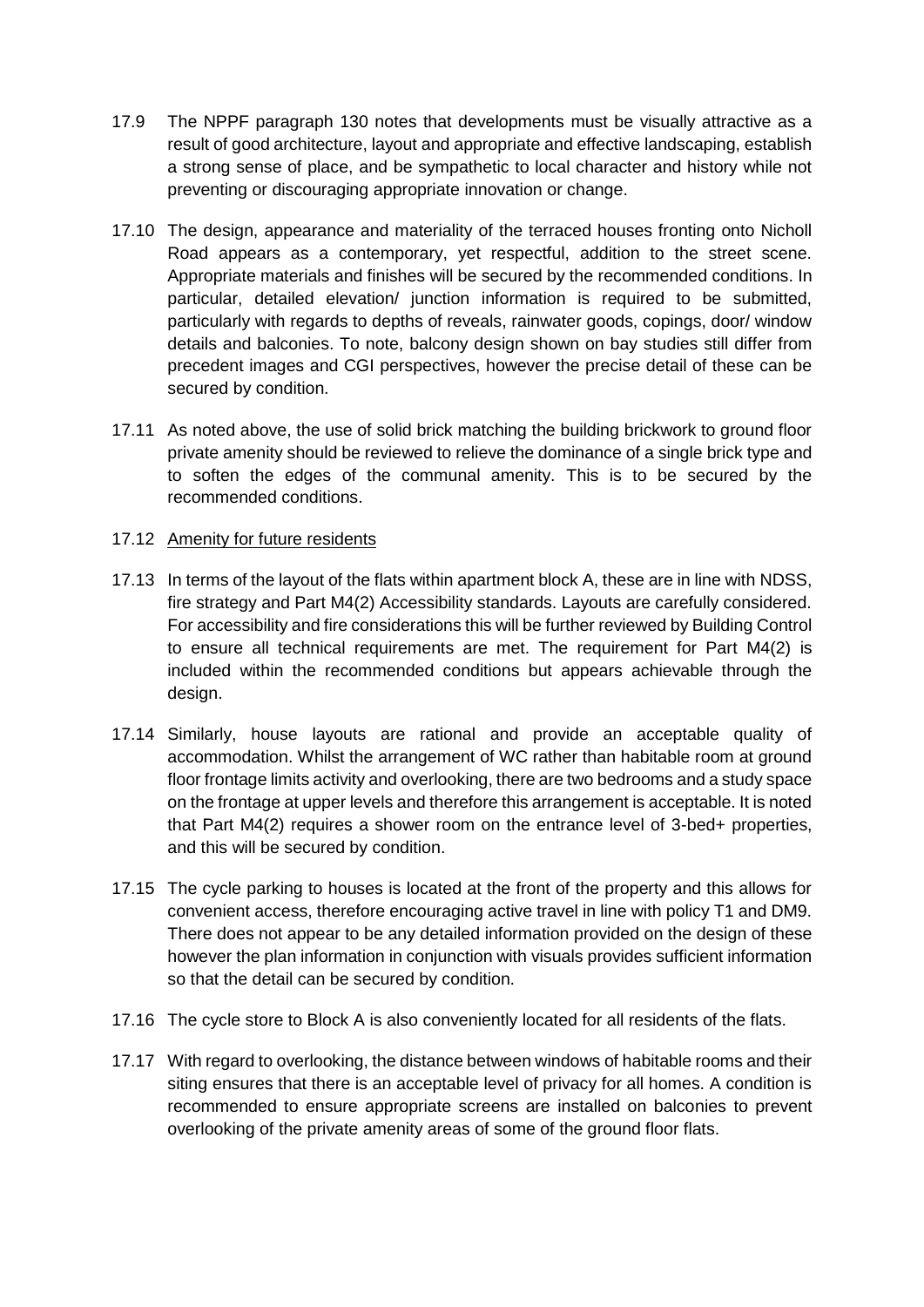17.9 The NPPF paragraph 130 notes that developments must be visually attractive as a result of good architecture, layout and appropriate and effective landscaping, establish a strong sense of place, and be sympathetic to local character and history while not preventing or discouraging appropriate innovation or change.

17.10 The design, appearance and materiality of the terraced houses fronting onto Nicholl Road appears as a contemporary, yet respectful, addition to the street scene. Appropriate materials and finishes will be secured by the recommended conditions. In particular, detailed elevation/ junction information is required to be submitted, particularly with regards to depths of reveals, rainwater goods, copings, door/ window details and balconies. To note, balcony design shown on bay studies still differ from precedent images and CGI perspectives, however the precise detail of these can be secured by condition.

17.11 As noted above, the use of solid brick matching the building brickwork to ground floor private amenity should be reviewed to relieve the dominance of a single brick type and to soften the edges of the communal amenity. This is to be secured by the recommended conditions.

17.12 Amenity for future residents

17.13 In terms of the layout of the flats within apartment block A, these are in line with NDSS, fire strategy and Part M4(2) Accessibility standards. Layouts are carefully considered. For accessibility and fire considerations this will be further reviewed by Building Control to ensure all technical requirements are met. The requirement for Part M4(2) is included within the recommended conditions but appears achievable through the design.

17.14 Similarly, house layouts are rational and provide an acceptable quality of accommodation. Whilst the arrangement of WC rather than habitable room at ground floor frontage limits activity and overlooking, there are two bedrooms and a study space on the frontage at upper levels and therefore this arrangement is acceptable. It is noted that Part M4(2) requires a shower room on the entrance level of 3-bed+ properties, and this will be secured by condition.

17.15 The cycle parking to houses is located at the front of the property and this allows for convenient access, therefore encouraging active travel in line with policy T1 and DM9. There does not appear to be any detailed information provided on the design of these however the plan information in conjunction with visuals provides sufficient information so that the detail can be secured by condition.

17.16 The cycle store to Block A is also conveniently located for all residents of the flats.

17.17 With regard to overlooking, the distance between windows of habitable rooms and their siting ensures that there is an acceptable level of privacy for all homes. A condition is recommended to ensure appropriate screens are installed on balconies to prevent overlooking of the private amenity areas of some of the ground floor flats.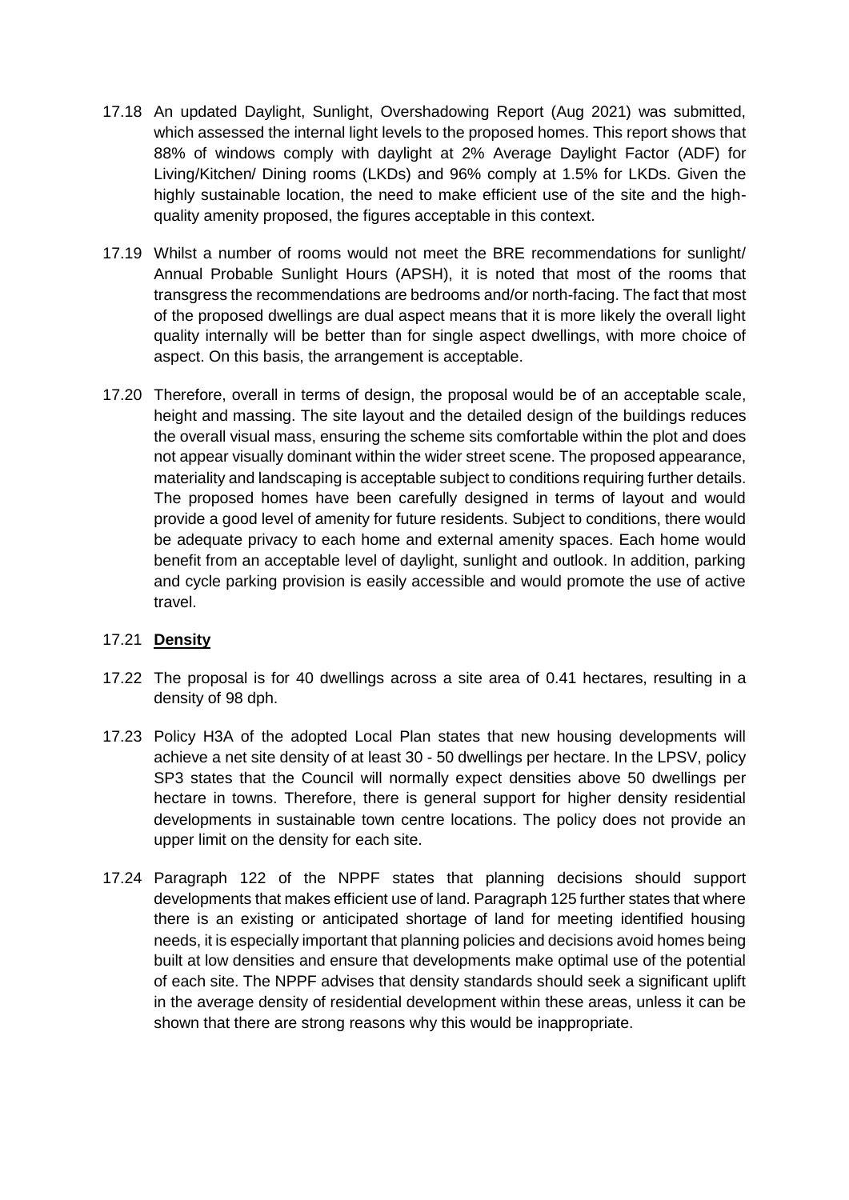17.18 An updated Daylight, Sunlight, Overshadowing Report (Aug 2021) was submitted, which assessed the internal light levels to the proposed homes. This report shows that 88% of windows comply with daylight at 2% Average Daylight Factor (ADF) for Living/Kitchen/ Dining rooms (LKDs) and 96% comply at 1.5% for LKDs. Given the highly sustainable location, the need to make efficient use of the site and the high-quality amenity proposed, the figures acceptable in this context.

17.19 Whilst a number of rooms would not meet the BRE recommendations for sunlight/ Annual Probable Sunlight Hours (APSH), it is noted that most of the rooms that transgress the recommendations are bedrooms and/or north-facing. The fact that most of the proposed dwellings are dual aspect means that it is more likely the overall light quality internally will be better than for single aspect dwellings, with more choice of aspect. On this basis, the arrangement is acceptable.

17.20 Therefore, overall in terms of design, the proposal would be of an acceptable scale, height and massing. The site layout and the detailed design of the buildings reduces the overall visual mass, ensuring the scheme sits comfortable within the plot and does not appear visually dominant within the wider street scene. The proposed appearance, materiality and landscaping is acceptable subject to conditions requiring further details. The proposed homes have been carefully designed in terms of layout and would provide a good level of amenity for future residents. Subject to conditions, there would be adequate privacy to each home and external amenity spaces. Each home would benefit from an acceptable level of daylight, sunlight and outlook. In addition, parking and cycle parking provision is easily accessible and would promote the use of active travel.

17.21 **Density**

17.22 The proposal is for 40 dwellings across a site area of 0.41 hectares, resulting in a density of 98 dph.

17.23 Policy H3A of the adopted Local Plan states that new housing developments will achieve a net site density of at least 30 - 50 dwellings per hectare. In the LPSV, policy SP3 states that the Council will normally expect densities above 50 dwellings per hectare in towns. Therefore, there is general support for higher density residential developments in sustainable town centre locations. The policy does not provide an upper limit on the density for each site.

17.24 Paragraph 122 of the NPPF states that planning decisions should support developments that makes efficient use of land. Paragraph 125 further states that where there is an existing or anticipated shortage of land for meeting identified housing needs, it is especially important that planning policies and decisions avoid homes being built at low densities and ensure that developments make optimal use of the potential of each site. The NPPF advises that density standards should seek a significant uplift in the average density of residential development within these areas, unless it can be shown that there are strong reasons why this would be inappropriate.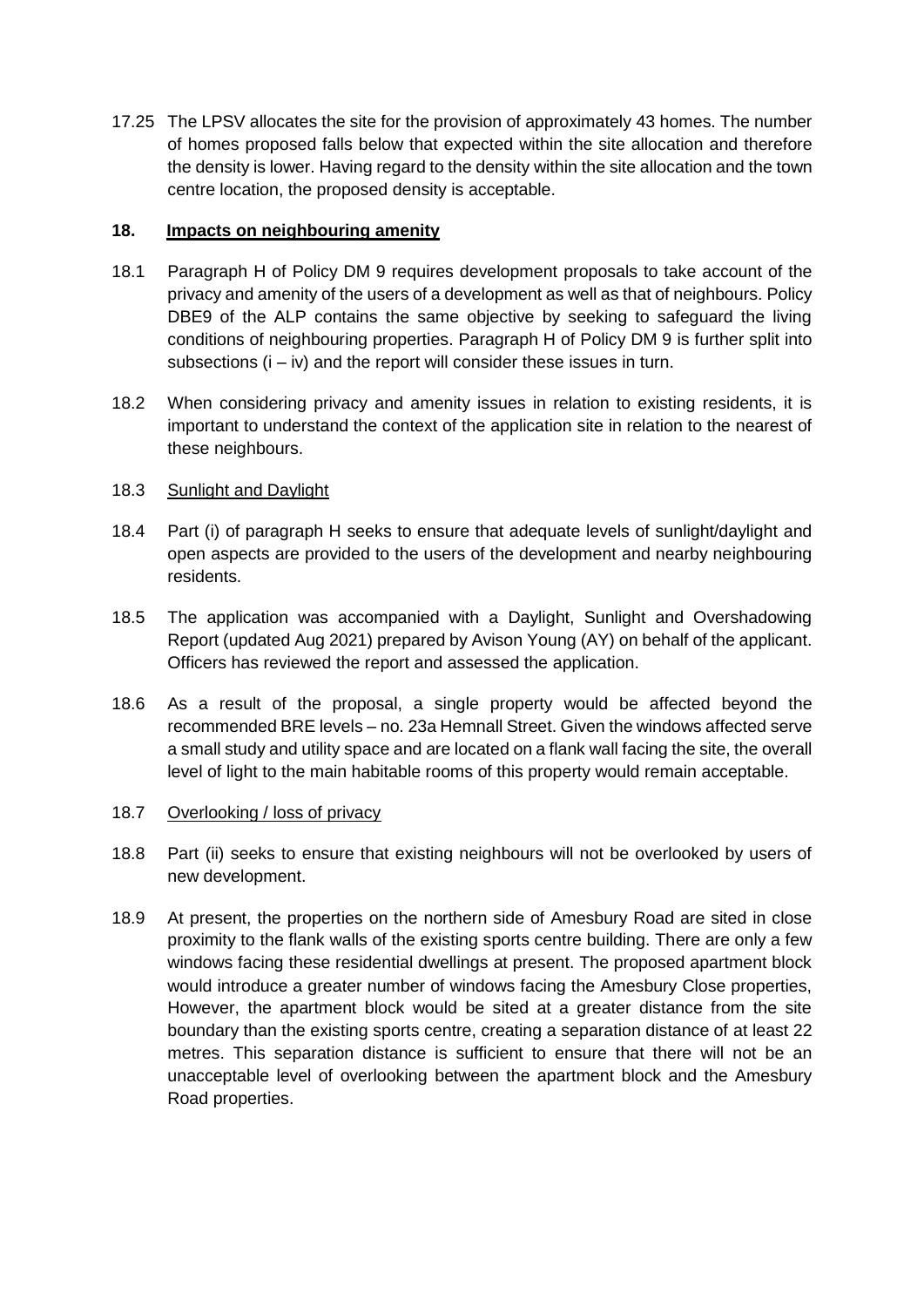17.25 The LPSV allocates the site for the provision of approximately 43 homes. The number of homes proposed falls below that expected within the site allocation and therefore the density is lower. Having regard to the density within the site allocation and the town centre location, the proposed density is acceptable.

## 18. Impacts on neighbouring amenity

18.1 Paragraph H of Policy DM 9 requires development proposals to take account of the privacy and amenity of the users of a development as well as that of neighbours. Policy DBE9 of the ALP contains the same objective by seeking to safeguard the living conditions of neighbouring properties. Paragraph H of Policy DM 9 is further split into subsections (i – iv) and the report will consider these issues in turn.

18.2 When considering privacy and amenity issues in relation to existing residents, it is important to understand the context of the application site in relation to the nearest of these neighbours.

18.3 Sunlight and Daylight

18.4 Part (i) of paragraph H seeks to ensure that adequate levels of sunlight/daylight and open aspects are provided to the users of the development and nearby neighbouring residents.

18.5 The application was accompanied with a Daylight, Sunlight and Overshadowing Report (updated Aug 2021) prepared by Avison Young (AY) on behalf of the applicant. Officers has reviewed the report and assessed the application.

18.6 As a result of the proposal, a single property would be affected beyond the recommended BRE levels – no. 23a Hemnall Street. Given the windows affected serve a small study and utility space and are located on a flank wall facing the site, the overall level of light to the main habitable rooms of this property would remain acceptable.

18.7 Overlooking / loss of privacy

18.8 Part (ii) seeks to ensure that existing neighbours will not be overlooked by users of new development.

18.9 At present, the properties on the northern side of Amesbury Road are sited in close proximity to the flank walls of the existing sports centre building. There are only a few windows facing these residential dwellings at present. The proposed apartment block would introduce a greater number of windows facing the Amesbury Close properties, However, the apartment block would be sited at a greater distance from the site boundary than the existing sports centre, creating a separation distance of at least 22 metres. This separation distance is sufficient to ensure that there will not be an unacceptable level of overlooking between the apartment block and the Amesbury Road properties.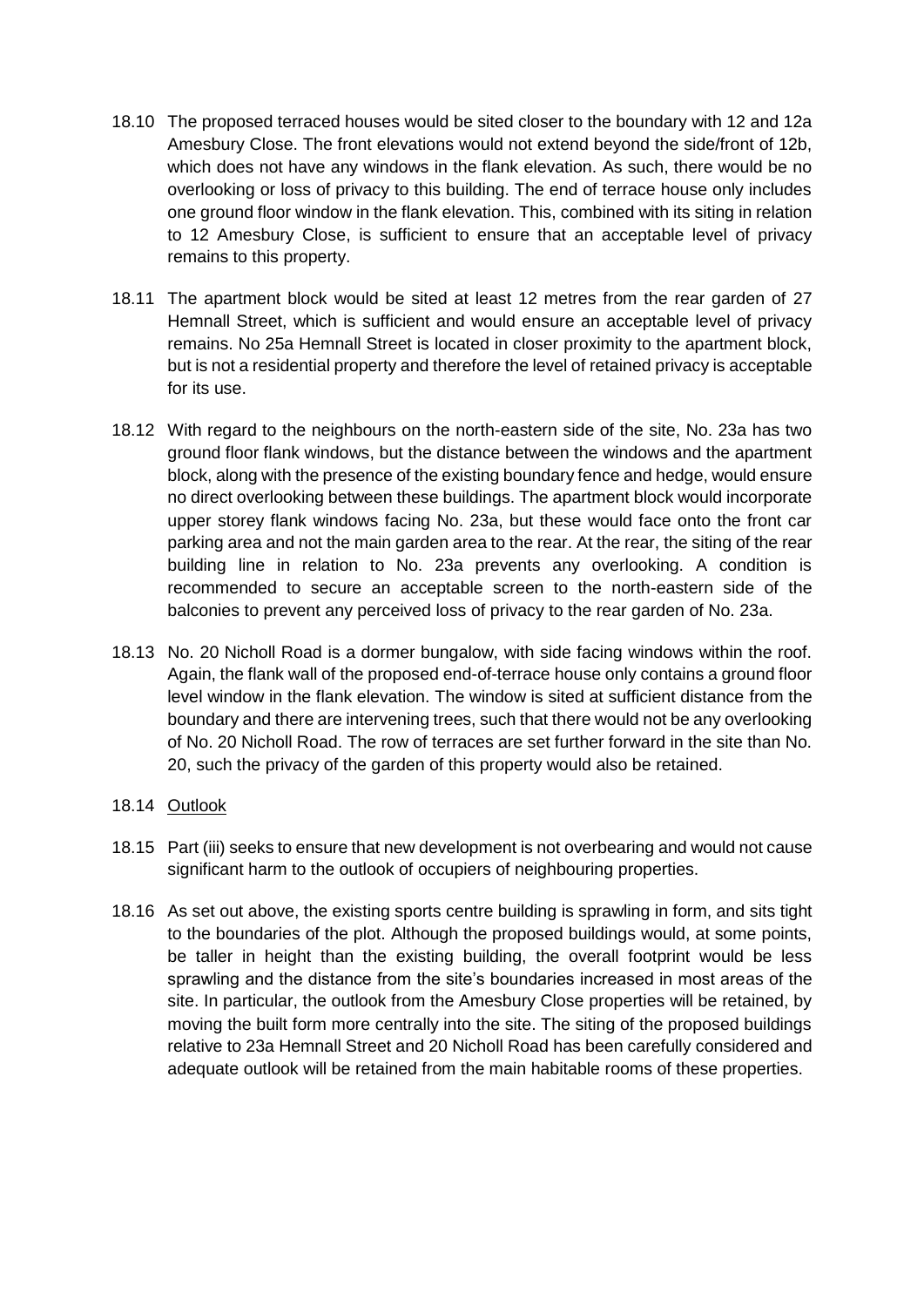18.10 The proposed terraced houses would be sited closer to the boundary with 12 and 12a Amesbury Close. The front elevations would not extend beyond the side/front of 12b, which does not have any windows in the flank elevation. As such, there would be no overlooking or loss of privacy to this building. The end of terrace house only includes one ground floor window in the flank elevation. This, combined with its siting in relation to 12 Amesbury Close, is sufficient to ensure that an acceptable level of privacy remains to this property.

18.11 The apartment block would be sited at least 12 metres from the rear garden of 27 Hemnall Street, which is sufficient and would ensure an acceptable level of privacy remains. No 25a Hemnall Street is located in closer proximity to the apartment block, but is not a residential property and therefore the level of retained privacy is acceptable for its use.

18.12 With regard to the neighbours on the north-eastern side of the site, No. 23a has two ground floor flank windows, but the distance between the windows and the apartment block, along with the presence of the existing boundary fence and hedge, would ensure no direct overlooking between these buildings. The apartment block would incorporate upper storey flank windows facing No. 23a, but these would face onto the front car parking area and not the main garden area to the rear. At the rear, the siting of the rear building line in relation to No. 23a prevents any overlooking. A condition is recommended to secure an acceptable screen to the north-eastern side of the balconies to prevent any perceived loss of privacy to the rear garden of No. 23a.

18.13 No. 20 Nicholl Road is a dormer bungalow, with side facing windows within the roof. Again, the flank wall of the proposed end-of-terrace house only contains a ground floor level window in the flank elevation. The window is sited at sufficient distance from the boundary and there are intervening trees, such that there would not be any overlooking of No. 20 Nicholl Road. The row of terraces are set further forward in the site than No. 20, such the privacy of the garden of this property would also be retained.

18.14 <u>Outlook</u>

18.15 Part (iii) seeks to ensure that new development is not overbearing and would not cause significant harm to the outlook of occupiers of neighbouring properties.

18.16 As set out above, the existing sports centre building is sprawling in form, and sits tight to the boundaries of the plot. Although the proposed buildings would, at some points, be taller in height than the existing building, the overall footprint would be less sprawling and the distance from the site's boundaries increased in most areas of the site. In particular, the outlook from the Amesbury Close properties will be retained, by moving the built form more centrally into the site. The siting of the proposed buildings relative to 23a Hemnall Street and 20 Nicholl Road has been carefully considered and adequate outlook will be retained from the main habitable rooms of these properties.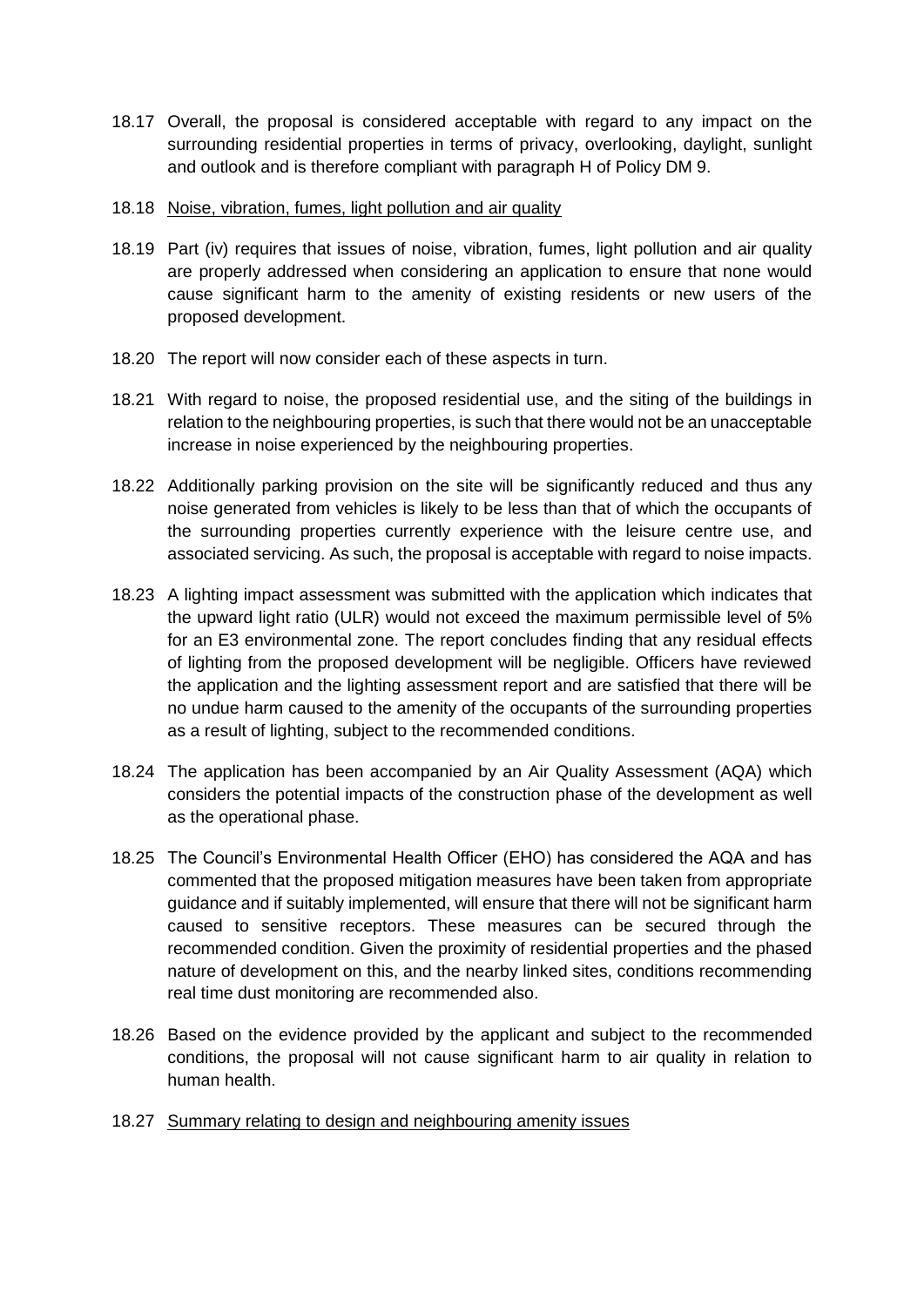18.17 Overall, the proposal is considered acceptable with regard to any impact on the surrounding residential properties in terms of privacy, overlooking, daylight, sunlight and outlook and is therefore compliant with paragraph H of Policy DM 9.

18.18 <u>Noise, vibration, fumes, light pollution and air quality</u>

18.19 Part (iv) requires that issues of noise, vibration, fumes, light pollution and air quality are properly addressed when considering an application to ensure that none would cause significant harm to the amenity of existing residents or new users of the proposed development.

18.20 The report will now consider each of these aspects in turn.

18.21 With regard to noise, the proposed residential use, and the siting of the buildings in relation to the neighbouring properties, is such that there would not be an unacceptable increase in noise experienced by the neighbouring properties.

18.22 Additionally parking provision on the site will be significantly reduced and thus any noise generated from vehicles is likely to be less than that of which the occupants of the surrounding properties currently experience with the leisure centre use, and associated servicing. As such, the proposal is acceptable with regard to noise impacts.

18.23 A lighting impact assessment was submitted with the application which indicates that the upward light ratio (ULR) would not exceed the maximum permissible level of 5% for an E3 environmental zone. The report concludes finding that any residual effects of lighting from the proposed development will be negligible. Officers have reviewed the application and the lighting assessment report and are satisfied that there will be no undue harm caused to the amenity of the occupants of the surrounding properties as a result of lighting, subject to the recommended conditions.

18.24 The application has been accompanied by an Air Quality Assessment (AQA) which considers the potential impacts of the construction phase of the development as well as the operational phase.

18.25 The Council's Environmental Health Officer (EHO) has considered the AQA and has commented that the proposed mitigation measures have been taken from appropriate guidance and if suitably implemented, will ensure that there will not be significant harm caused to sensitive receptors. These measures can be secured through the recommended condition. Given the proximity of residential properties and the phased nature of development on this, and the nearby linked sites, conditions recommending real time dust monitoring are recommended also.

18.26 Based on the evidence provided by the applicant and subject to the recommended conditions, the proposal will not cause significant harm to air quality in relation to human health.

18.27 <u>Summary relating to design and neighbouring amenity issues</u>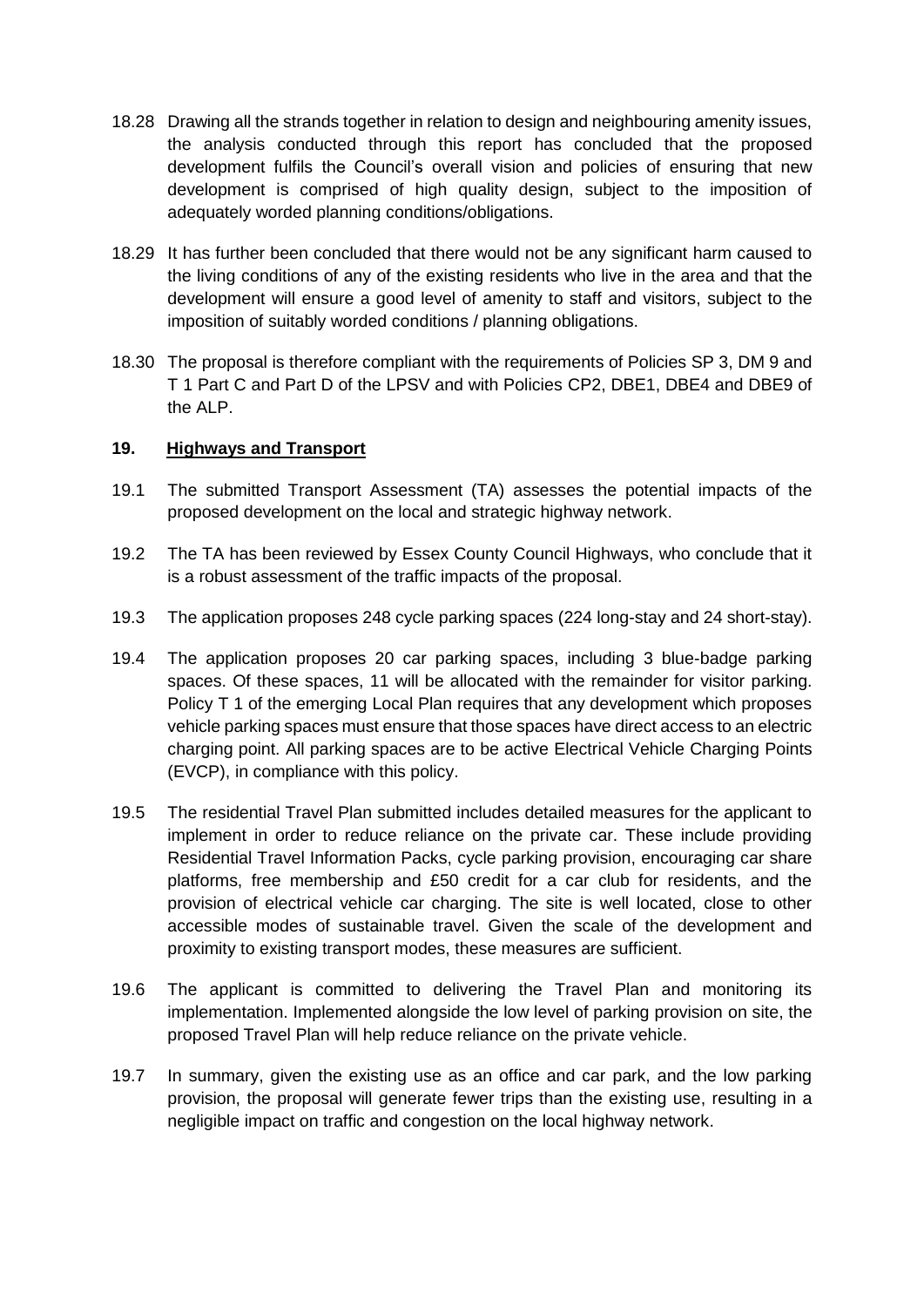18.28 Drawing all the strands together in relation to design and neighbouring amenity issues, the analysis conducted through this report has concluded that the proposed development fulfils the Council's overall vision and policies of ensuring that new development is comprised of high quality design, subject to the imposition of adequately worded planning conditions/obligations.

18.29 It has further been concluded that there would not be any significant harm caused to the living conditions of any of the existing residents who live in the area and that the development will ensure a good level of amenity to staff and visitors, subject to the imposition of suitably worded conditions / planning obligations.

18.30 The proposal is therefore compliant with the requirements of Policies SP 3, DM 9 and T 1 Part C and Part D of the LPSV and with Policies CP2, DBE1, DBE4 and DBE9 of the ALP.

## 19. Highways and Transport

19.1 The submitted Transport Assessment (TA) assesses the potential impacts of the proposed development on the local and strategic highway network.

19.2 The TA has been reviewed by Essex County Council Highways, who conclude that it is a robust assessment of the traffic impacts of the proposal.

19.3 The application proposes 248 cycle parking spaces (224 long-stay and 24 short-stay).

19.4 The application proposes 20 car parking spaces, including 3 blue-badge parking spaces. Of these spaces, 11 will be allocated with the remainder for visitor parking. Policy T 1 of the emerging Local Plan requires that any development which proposes vehicle parking spaces must ensure that those spaces have direct access to an electric charging point. All parking spaces are to be active Electrical Vehicle Charging Points (EVCP), in compliance with this policy.

19.5 The residential Travel Plan submitted includes detailed measures for the applicant to implement in order to reduce reliance on the private car. These include providing Residential Travel Information Packs, cycle parking provision, encouraging car share platforms, free membership and £50 credit for a car club for residents, and the provision of electrical vehicle car charging. The site is well located, close to other accessible modes of sustainable travel. Given the scale of the development and proximity to existing transport modes, these measures are sufficient.

19.6 The applicant is committed to delivering the Travel Plan and monitoring its implementation. Implemented alongside the low level of parking provision on site, the proposed Travel Plan will help reduce reliance on the private vehicle.

19.7 In summary, given the existing use as an office and car park, and the low parking provision, the proposal will generate fewer trips than the existing use, resulting in a negligible impact on traffic and congestion on the local highway network.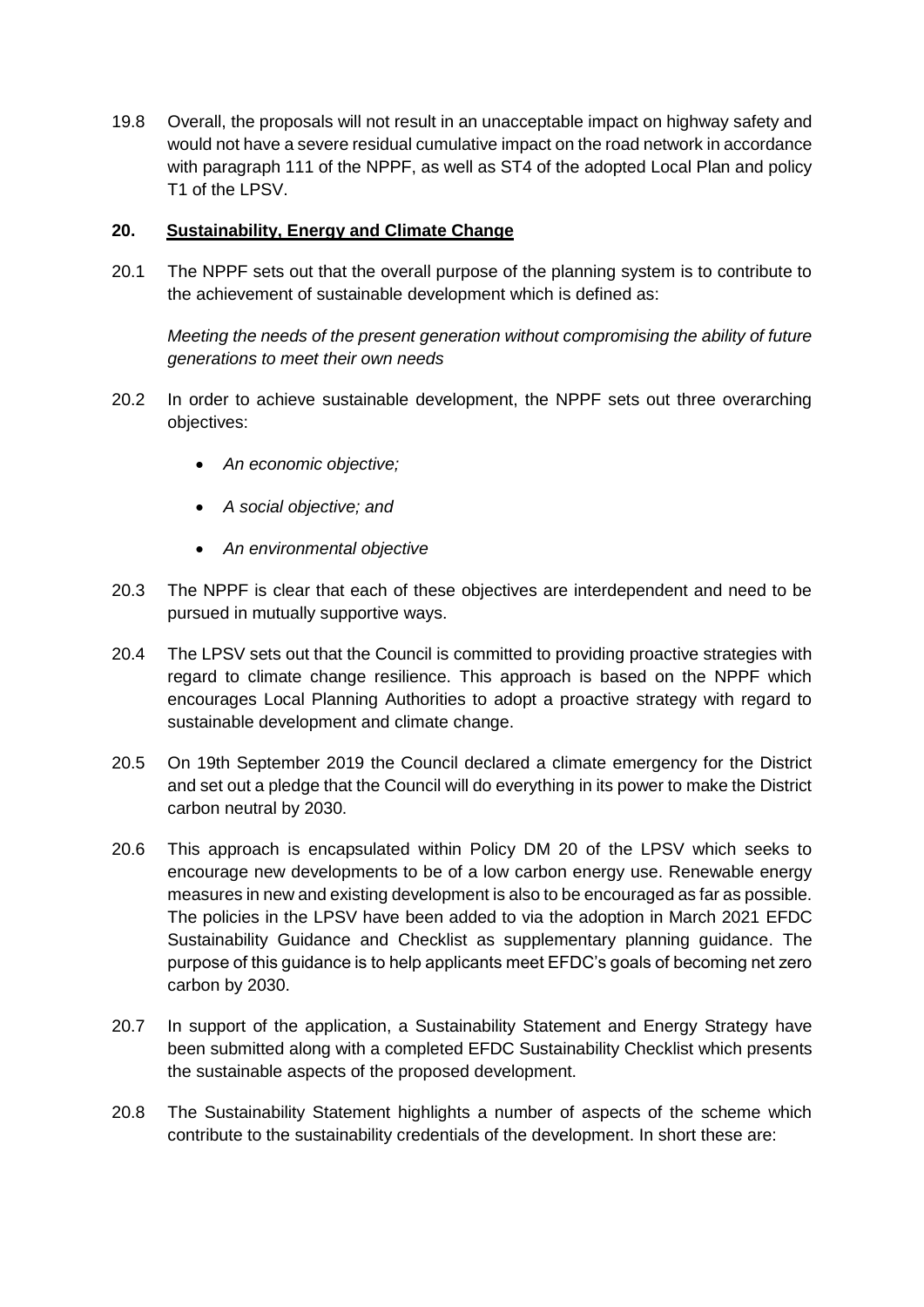19.8 Overall, the proposals will not result in an unacceptable impact on highway safety and would not have a severe residual cumulative impact on the road network in accordance with paragraph 111 of the NPPF, as well as ST4 of the adopted Local Plan and policy T1 of the LPSV.

## 20. Sustainability, Energy and Climate Change

20.1 The NPPF sets out that the overall purpose of the planning system is to contribute to the achievement of sustainable development which is defined as:

*Meeting the needs of the present generation without compromising the ability of future generations to meet their own needs*

20.2 In order to achieve sustainable development, the NPPF sets out three overarching objectives:

- *An economic objective;*
- *A social objective; and*
- *An environmental objective*

20.3 The NPPF is clear that each of these objectives are interdependent and need to be pursued in mutually supportive ways.

20.4 The LPSV sets out that the Council is committed to providing proactive strategies with regard to climate change resilience. This approach is based on the NPPF which encourages Local Planning Authorities to adopt a proactive strategy with regard to sustainable development and climate change.

20.5 On 19th September 2019 the Council declared a climate emergency for the District and set out a pledge that the Council will do everything in its power to make the District carbon neutral by 2030.

20.6 This approach is encapsulated within Policy DM 20 of the LPSV which seeks to encourage new developments to be of a low carbon energy use. Renewable energy measures in new and existing development is also to be encouraged as far as possible. The policies in the LPSV have been added to via the adoption in March 2021 EFDC Sustainability Guidance and Checklist as supplementary planning guidance. The purpose of this guidance is to help applicants meet EFDC's goals of becoming net zero carbon by 2030.

20.7 In support of the application, a Sustainability Statement and Energy Strategy have been submitted along with a completed EFDC Sustainability Checklist which presents the sustainable aspects of the proposed development.

20.8 The Sustainability Statement highlights a number of aspects of the scheme which contribute to the sustainability credentials of the development. In short these are: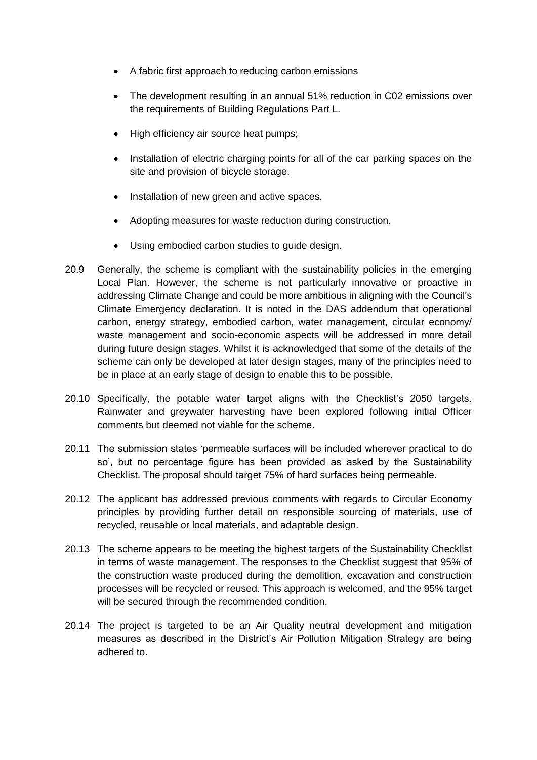- A fabric first approach to reducing carbon emissions
- The development resulting in an annual 51% reduction in C02 emissions over the requirements of Building Regulations Part L.
- High efficiency air source heat pumps;
- Installation of electric charging points for all of the car parking spaces on the site and provision of bicycle storage.
- Installation of new green and active spaces.
- Adopting measures for waste reduction during construction.
- Using embodied carbon studies to guide design.

20.9 Generally, the scheme is compliant with the sustainability policies in the emerging Local Plan. However, the scheme is not particularly innovative or proactive in addressing Climate Change and could be more ambitious in aligning with the Council's Climate Emergency declaration. It is noted in the DAS addendum that operational carbon, energy strategy, embodied carbon, water management, circular economy/ waste management and socio-economic aspects will be addressed in more detail during future design stages. Whilst it is acknowledged that some of the details of the scheme can only be developed at later design stages, many of the principles need to be in place at an early stage of design to enable this to be possible.

20.10 Specifically, the potable water target aligns with the Checklist's 2050 targets. Rainwater and greywater harvesting have been explored following initial Officer comments but deemed not viable for the scheme.

20.11 The submission states 'permeable surfaces will be included wherever practical to do so', but no percentage figure has been provided as asked by the Sustainability Checklist. The proposal should target 75% of hard surfaces being permeable.

20.12 The applicant has addressed previous comments with regards to Circular Economy principles by providing further detail on responsible sourcing of materials, use of recycled, reusable or local materials, and adaptable design.

20.13 The scheme appears to be meeting the highest targets of the Sustainability Checklist in terms of waste management. The responses to the Checklist suggest that 95% of the construction waste produced during the demolition, excavation and construction processes will be recycled or reused. This approach is welcomed, and the 95% target will be secured through the recommended condition.

20.14 The project is targeted to be an Air Quality neutral development and mitigation measures as described in the District's Air Pollution Mitigation Strategy are being adhered to.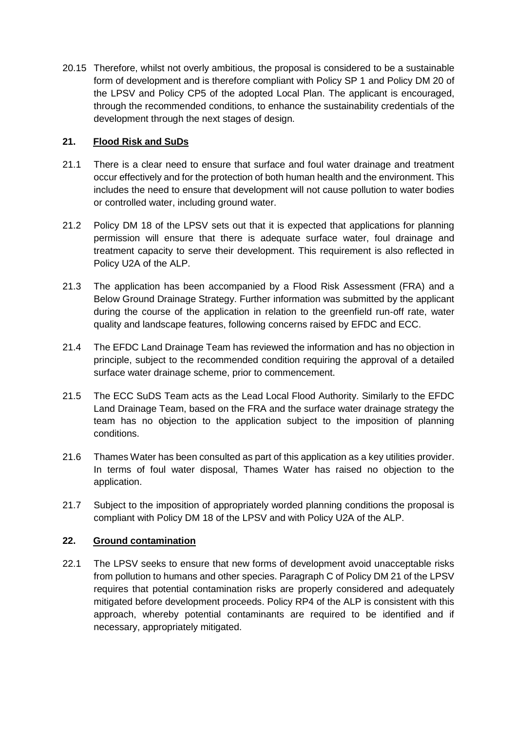20.15 Therefore, whilst not overly ambitious, the proposal is considered to be a sustainable form of development and is therefore compliant with Policy SP 1 and Policy DM 20 of the LPSV and Policy CP5 of the adopted Local Plan. The applicant is encouraged, through the recommended conditions, to enhance the sustainability credentials of the development through the next stages of design.

## 21. Flood Risk and SuDs

21.1 There is a clear need to ensure that surface and foul water drainage and treatment occur effectively and for the protection of both human health and the environment. This includes the need to ensure that development will not cause pollution to water bodies or controlled water, including ground water.

21.2 Policy DM 18 of the LPSV sets out that it is expected that applications for planning permission will ensure that there is adequate surface water, foul drainage and treatment capacity to serve their development. This requirement is also reflected in Policy U2A of the ALP.

21.3 The application has been accompanied by a Flood Risk Assessment (FRA) and a Below Ground Drainage Strategy. Further information was submitted by the applicant during the course of the application in relation to the greenfield run-off rate, water quality and landscape features, following concerns raised by EFDC and ECC.

21.4 The EFDC Land Drainage Team has reviewed the information and has no objection in principle, subject to the recommended condition requiring the approval of a detailed surface water drainage scheme, prior to commencement.

21.5 The ECC SuDS Team acts as the Lead Local Flood Authority. Similarly to the EFDC Land Drainage Team, based on the FRA and the surface water drainage strategy the team has no objection to the application subject to the imposition of planning conditions.

21.6 Thames Water has been consulted as part of this application as a key utilities provider. In terms of foul water disposal, Thames Water has raised no objection to the application.

21.7 Subject to the imposition of appropriately worded planning conditions the proposal is compliant with Policy DM 18 of the LPSV and with Policy U2A of the ALP.

## 22. Ground contamination

22.1 The LPSV seeks to ensure that new forms of development avoid unacceptable risks from pollution to humans and other species. Paragraph C of Policy DM 21 of the LPSV requires that potential contamination risks are properly considered and adequately mitigated before development proceeds. Policy RP4 of the ALP is consistent with this approach, whereby potential contaminants are required to be identified and if necessary, appropriately mitigated.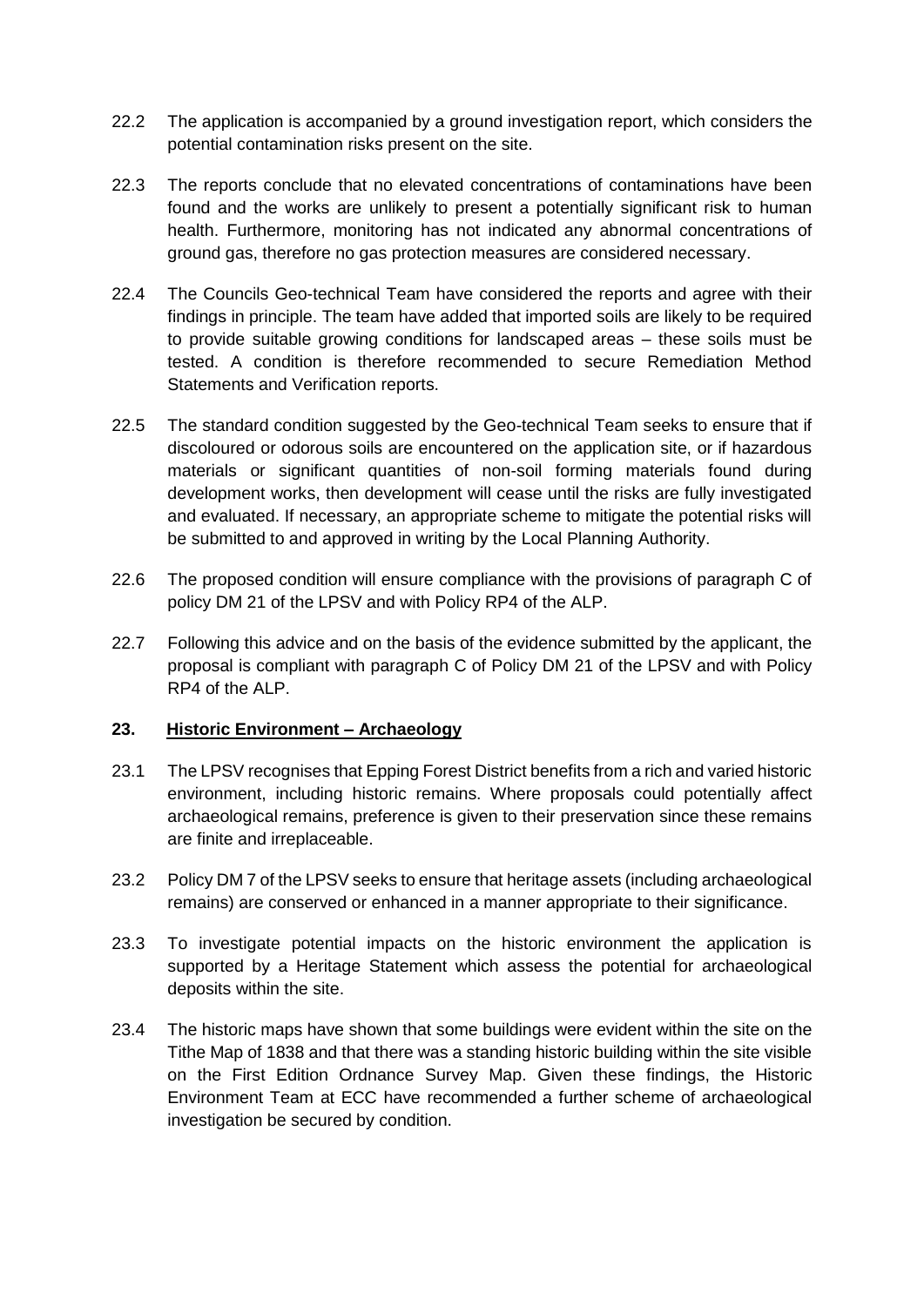22.2 The application is accompanied by a ground investigation report, which considers the potential contamination risks present on the site.

22.3 The reports conclude that no elevated concentrations of contaminations have been found and the works are unlikely to present a potentially significant risk to human health. Furthermore, monitoring has not indicated any abnormal concentrations of ground gas, therefore no gas protection measures are considered necessary.

22.4 The Councils Geo-technical Team have considered the reports and agree with their findings in principle. The team have added that imported soils are likely to be required to provide suitable growing conditions for landscaped areas – these soils must be tested. A condition is therefore recommended to secure Remediation Method Statements and Verification reports.

22.5 The standard condition suggested by the Geo-technical Team seeks to ensure that if discoloured or odorous soils are encountered on the application site, or if hazardous materials or significant quantities of non-soil forming materials found during development works, then development will cease until the risks are fully investigated and evaluated. If necessary, an appropriate scheme to mitigate the potential risks will be submitted to and approved in writing by the Local Planning Authority.

22.6 The proposed condition will ensure compliance with the provisions of paragraph C of policy DM 21 of the LPSV and with Policy RP4 of the ALP.

22.7 Following this advice and on the basis of the evidence submitted by the applicant, the proposal is compliant with paragraph C of Policy DM 21 of the LPSV and with Policy RP4 of the ALP.

## 23. Historic Environment – Archaeology

23.1 The LPSV recognises that Epping Forest District benefits from a rich and varied historic environment, including historic remains. Where proposals could potentially affect archaeological remains, preference is given to their preservation since these remains are finite and irreplaceable.

23.2 Policy DM 7 of the LPSV seeks to ensure that heritage assets (including archaeological remains) are conserved or enhanced in a manner appropriate to their significance.

23.3 To investigate potential impacts on the historic environment the application is supported by a Heritage Statement which assess the potential for archaeological deposits within the site.

23.4 The historic maps have shown that some buildings were evident within the site on the Tithe Map of 1838 and that there was a standing historic building within the site visible on the First Edition Ordnance Survey Map. Given these findings, the Historic Environment Team at ECC have recommended a further scheme of archaeological investigation be secured by condition.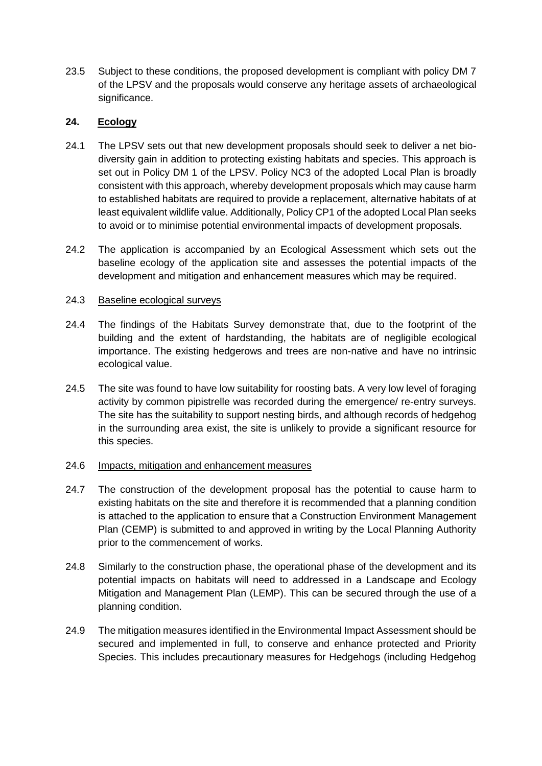23.5 Subject to these conditions, the proposed development is compliant with policy DM 7 of the LPSV and the proposals would conserve any heritage assets of archaeological significance.

## 24. Ecology

24.1 The LPSV sets out that new development proposals should seek to deliver a net bio-diversity gain in addition to protecting existing habitats and species. This approach is set out in Policy DM 1 of the LPSV. Policy NC3 of the adopted Local Plan is broadly consistent with this approach, whereby development proposals which may cause harm to established habitats are required to provide a replacement, alternative habitats of at least equivalent wildlife value. Additionally, Policy CP1 of the adopted Local Plan seeks to avoid or to minimise potential environmental impacts of development proposals.

24.2 The application is accompanied by an Ecological Assessment which sets out the baseline ecology of the application site and assesses the potential impacts of the development and mitigation and enhancement measures which may be required.

24.3 Baseline ecological surveys

24.4 The findings of the Habitats Survey demonstrate that, due to the footprint of the building and the extent of hardstanding, the habitats are of negligible ecological importance. The existing hedgerows and trees are non-native and have no intrinsic ecological value.

24.5 The site was found to have low suitability for roosting bats. A very low level of foraging activity by common pipistrelle was recorded during the emergence/ re-entry surveys. The site has the suitability to support nesting birds, and although records of hedgehog in the surrounding area exist, the site is unlikely to provide a significant resource for this species.

24.6 Impacts, mitigation and enhancement measures

24.7 The construction of the development proposal has the potential to cause harm to existing habitats on the site and therefore it is recommended that a planning condition is attached to the application to ensure that a Construction Environment Management Plan (CEMP) is submitted to and approved in writing by the Local Planning Authority prior to the commencement of works.

24.8 Similarly to the construction phase, the operational phase of the development and its potential impacts on habitats will need to addressed in a Landscape and Ecology Mitigation and Management Plan (LEMP). This can be secured through the use of a planning condition.

24.9 The mitigation measures identified in the Environmental Impact Assessment should be secured and implemented in full, to conserve and enhance protected and Priority Species. This includes precautionary measures for Hedgehogs (including Hedgehog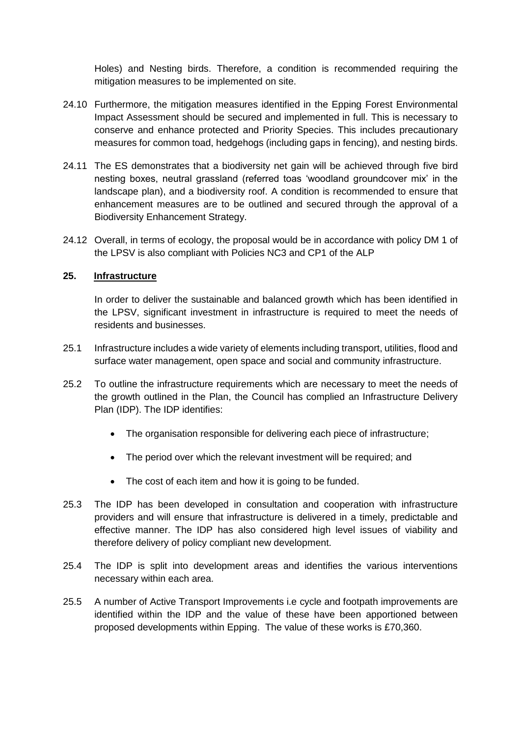Holes) and Nesting birds. Therefore, a condition is recommended requiring the mitigation measures to be implemented on site.

24.10 Furthermore, the mitigation measures identified in the Epping Forest Environmental Impact Assessment should be secured and implemented in full. This is necessary to conserve and enhance protected and Priority Species. This includes precautionary measures for common toad, hedgehogs (including gaps in fencing), and nesting birds.

24.11 The ES demonstrates that a biodiversity net gain will be achieved through five bird nesting boxes, neutral grassland (referred toas 'woodland groundcover mix' in the landscape plan), and a biodiversity roof. A condition is recommended to ensure that enhancement measures are to be outlined and secured through the approval of a Biodiversity Enhancement Strategy.

24.12 Overall, in terms of ecology, the proposal would be in accordance with policy DM 1 of the LPSV is also compliant with Policies NC3 and CP1 of the ALP

## 25. Infrastructure

In order to deliver the sustainable and balanced growth which has been identified in the LPSV, significant investment in infrastructure is required to meet the needs of residents and businesses.

25.1 Infrastructure includes a wide variety of elements including transport, utilities, flood and surface water management, open space and social and community infrastructure.

25.2 To outline the infrastructure requirements which are necessary to meet the needs of the growth outlined in the Plan, the Council has complied an Infrastructure Delivery Plan (IDP). The IDP identifies:

- The organisation responsible for delivering each piece of infrastructure;
- The period over which the relevant investment will be required; and
- The cost of each item and how it is going to be funded.

25.3 The IDP has been developed in consultation and cooperation with infrastructure providers and will ensure that infrastructure is delivered in a timely, predictable and effective manner. The IDP has also considered high level issues of viability and therefore delivery of policy compliant new development.

25.4 The IDP is split into development areas and identifies the various interventions necessary within each area.

25.5 A number of Active Transport Improvements i.e cycle and footpath improvements are identified within the IDP and the value of these have been apportioned between proposed developments within Epping. The value of these works is £70,360.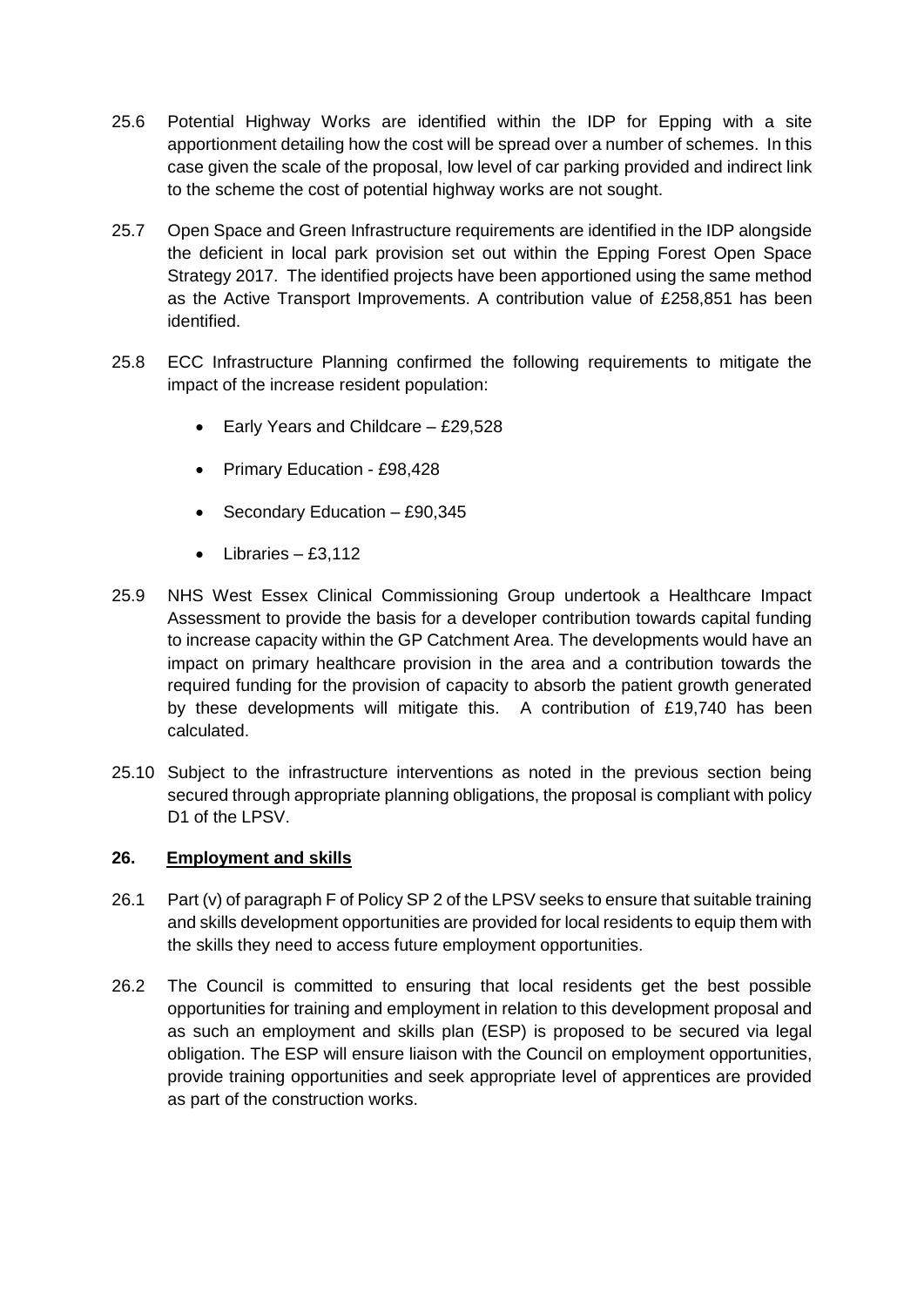25.6 Potential Highway Works are identified within the IDP for Epping with a site apportionment detailing how the cost will be spread over a number of schemes. In this case given the scale of the proposal, low level of car parking provided and indirect link to the scheme the cost of potential highway works are not sought.

25.7 Open Space and Green Infrastructure requirements are identified in the IDP alongside the deficient in local park provision set out within the Epping Forest Open Space Strategy 2017. The identified projects have been apportioned using the same method as the Active Transport Improvements. A contribution value of £258,851 has been identified.

25.8 ECC Infrastructure Planning confirmed the following requirements to mitigate the impact of the increase resident population:

- Early Years and Childcare – £29,528
- Primary Education - £98,428
- Secondary Education – £90,345
- Libraries – £3,112

25.9 NHS West Essex Clinical Commissioning Group undertook a Healthcare Impact Assessment to provide the basis for a developer contribution towards capital funding to increase capacity within the GP Catchment Area. The developments would have an impact on primary healthcare provision in the area and a contribution towards the required funding for the provision of capacity to absorb the patient growth generated by these developments will mitigate this. A contribution of £19,740 has been calculated.

25.10 Subject to the infrastructure interventions as noted in the previous section being secured through appropriate planning obligations, the proposal is compliant with policy D1 of the LPSV.

## 26. Employment and skills

26.1 Part (v) of paragraph F of Policy SP 2 of the LPSV seeks to ensure that suitable training and skills development opportunities are provided for local residents to equip them with the skills they need to access future employment opportunities.

26.2 The Council is committed to ensuring that local residents get the best possible opportunities for training and employment in relation to this development proposal and as such an employment and skills plan (ESP) is proposed to be secured via legal obligation. The ESP will ensure liaison with the Council on employment opportunities, provide training opportunities and seek appropriate level of apprentices are provided as part of the construction works.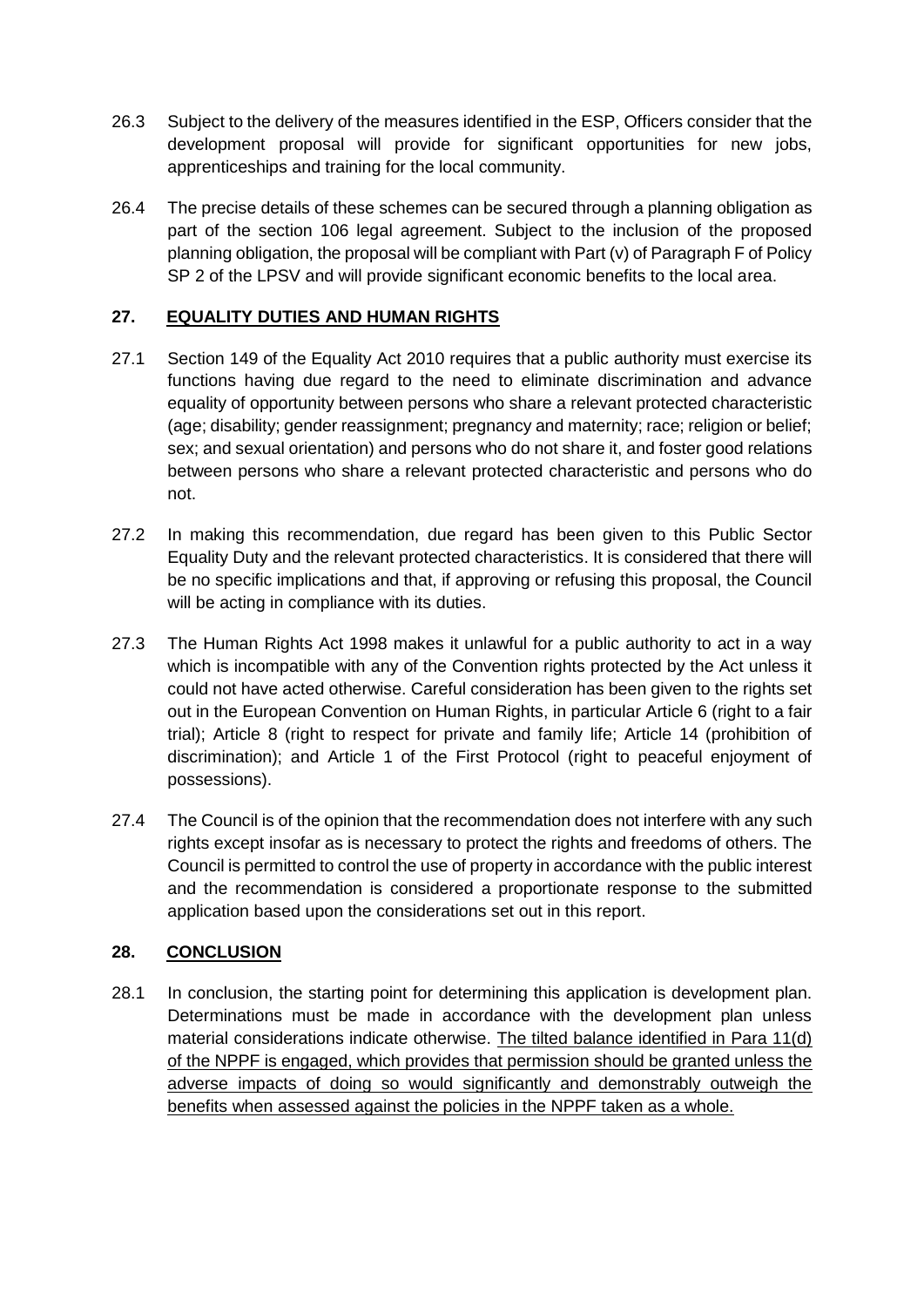26.3 Subject to the delivery of the measures identified in the ESP, Officers consider that the development proposal will provide for significant opportunities for new jobs, apprenticeships and training for the local community.

26.4 The precise details of these schemes can be secured through a planning obligation as part of the section 106 legal agreement. Subject to the inclusion of the proposed planning obligation, the proposal will be compliant with Part (v) of Paragraph F of Policy SP 2 of the LPSV and will provide significant economic benefits to the local area.

## 27. EQUALITY DUTIES AND HUMAN RIGHTS

27.1 Section 149 of the Equality Act 2010 requires that a public authority must exercise its functions having due regard to the need to eliminate discrimination and advance equality of opportunity between persons who share a relevant protected characteristic (age; disability; gender reassignment; pregnancy and maternity; race; religion or belief; sex; and sexual orientation) and persons who do not share it, and foster good relations between persons who share a relevant protected characteristic and persons who do not.

27.2 In making this recommendation, due regard has been given to this Public Sector Equality Duty and the relevant protected characteristics. It is considered that there will be no specific implications and that, if approving or refusing this proposal, the Council will be acting in compliance with its duties.

27.3 The Human Rights Act 1998 makes it unlawful for a public authority to act in a way which is incompatible with any of the Convention rights protected by the Act unless it could not have acted otherwise. Careful consideration has been given to the rights set out in the European Convention on Human Rights, in particular Article 6 (right to a fair trial); Article 8 (right to respect for private and family life; Article 14 (prohibition of discrimination); and Article 1 of the First Protocol (right to peaceful enjoyment of possessions).

27.4 The Council is of the opinion that the recommendation does not interfere with any such rights except insofar as is necessary to protect the rights and freedoms of others. The Council is permitted to control the use of property in accordance with the public interest and the recommendation is considered a proportionate response to the submitted application based upon the considerations set out in this report.

## 28. CONCLUSION

28.1 In conclusion, the starting point for determining this application is development plan. Determinations must be made in accordance with the development plan unless material considerations indicate otherwise. The tilted balance identified in Para 11(d) of the NPPF is engaged, which provides that permission should be granted unless the adverse impacts of doing so would significantly and demonstrably outweigh the benefits when assessed against the policies in the NPPF taken as a whole.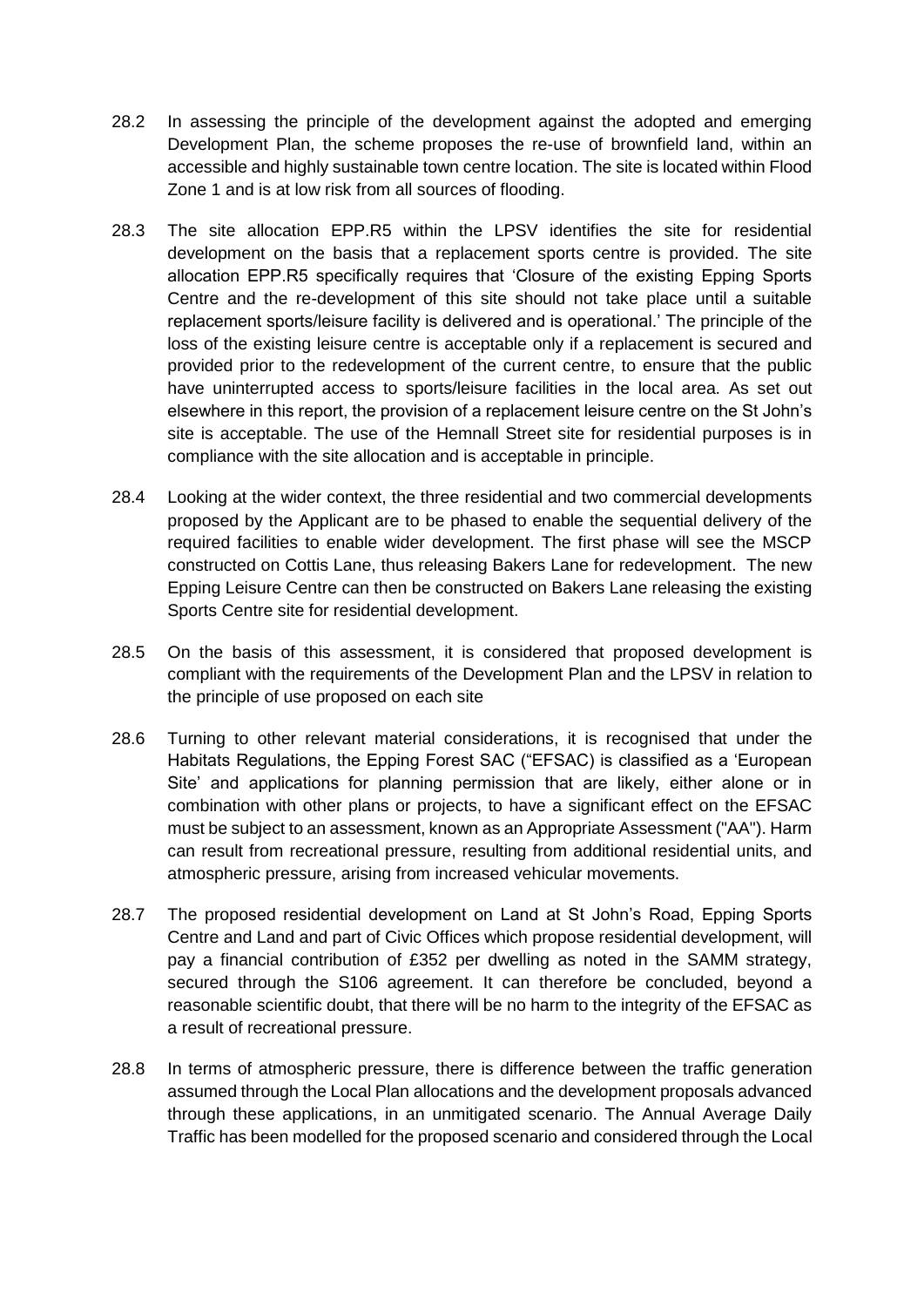28.2 In assessing the principle of the development against the adopted and emerging Development Plan, the scheme proposes the re-use of brownfield land, within an accessible and highly sustainable town centre location. The site is located within Flood Zone 1 and is at low risk from all sources of flooding.

28.3 The site allocation EPP.R5 within the LPSV identifies the site for residential development on the basis that a replacement sports centre is provided. The site allocation EPP.R5 specifically requires that 'Closure of the existing Epping Sports Centre and the re-development of this site should not take place until a suitable replacement sports/leisure facility is delivered and is operational.' The principle of the loss of the existing leisure centre is acceptable only if a replacement is secured and provided prior to the redevelopment of the current centre, to ensure that the public have uninterrupted access to sports/leisure facilities in the local area. As set out elsewhere in this report, the provision of a replacement leisure centre on the St John's site is acceptable. The use of the Hemnall Street site for residential purposes is in compliance with the site allocation and is acceptable in principle.

28.4 Looking at the wider context, the three residential and two commercial developments proposed by the Applicant are to be phased to enable the sequential delivery of the required facilities to enable wider development. The first phase will see the MSCP constructed on Cottis Lane, thus releasing Bakers Lane for redevelopment. The new Epping Leisure Centre can then be constructed on Bakers Lane releasing the existing Sports Centre site for residential development.

28.5 On the basis of this assessment, it is considered that proposed development is compliant with the requirements of the Development Plan and the LPSV in relation to the principle of use proposed on each site

28.6 Turning to other relevant material considerations, it is recognised that under the Habitats Regulations, the Epping Forest SAC ("EFSAC") is classified as a 'European Site' and applications for planning permission that are likely, either alone or in combination with other plans or projects, to have a significant effect on the EFSAC must be subject to an assessment, known as an Appropriate Assessment ("AA"). Harm can result from recreational pressure, resulting from additional residential units, and atmospheric pressure, arising from increased vehicular movements.

28.7 The proposed residential development on Land at St John's Road, Epping Sports Centre and Land and part of Civic Offices which propose residential development, will pay a financial contribution of £352 per dwelling as noted in the SAMM strategy, secured through the S106 agreement. It can therefore be concluded, beyond a reasonable scientific doubt, that there will be no harm to the integrity of the EFSAC as a result of recreational pressure.

28.8 In terms of atmospheric pressure, there is difference between the traffic generation assumed through the Local Plan allocations and the development proposals advanced through these applications, in an unmitigated scenario. The Annual Average Daily Traffic has been modelled for the proposed scenario and considered through the Local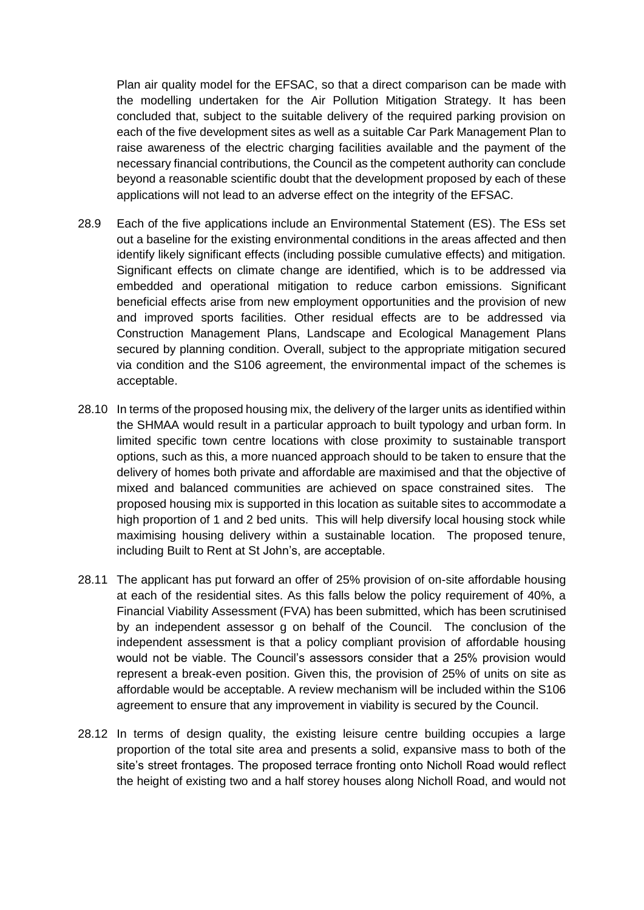Plan air quality model for the EFSAC, so that a direct comparison can be made with the modelling undertaken for the Air Pollution Mitigation Strategy. It has been concluded that, subject to the suitable delivery of the required parking provision on each of the five development sites as well as a suitable Car Park Management Plan to raise awareness of the electric charging facilities available and the payment of the necessary financial contributions, the Council as the competent authority can conclude beyond a reasonable scientific doubt that the development proposed by each of these applications will not lead to an adverse effect on the integrity of the EFSAC.

28.9 Each of the five applications include an Environmental Statement (ES). The ESs set out a baseline for the existing environmental conditions in the areas affected and then identify likely significant effects (including possible cumulative effects) and mitigation. Significant effects on climate change are identified, which is to be addressed via embedded and operational mitigation to reduce carbon emissions. Significant beneficial effects arise from new employment opportunities and the provision of new and improved sports facilities. Other residual effects are to be addressed via Construction Management Plans, Landscape and Ecological Management Plans secured by planning condition. Overall, subject to the appropriate mitigation secured via condition and the S106 agreement, the environmental impact of the schemes is acceptable.

28.10 In terms of the proposed housing mix, the delivery of the larger units as identified within the SHMAA would result in a particular approach to built typology and urban form. In limited specific town centre locations with close proximity to sustainable transport options, such as this, a more nuanced approach should to be taken to ensure that the delivery of homes both private and affordable are maximised and that the objective of mixed and balanced communities are achieved on space constrained sites. The proposed housing mix is supported in this location as suitable sites to accommodate a high proportion of 1 and 2 bed units. This will help diversify local housing stock while maximising housing delivery within a sustainable location. The proposed tenure, including Built to Rent at St John's, are acceptable.

28.11 The applicant has put forward an offer of 25% provision of on-site affordable housing at each of the residential sites. As this falls below the policy requirement of 40%, a Financial Viability Assessment (FVA) has been submitted, which has been scrutinised by an independent assessor g on behalf of the Council. The conclusion of the independent assessment is that a policy compliant provision of affordable housing would not be viable. The Council's assessors consider that a 25% provision would represent a break-even position. Given this, the provision of 25% of units on site as affordable would be acceptable. A review mechanism will be included within the S106 agreement to ensure that any improvement in viability is secured by the Council.

28.12 In terms of design quality, the existing leisure centre building occupies a large proportion of the total site area and presents a solid, expansive mass to both of the site's street frontages. The proposed terrace fronting onto Nicholl Road would reflect the height of existing two and a half storey houses along Nicholl Road, and would not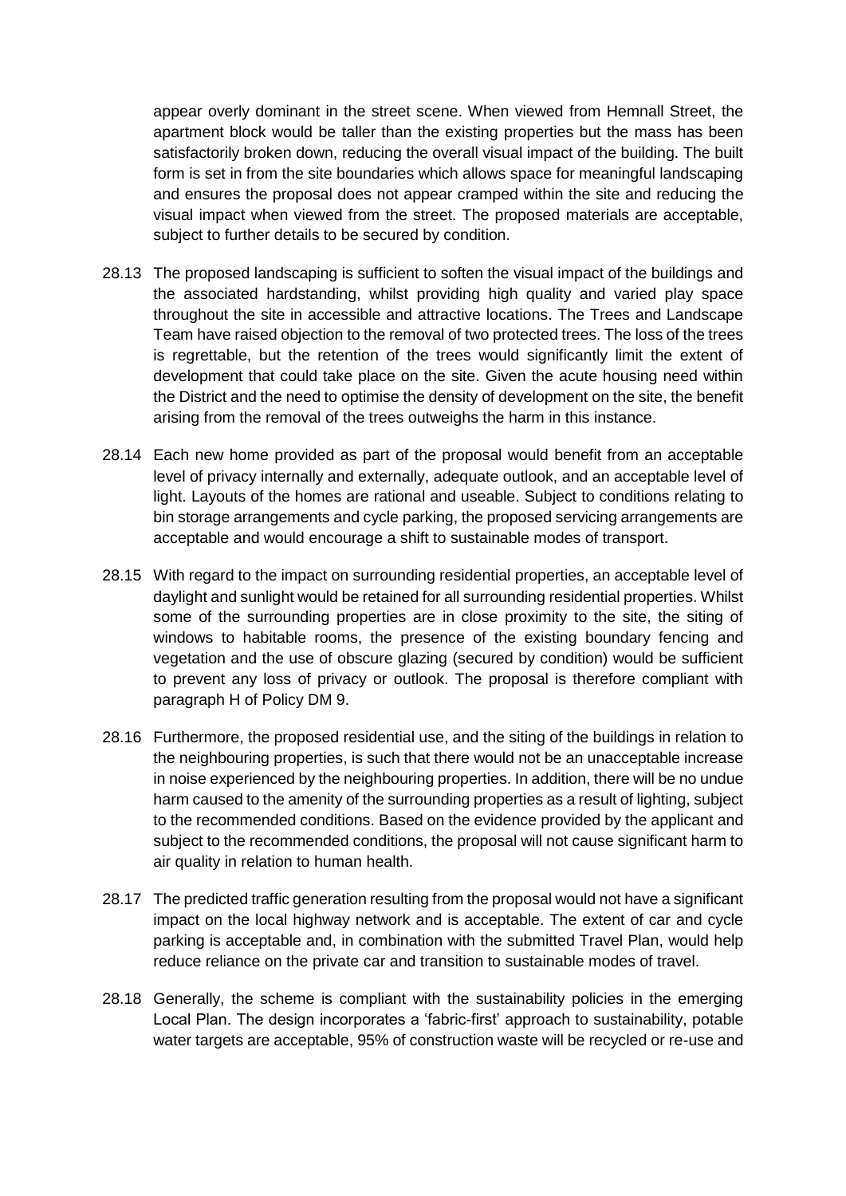appear overly dominant in the street scene. When viewed from Hemnall Street, the apartment block would be taller than the existing properties but the mass has been satisfactorily broken down, reducing the overall visual impact of the building. The built form is set in from the site boundaries which allows space for meaningful landscaping and ensures the proposal does not appear cramped within the site and reducing the visual impact when viewed from the street. The proposed materials are acceptable, subject to further details to be secured by condition.

28.13 The proposed landscaping is sufficient to soften the visual impact of the buildings and the associated hardstanding, whilst providing high quality and varied play space throughout the site in accessible and attractive locations. The Trees and Landscape Team have raised objection to the removal of two protected trees. The loss of the trees is regrettable, but the retention of the trees would significantly limit the extent of development that could take place on the site. Given the acute housing need within the District and the need to optimise the density of development on the site, the benefit arising from the removal of the trees outweighs the harm in this instance.

28.14 Each new home provided as part of the proposal would benefit from an acceptable level of privacy internally and externally, adequate outlook, and an acceptable level of light. Layouts of the homes are rational and useable. Subject to conditions relating to bin storage arrangements and cycle parking, the proposed servicing arrangements are acceptable and would encourage a shift to sustainable modes of transport.

28.15 With regard to the impact on surrounding residential properties, an acceptable level of daylight and sunlight would be retained for all surrounding residential properties. Whilst some of the surrounding properties are in close proximity to the site, the siting of windows to habitable rooms, the presence of the existing boundary fencing and vegetation and the use of obscure glazing (secured by condition) would be sufficient to prevent any loss of privacy or outlook. The proposal is therefore compliant with paragraph H of Policy DM 9.

28.16 Furthermore, the proposed residential use, and the siting of the buildings in relation to the neighbouring properties, is such that there would not be an unacceptable increase in noise experienced by the neighbouring properties. In addition, there will be no undue harm caused to the amenity of the surrounding properties as a result of lighting, subject to the recommended conditions. Based on the evidence provided by the applicant and subject to the recommended conditions, the proposal will not cause significant harm to air quality in relation to human health.

28.17 The predicted traffic generation resulting from the proposal would not have a significant impact on the local highway network and is acceptable. The extent of car and cycle parking is acceptable and, in combination with the submitted Travel Plan, would help reduce reliance on the private car and transition to sustainable modes of travel.

28.18 Generally, the scheme is compliant with the sustainability policies in the emerging Local Plan. The design incorporates a 'fabric-first' approach to sustainability, potable water targets are acceptable, 95% of construction waste will be recycled or re-use and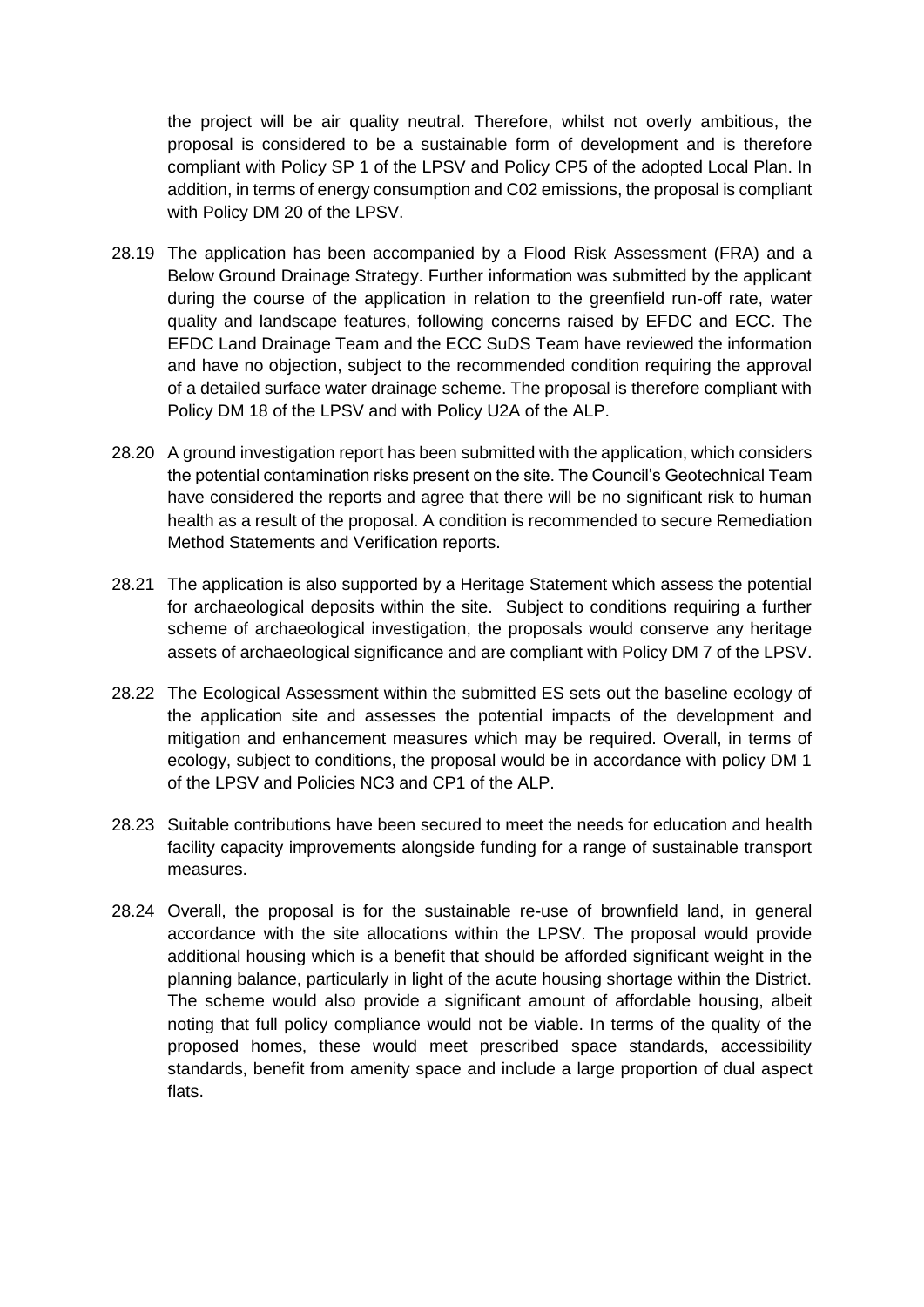the project will be air quality neutral. Therefore, whilst not overly ambitious, the proposal is considered to be a sustainable form of development and is therefore compliant with Policy SP 1 of the LPSV and Policy CP5 of the adopted Local Plan. In addition, in terms of energy consumption and C02 emissions, the proposal is compliant with Policy DM 20 of the LPSV.

28.19 The application has been accompanied by a Flood Risk Assessment (FRA) and a Below Ground Drainage Strategy. Further information was submitted by the applicant during the course of the application in relation to the greenfield run-off rate, water quality and landscape features, following concerns raised by EFDC and ECC. The EFDC Land Drainage Team and the ECC SuDS Team have reviewed the information and have no objection, subject to the recommended condition requiring the approval of a detailed surface water drainage scheme. The proposal is therefore compliant with Policy DM 18 of the LPSV and with Policy U2A of the ALP.

28.20 A ground investigation report has been submitted with the application, which considers the potential contamination risks present on the site. The Council's Geotechnical Team have considered the reports and agree that there will be no significant risk to human health as a result of the proposal. A condition is recommended to secure Remediation Method Statements and Verification reports.

28.21 The application is also supported by a Heritage Statement which assess the potential for archaeological deposits within the site. Subject to conditions requiring a further scheme of archaeological investigation, the proposals would conserve any heritage assets of archaeological significance and are compliant with Policy DM 7 of the LPSV.

28.22 The Ecological Assessment within the submitted ES sets out the baseline ecology of the application site and assesses the potential impacts of the development and mitigation and enhancement measures which may be required. Overall, in terms of ecology, subject to conditions, the proposal would be in accordance with policy DM 1 of the LPSV and Policies NC3 and CP1 of the ALP.

28.23 Suitable contributions have been secured to meet the needs for education and health facility capacity improvements alongside funding for a range of sustainable transport measures.

28.24 Overall, the proposal is for the sustainable re-use of brownfield land, in general accordance with the site allocations within the LPSV. The proposal would provide additional housing which is a benefit that should be afforded significant weight in the planning balance, particularly in light of the acute housing shortage within the District. The scheme would also provide a significant amount of affordable housing, albeit noting that full policy compliance would not be viable. In terms of the quality of the proposed homes, these would meet prescribed space standards, accessibility standards, benefit from amenity space and include a large proportion of dual aspect flats.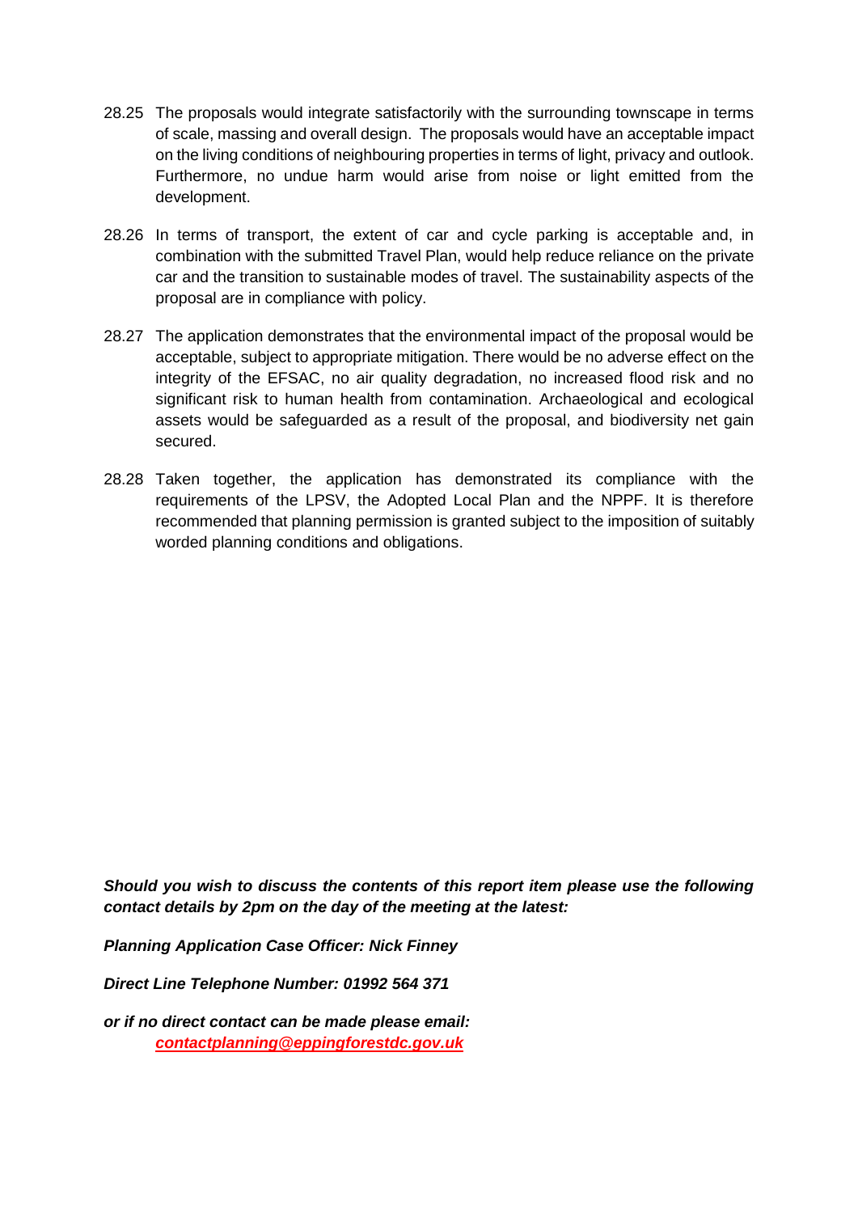28.25 The proposals would integrate satisfactorily with the surrounding townscape in terms of scale, massing and overall design. The proposals would have an acceptable impact on the living conditions of neighbouring properties in terms of light, privacy and outlook. Furthermore, no undue harm would arise from noise or light emitted from the development.

28.26 In terms of transport, the extent of car and cycle parking is acceptable and, in combination with the submitted Travel Plan, would help reduce reliance on the private car and the transition to sustainable modes of travel. The sustainability aspects of the proposal are in compliance with policy.

28.27 The application demonstrates that the environmental impact of the proposal would be acceptable, subject to appropriate mitigation. There would be no adverse effect on the integrity of the EFSAC, no air quality degradation, no increased flood risk and no significant risk to human health from contamination. Archaeological and ecological assets would be safeguarded as a result of the proposal, and biodiversity net gain secured.

28.28 Taken together, the application has demonstrated its compliance with the requirements of the LPSV, the Adopted Local Plan and the NPPF. It is therefore recommended that planning permission is granted subject to the imposition of suitably worded planning conditions and obligations.

***Should you wish to discuss the contents of this report item please use the following contact details by 2pm on the day of the meeting at the latest:***

***Planning Application Case Officer: Nick Finney***

***Direct Line Telephone Number: 01992 564 371***

***or if no direct contact can be made please email:***
***contactplanning@eppingforestdc.gov.uk***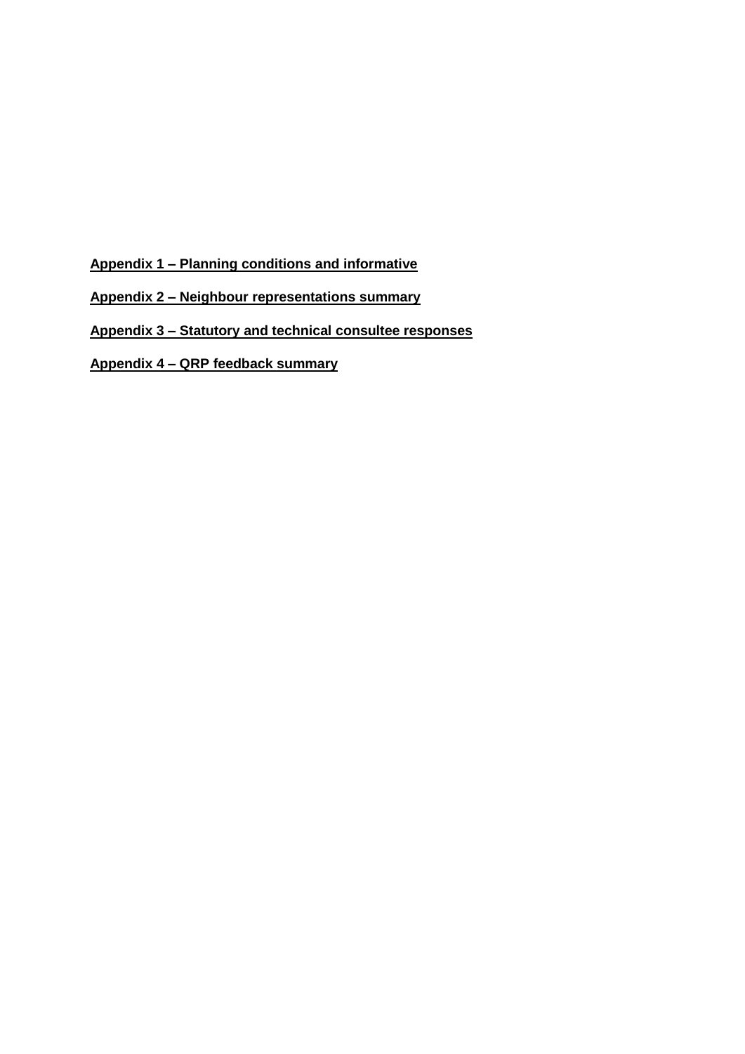**Appendix 1 – Planning conditions and informative**

**Appendix 2 – Neighbour representations summary**

**Appendix 3 – Statutory and technical consultee responses**

**Appendix 4 – QRP feedback summary**